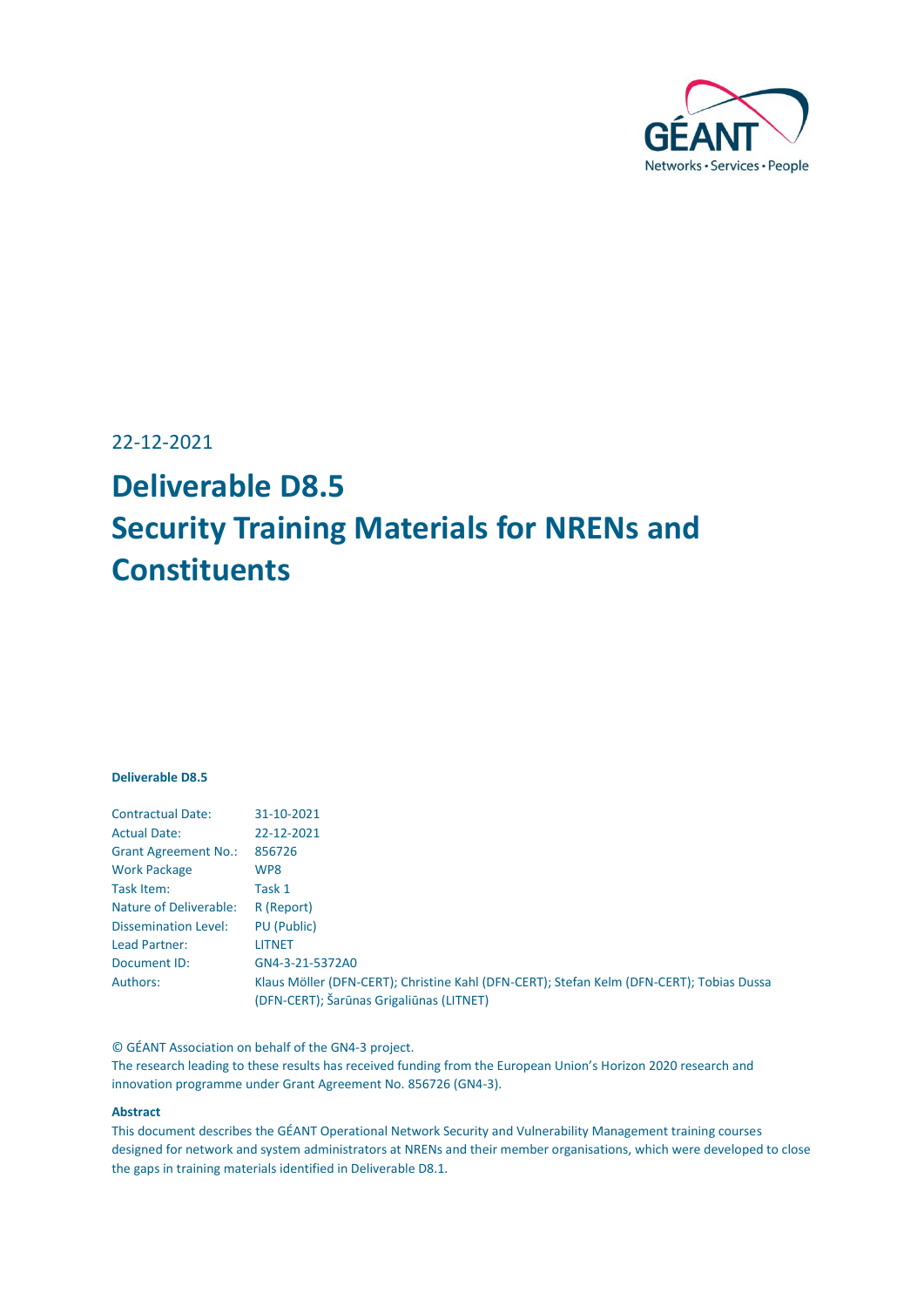GÉANT
Networks • Services • People

22-12-2021

# Deliverable D8.5
# Security Training Materials for NRENs and Constituents

**Deliverable D8.5**

| | |
|---|---|
| Contractual Date: | 31-10-2021 |
| Actual Date: | 22-12-2021 |
| Grant Agreement No.: | 856726 |
| Work Package | WP8 |
| Task Item: | Task 1 |
| Nature of Deliverable: | R (Report) |
| Dissemination Level: | PU (Public) |
| Lead Partner: | LITNET |
| Document ID: | GN4-3-21-5372A0 |
| Authors: | Klaus Möller (DFN-CERT); Christine Kahl (DFN-CERT); Stefan Kelm (DFN-CERT); Tobias Dussa (DFN-CERT); Šarūnas Grigaliūnas (LITNET) |

© GÉANT Association on behalf of the GN4-3 project.
The research leading to these results has received funding from the European Union's Horizon 2020 research and innovation programme under Grant Agreement No. 856726 (GN4-3).

**Abstract**

This document describes the GÉANT Operational Network Security and Vulnerability Management training courses designed for network and system administrators at NRENs and their member organisations, which were developed to close the gaps in training materials identified in Deliverable D8.1.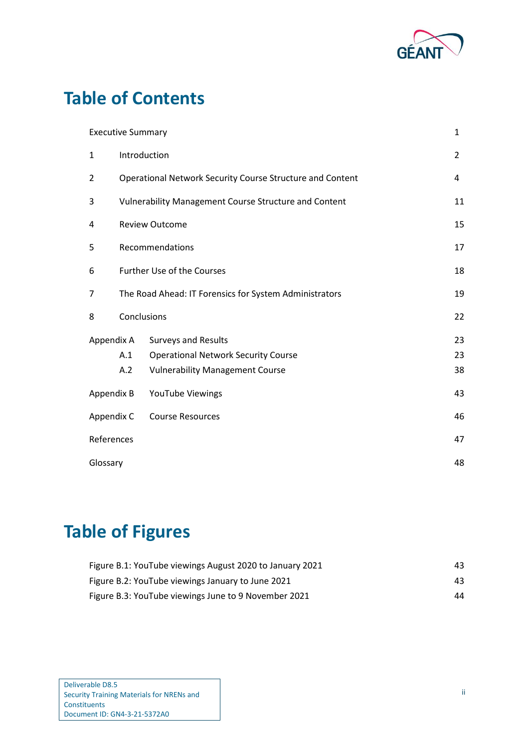# Table of Contents

| | | |
|---|---|---|
| Executive Summary | | 1 |
| 1 | Introduction | 2 |
| 2 | Operational Network Security Course Structure and Content | 4 |
| 3 | Vulnerability Management Course Structure and Content | 11 |
| 4 | Review Outcome | 15 |
| 5 | Recommendations | 17 |
| 6 | Further Use of the Courses | 18 |
| 7 | The Road Ahead: IT Forensics for System Administrators | 19 |
| 8 | Conclusions | 22 |
| Appendix A | Surveys and Results | 23 |
| A.1 | Operational Network Security Course | 23 |
| A.2 | Vulnerability Management Course | 38 |
| Appendix B | YouTube Viewings | 43 |
| Appendix C | Course Resources | 46 |
| References | | 47 |
| Glossary | | 48 |

# Table of Figures

| | |
|---|---|
| Figure B.1: YouTube viewings August 2020 to January 2021 | 43 |
| Figure B.2: YouTube viewings January to June 2021 | 43 |
| Figure B.3: YouTube viewings June to 9 November 2021 | 44 |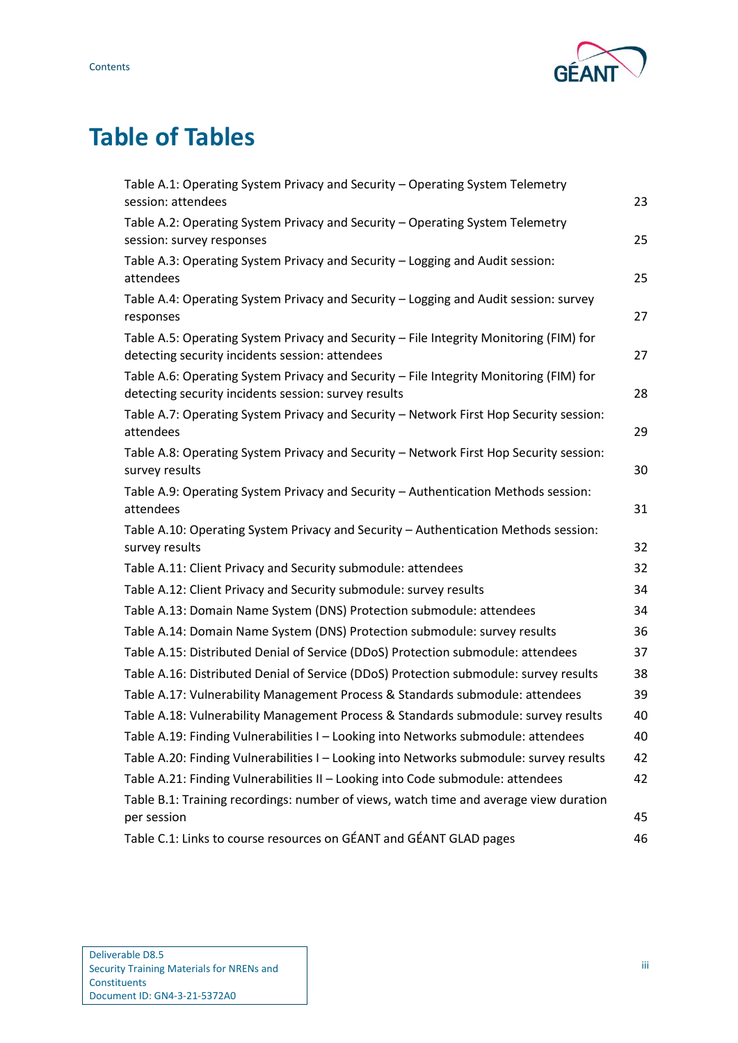# Table of Tables

Table A.1: Operating System Privacy and Security – Operating System Telemetry session: attendees 23

Table A.2: Operating System Privacy and Security – Operating System Telemetry session: survey responses 25

Table A.3: Operating System Privacy and Security – Logging and Audit session: attendees 25

Table A.4: Operating System Privacy and Security – Logging and Audit session: survey responses 27

Table A.5: Operating System Privacy and Security – File Integrity Monitoring (FIM) for detecting security incidents session: attendees 27

Table A.6: Operating System Privacy and Security – File Integrity Monitoring (FIM) for detecting security incidents session: survey results 28

Table A.7: Operating System Privacy and Security – Network First Hop Security session: attendees 29

Table A.8: Operating System Privacy and Security – Network First Hop Security session: survey results 30

Table A.9: Operating System Privacy and Security – Authentication Methods session: attendees 31

Table A.10: Operating System Privacy and Security – Authentication Methods session: survey results 32

Table A.11: Client Privacy and Security submodule: attendees 32

Table A.12: Client Privacy and Security submodule: survey results 34

Table A.13: Domain Name System (DNS) Protection submodule: attendees 34

Table A.14: Domain Name System (DNS) Protection submodule: survey results 36

Table A.15: Distributed Denial of Service (DDoS) Protection submodule: attendees 37

Table A.16: Distributed Denial of Service (DDoS) Protection submodule: survey results 38

Table A.17: Vulnerability Management Process & Standards submodule: attendees 39

Table A.18: Vulnerability Management Process & Standards submodule: survey results 40

Table A.19: Finding Vulnerabilities I – Looking into Networks submodule: attendees 40

Table A.20: Finding Vulnerabilities I – Looking into Networks submodule: survey results 42

Table A.21: Finding Vulnerabilities II – Looking into Code submodule: attendees 42

Table B.1: Training recordings: number of views, watch time and average view duration per session 45

Table C.1: Links to course resources on GÉANT and GÉANT GLAD pages 46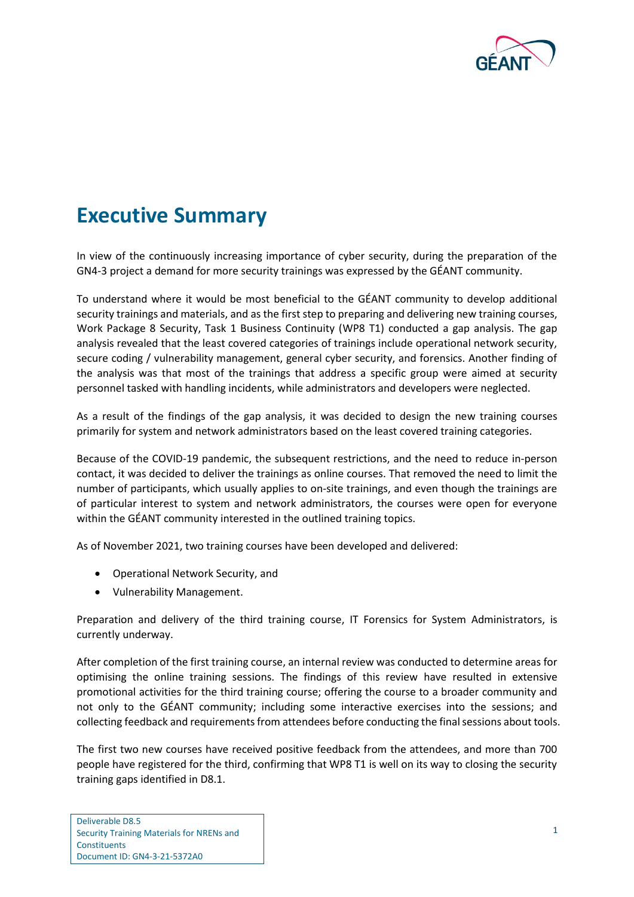# Executive Summary

In view of the continuously increasing importance of cyber security, during the preparation of the GN4-3 project a demand for more security trainings was expressed by the GÉANT community.

To understand where it would be most beneficial to the GÉANT community to develop additional security trainings and materials, and as the first step to preparing and delivering new training courses, Work Package 8 Security, Task 1 Business Continuity (WP8 T1) conducted a gap analysis. The gap analysis revealed that the least covered categories of trainings include operational network security, secure coding / vulnerability management, general cyber security, and forensics. Another finding of the analysis was that most of the trainings that address a specific group were aimed at security personnel tasked with handling incidents, while administrators and developers were neglected.

As a result of the findings of the gap analysis, it was decided to design the new training courses primarily for system and network administrators based on the least covered training categories.

Because of the COVID-19 pandemic, the subsequent restrictions, and the need to reduce in-person contact, it was decided to deliver the trainings as online courses. That removed the need to limit the number of participants, which usually applies to on-site trainings, and even though the trainings are of particular interest to system and network administrators, the courses were open for everyone within the GÉANT community interested in the outlined training topics.

As of November 2021, two training courses have been developed and delivered:

- Operational Network Security, and
- Vulnerability Management.

Preparation and delivery of the third training course, IT Forensics for System Administrators, is currently underway.

After completion of the first training course, an internal review was conducted to determine areas for optimising the online training sessions. The findings of this review have resulted in extensive promotional activities for the third training course; offering the course to a broader community and not only to the GÉANT community; including some interactive exercises into the sessions; and collecting feedback and requirements from attendees before conducting the final sessions about tools.

The first two new courses have received positive feedback from the attendees, and more than 700 people have registered for the third, confirming that WP8 T1 is well on its way to closing the security training gaps identified in D8.1.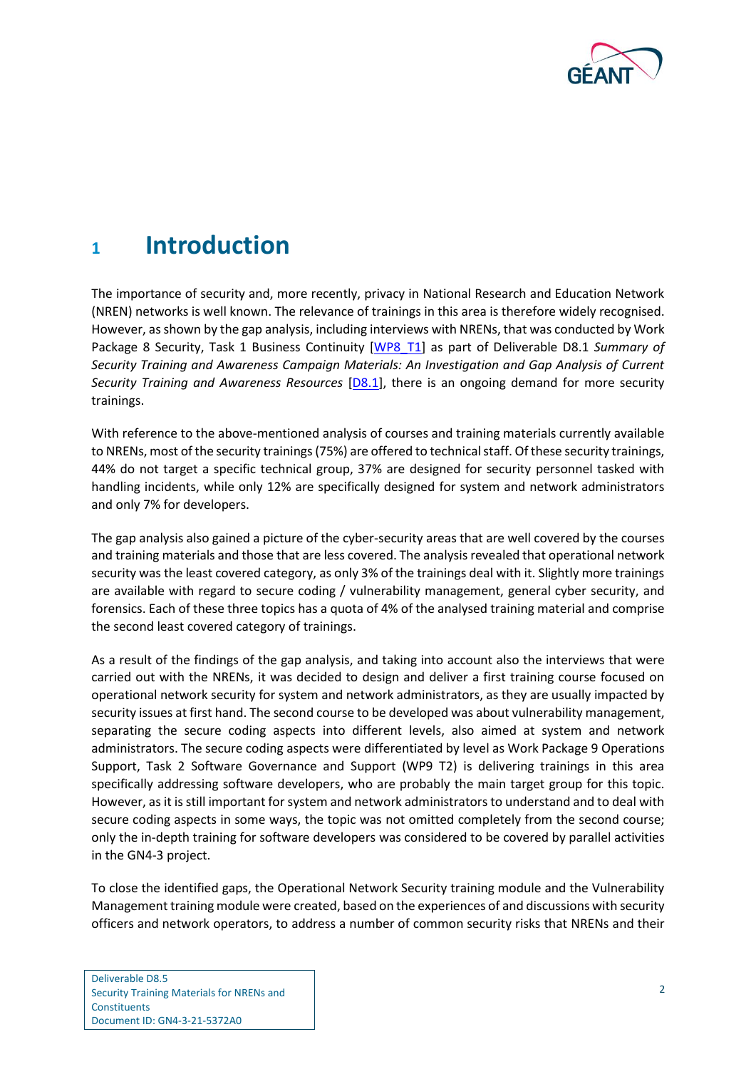# 1 Introduction

The importance of security and, more recently, privacy in National Research and Education Network (NREN) networks is well known. The relevance of trainings in this area is therefore widely recognised. However, as shown by the gap analysis, including interviews with NRENs, that was conducted by Work Package 8 Security, Task 1 Business Continuity [WP8_T1] as part of Deliverable D8.1 *Summary of Security Training and Awareness Campaign Materials: An Investigation and Gap Analysis of Current Security Training and Awareness Resources* [D8.1], there is an ongoing demand for more security trainings.

With reference to the above-mentioned analysis of courses and training materials currently available to NRENs, most of the security trainings (75%) are offered to technical staff. Of these security trainings, 44% do not target a specific technical group, 37% are designed for security personnel tasked with handling incidents, while only 12% are specifically designed for system and network administrators and only 7% for developers.

The gap analysis also gained a picture of the cyber-security areas that are well covered by the courses and training materials and those that are less covered. The analysis revealed that operational network security was the least covered category, as only 3% of the trainings deal with it. Slightly more trainings are available with regard to secure coding / vulnerability management, general cyber security, and forensics. Each of these three topics has a quota of 4% of the analysed training material and comprise the second least covered category of trainings.

As a result of the findings of the gap analysis, and taking into account also the interviews that were carried out with the NRENs, it was decided to design and deliver a first training course focused on operational network security for system and network administrators, as they are usually impacted by security issues at first hand. The second course to be developed was about vulnerability management, separating the secure coding aspects into different levels, also aimed at system and network administrators. The secure coding aspects were differentiated by level as Work Package 9 Operations Support, Task 2 Software Governance and Support (WP9 T2) is delivering trainings in this area specifically addressing software developers, who are probably the main target group for this topic. However, as it is still important for system and network administrators to understand and to deal with secure coding aspects in some ways, the topic was not omitted completely from the second course; only the in-depth training for software developers was considered to be covered by parallel activities in the GN4-3 project.

To close the identified gaps, the Operational Network Security training module and the Vulnerability Management training module were created, based on the experiences of and discussions with security officers and network operators, to address a number of common security risks that NRENs and their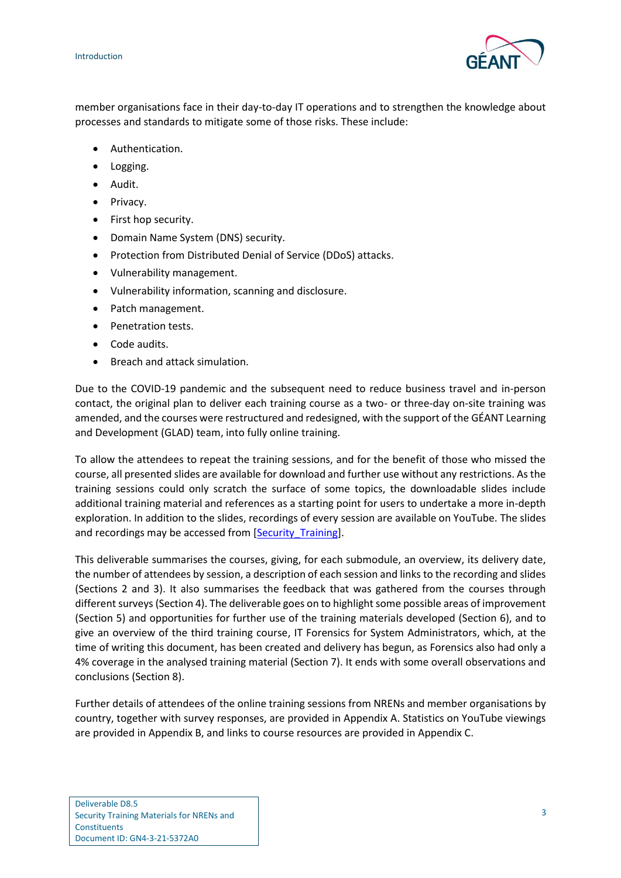member organisations face in their day-to-day IT operations and to strengthen the knowledge about processes and standards to mitigate some of those risks. These include:

- Authentication.
- Logging.
- Audit.
- Privacy.
- First hop security.
- Domain Name System (DNS) security.
- Protection from Distributed Denial of Service (DDoS) attacks.
- Vulnerability management.
- Vulnerability information, scanning and disclosure.
- Patch management.
- Penetration tests.
- Code audits.
- Breach and attack simulation.

Due to the COVID-19 pandemic and the subsequent need to reduce business travel and in-person contact, the original plan to deliver each training course as a two- or three-day on-site training was amended, and the courses were restructured and redesigned, with the support of the GÉANT Learning and Development (GLAD) team, into fully online training.

To allow the attendees to repeat the training sessions, and for the benefit of those who missed the course, all presented slides are available for download and further use without any restrictions. As the training sessions could only scratch the surface of some topics, the downloadable slides include additional training material and references as a starting point for users to undertake a more in-depth exploration. In addition to the slides, recordings of every session are available on YouTube. The slides and recordings may be accessed from [Security_Training].

This deliverable summarises the courses, giving, for each submodule, an overview, its delivery date, the number of attendees by session, a description of each session and links to the recording and slides (Sections 2 and 3). It also summarises the feedback that was gathered from the courses through different surveys (Section 4). The deliverable goes on to highlight some possible areas of improvement (Section 5) and opportunities for further use of the training materials developed (Section 6), and to give an overview of the third training course, IT Forensics for System Administrators, which, at the time of writing this document, has been created and delivery has begun, as Forensics also had only a 4% coverage in the analysed training material (Section 7). It ends with some overall observations and conclusions (Section 8).

Further details of attendees of the online training sessions from NRENs and member organisations by country, together with survey responses, are provided in Appendix A. Statistics on YouTube viewings are provided in Appendix B, and links to course resources are provided in Appendix C.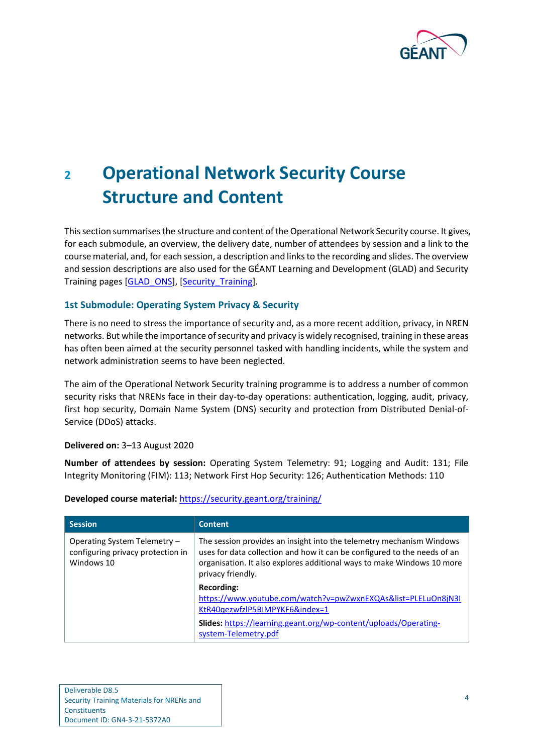# 2 Operational Network Security Course Structure and Content

This section summarises the structure and content of the Operational Network Security course. It gives, for each submodule, an overview, the delivery date, number of attendees by session and a link to the course material, and, for each session, a description and links to the recording and slides. The overview and session descriptions are also used for the GÉANT Learning and Development (GLAD) and Security Training pages [GLAD_ONS], [Security_Training].

### 1st Submodule: Operating System Privacy & Security

There is no need to stress the importance of security and, as a more recent addition, privacy, in NREN networks. But while the importance of security and privacy is widely recognised, training in these areas has often been aimed at the security personnel tasked with handling incidents, while the system and network administration seems to have been neglected.

The aim of the Operational Network Security training programme is to address a number of common security risks that NRENs face in their day-to-day operations: authentication, logging, audit, privacy, first hop security, Domain Name System (DNS) security and protection from Distributed Denial-of-Service (DDoS) attacks.

**Delivered on:** 3–13 August 2020

**Number of attendees by session:** Operating System Telemetry: 91; Logging and Audit: 131; File Integrity Monitoring (FIM): 113; Network First Hop Security: 126; Authentication Methods: 110

**Developed course material:** https://security.geant.org/training/

| Session | Content |
| --- | --- |
| Operating System Telemetry – configuring privacy protection in Windows 10 | The session provides an insight into the telemetry mechanism Windows uses for data collection and how it can be configured to the needs of an organisation. It also explores additional ways to make Windows 10 more privacy friendly.<br><br>**Recording:** https://www.youtube.com/watch?v=pwZwxnEXQAs&list=PLELuOn8jN3IKtR40qezwfzlP5BIMPYKF6&index=1<br><br>**Slides:** https://learning.geant.org/wp-content/uploads/Operating-system-Telemetry.pdf |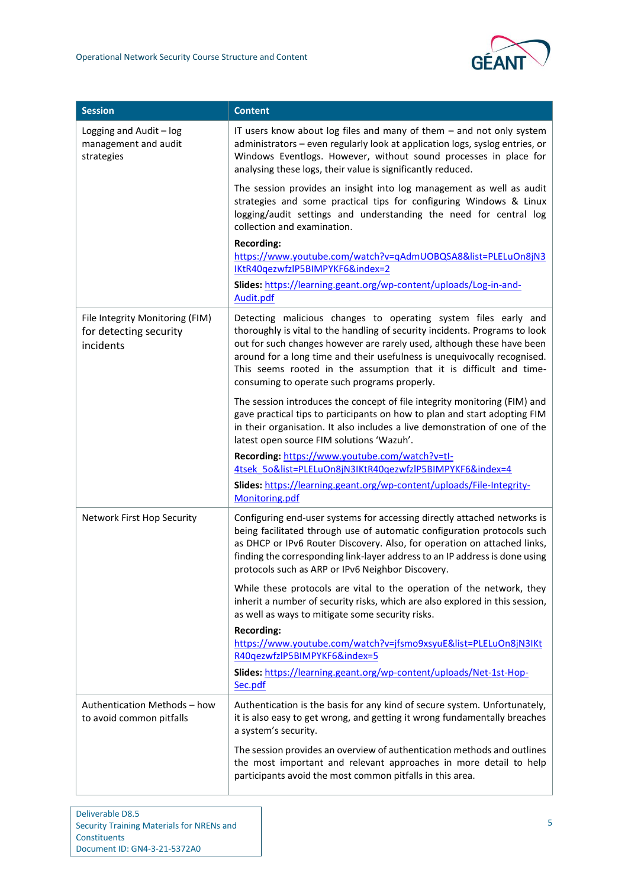| Session | Content |
|---|---|
| Logging and Audit – log management and audit strategies | IT users know about log files and many of them – and not only system administrators – even regularly look at application logs, syslog entries, or Windows Eventlogs. However, without sound processes in place for analysing these logs, their value is significantly reduced.<br><br>The session provides an insight into log management as well as audit strategies and some practical tips for configuring Windows & Linux logging/audit settings and understanding the need for central log collection and examination.<br><br>**Recording:** https://www.youtube.com/watch?v=qAdmUOBQSA8&list=PLELuOn8jN3IKtR40qezwfzlP5BIMPYKF6&index=2<br><br>**Slides:** https://learning.geant.org/wp-content/uploads/Log-in-and-Audit.pdf |
| File Integrity Monitoring (FIM) for detecting security incidents | Detecting malicious changes to operating system files early and thoroughly is vital to the handling of security incidents. Programs to look out for such changes however are rarely used, although these have been around for a long time and their usefulness is unequivocally recognised. This seems rooted in the assumption that it is difficult and time-consuming to operate such programs properly.<br><br>The session introduces the concept of file integrity monitoring (FIM) and gave practical tips to participants on how to plan and start adopting FIM in their organisation. It also includes a live demonstration of one of the latest open source FIM solutions 'Wazuh'.<br><br>**Recording:** https://www.youtube.com/watch?v=tI-4tsek_5o&list=PLELuOn8jN3IKtR40qezwfzlP5BIMPYKF6&index=4<br><br>**Slides:** https://learning.geant.org/wp-content/uploads/File-Integrity-Monitoring.pdf |
| Network First Hop Security | Configuring end-user systems for accessing directly attached networks is being facilitated through use of automatic configuration protocols such as DHCP or IPv6 Router Discovery. Also, for operation on attached links, finding the corresponding link-layer address to an IP address is done using protocols such as ARP or IPv6 Neighbor Discovery.<br><br>While these protocols are vital to the operation of the network, they inherit a number of security risks, which are also explored in this session, as well as ways to mitigate some security risks.<br><br>**Recording:** https://www.youtube.com/watch?v=jfsmo9xsyuE&list=PLELuOn8jN3IKtR40qezwfzlP5BIMPYKF6&index=5<br><br>**Slides:** https://learning.geant.org/wp-content/uploads/Net-1st-Hop-Sec.pdf |
| Authentication Methods – how to avoid common pitfalls | Authentication is the basis for any kind of secure system. Unfortunately, it is also easy to get wrong, and getting it wrong fundamentally breaches a system's security.<br><br>The session provides an overview of authentication methods and outlines the most important and relevant approaches in more detail to help participants avoid the most common pitfalls in this area. |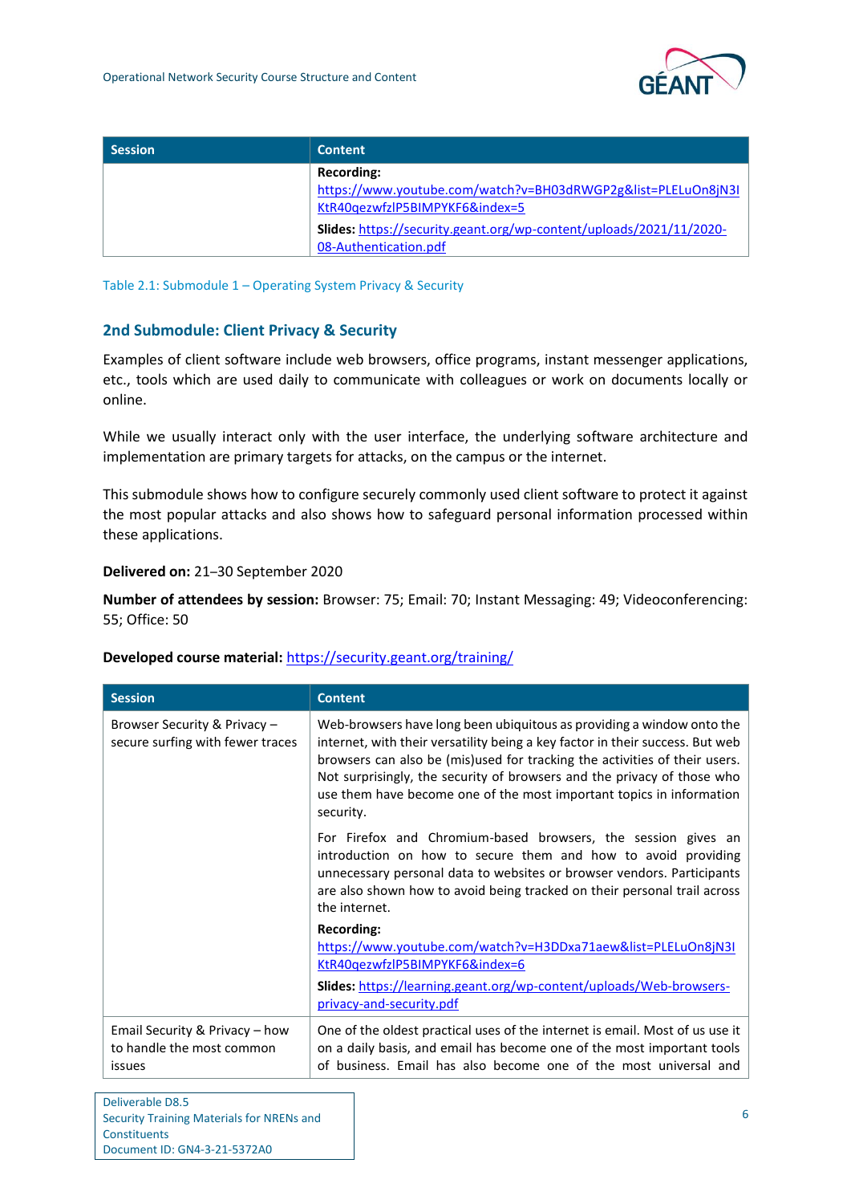| Session | Content |
| --- | --- |
| | **Recording:** https://www.youtube.com/watch?v=BH03dRWGP2g&list=PLELuOn8jN3IKtR40qezwfzlP5BIMPYKF6&index=5<br><br>**Slides:** https://security.geant.org/wp-content/uploads/2021/11/2020-08-Authentication.pdf |

Table 2.1: Submodule 1 – Operating System Privacy & Security

## 2nd Submodule: Client Privacy & Security

Examples of client software include web browsers, office programs, instant messenger applications, etc., tools which are used daily to communicate with colleagues or work on documents locally or online.

While we usually interact only with the user interface, the underlying software architecture and implementation are primary targets for attacks, on the campus or the internet.

This submodule shows how to configure securely commonly used client software to protect it against the most popular attacks and also shows how to safeguard personal information processed within these applications.

**Delivered on:** 21–30 September 2020

**Number of attendees by session:** Browser: 75; Email: 70; Instant Messaging: 49; Videoconferencing: 55; Office: 50

**Developed course material:** https://security.geant.org/training/

| Session | Content |
| --- | --- |
| Browser Security & Privacy – secure surfing with fewer traces | Web-browsers have long been ubiquitous as providing a window onto the internet, with their versatility being a key factor in their success. But web browsers can also be (mis)used for tracking the activities of their users. Not surprisingly, the security of browsers and the privacy of those who use them have become one of the most important topics in information security.<br><br>For Firefox and Chromium-based browsers, the session gives an introduction on how to secure them and how to avoid providing unnecessary personal data to websites or browser vendors. Participants are also shown how to avoid being tracked on their personal trail across the internet.<br><br>**Recording:** https://www.youtube.com/watch?v=H3DDxa71aew&list=PLELuOn8jN3IKtR40qezwfzlP5BIMPYKF6&index=6<br><br>**Slides:** https://learning.geant.org/wp-content/uploads/Web-browsers-privacy-and-security.pdf |
| Email Security & Privacy – how to handle the most common issues | One of the oldest practical uses of the internet is email. Most of us use it on a daily basis, and email has become one of the most important tools of business. Email has also become one of the most universal and |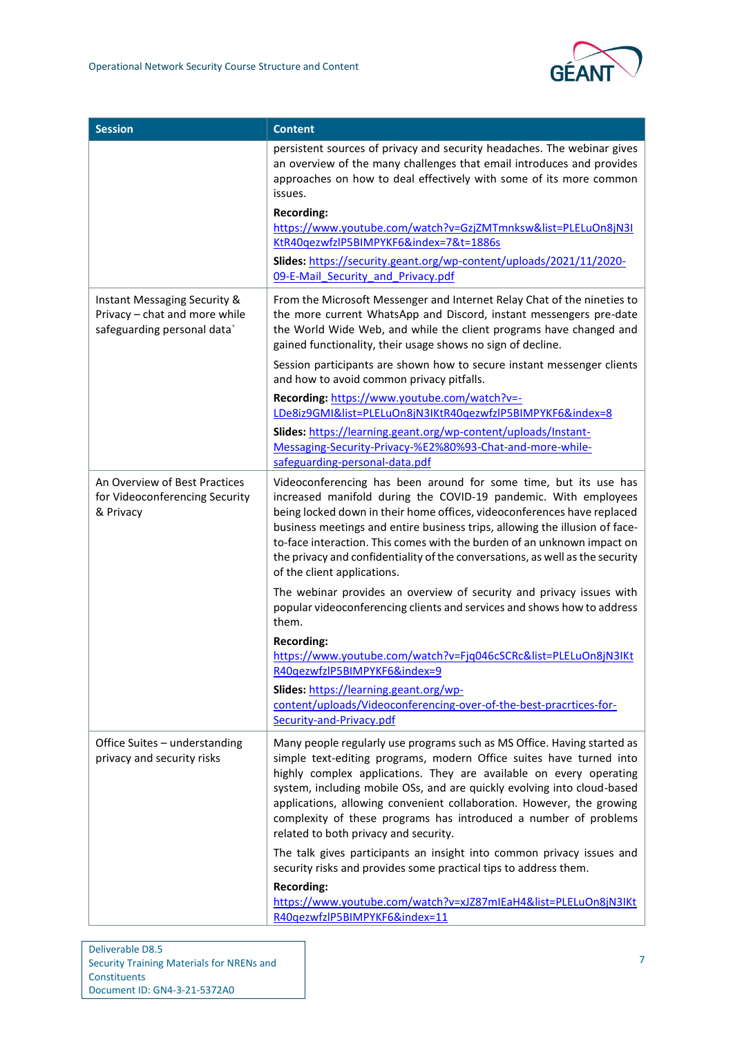| Session | Content |
|---|---|
| | persistent sources of privacy and security headaches. The webinar gives an overview of the many challenges that email introduces and provides approaches on how to deal effectively with some of its more common issues.<br><br>**Recording:** https://www.youtube.com/watch?v=GzjZMTmnksw&list=PLELuOn8jN3IKtR40qezwfzlP5BIMPYKF6&index=7&t=1886s<br><br>**Slides:** https://security.geant.org/wp-content/uploads/2021/11/2020-09-E-Mail_Security_and_Privacy.pdf |
| Instant Messaging Security & Privacy – chat and more while safeguarding personal data` | From the Microsoft Messenger and Internet Relay Chat of the nineties to the more current WhatsApp and Discord, instant messengers pre-date the World Wide Web, and while the client programs have changed and gained functionality, their usage shows no sign of decline.<br><br>Session participants are shown how to secure instant messenger clients and how to avoid common privacy pitfalls.<br><br>**Recording:** https://www.youtube.com/watch?v=-LDe8iz9GMI&list=PLELuOn8jN3IKtR40qezwfzlP5BIMPYKF6&index=8<br><br>**Slides:** https://learning.geant.org/wp-content/uploads/Instant-Messaging-Security-Privacy-%E2%80%93-Chat-and-more-while-safeguarding-personal-data.pdf |
| An Overview of Best Practices for Videoconferencing Security & Privacy | Videoconferencing has been around for some time, but its use has increased manifold during the COVID-19 pandemic. With employees being locked down in their home offices, videoconferences have replaced business meetings and entire business trips, allowing the illusion of face-to-face interaction. This comes with the burden of an unknown impact on the privacy and confidentiality of the conversations, as well as the security of the client applications.<br><br>The webinar provides an overview of security and privacy issues with popular videoconferencing clients and services and shows how to address them.<br><br>**Recording:** https://www.youtube.com/watch?v=Fjq046cSCRc&list=PLELuOn8jN3IKtR40qezwfzlP5BIMPYKF6&index=9<br><br>**Slides:** https://learning.geant.org/wp-content/uploads/Videoconferencing-over-of-the-best-pracrtices-for-Security-and-Privacy.pdf |
| Office Suites – understanding privacy and security risks | Many people regularly use programs such as MS Office. Having started as simple text-editing programs, modern Office suites have turned into highly complex applications. They are available on every operating system, including mobile OSs, and are quickly evolving into cloud-based applications, allowing convenient collaboration. However, the growing complexity of these programs has introduced a number of problems related to both privacy and security.<br><br>The talk gives participants an insight into common privacy issues and security risks and provides some practical tips to address them.<br><br>**Recording:** https://www.youtube.com/watch?v=xJZ87mlEaH4&list=PLELuOn8jN3IKtR40qezwfzlP5BIMPYKF6&index=11 |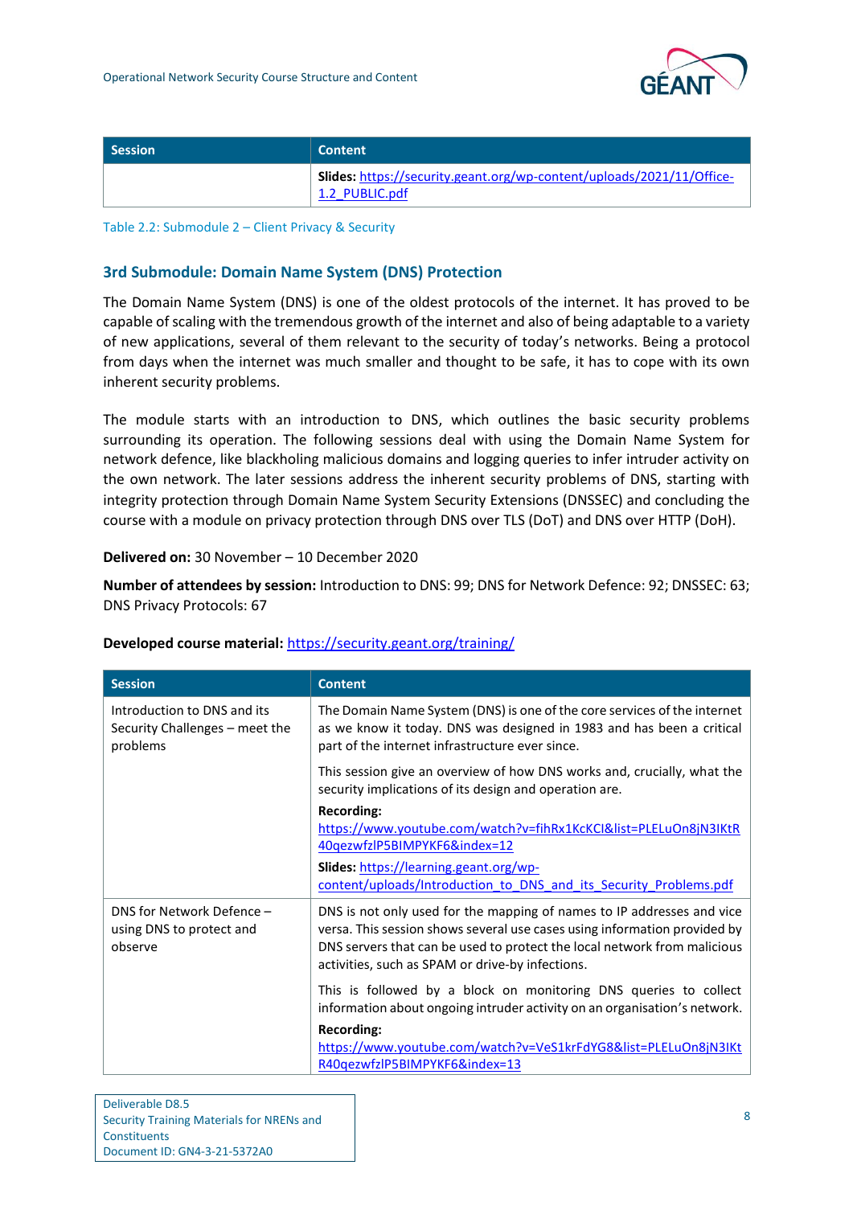| Session | Content |
| --- | --- |
| | **Slides:** https://security.geant.org/wp-content/uploads/2021/11/Office-1.2_PUBLIC.pdf |

Table 2.2: Submodule 2 – Client Privacy & Security

### 3rd Submodule: Domain Name System (DNS) Protection

The Domain Name System (DNS) is one of the oldest protocols of the internet. It has proved to be capable of scaling with the tremendous growth of the internet and also of being adaptable to a variety of new applications, several of them relevant to the security of today's networks. Being a protocol from days when the internet was much smaller and thought to be safe, it has to cope with its own inherent security problems.

The module starts with an introduction to DNS, which outlines the basic security problems surrounding its operation. The following sessions deal with using the Domain Name System for network defence, like blackholing malicious domains and logging queries to infer intruder activity on the own network. The later sessions address the inherent security problems of DNS, starting with integrity protection through Domain Name System Security Extensions (DNSSEC) and concluding the course with a module on privacy protection through DNS over TLS (DoT) and DNS over HTTP (DoH).

**Delivered on:** 30 November – 10 December 2020

**Number of attendees by session:** Introduction to DNS: 99; DNS for Network Defence: 92; DNSSEC: 63; DNS Privacy Protocols: 67

**Developed course material:** https://security.geant.org/training/

| Session | Content |
| --- | --- |
| Introduction to DNS and its Security Challenges – meet the problems | The Domain Name System (DNS) is one of the core services of the internet as we know it today. DNS was designed in 1983 and has been a critical part of the internet infrastructure ever since.<br><br>This session give an overview of how DNS works and, crucially, what the security implications of its design and operation are.<br><br>**Recording:** https://www.youtube.com/watch?v=fihRx1KcKCI&list=PLELuOn8jN3IKtR40qezwfzlP5BIMPYKF6&index=12<br><br>**Slides:** https://learning.geant.org/wp-content/uploads/Introduction_to_DNS_and_its_Security_Problems.pdf |
| DNS for Network Defence – using DNS to protect and observe | DNS is not only used for the mapping of names to IP addresses and vice versa. This session shows several use cases using information provided by DNS servers that can be used to protect the local network from malicious activities, such as SPAM or drive-by infections.<br><br>This is followed by a block on monitoring DNS queries to collect information about ongoing intruder activity on an organisation's network.<br><br>**Recording:** https://www.youtube.com/watch?v=VeS1krFdYG8&list=PLELuOn8jN3IKtR40qezwfzlP5BIMPYKF6&index=13 |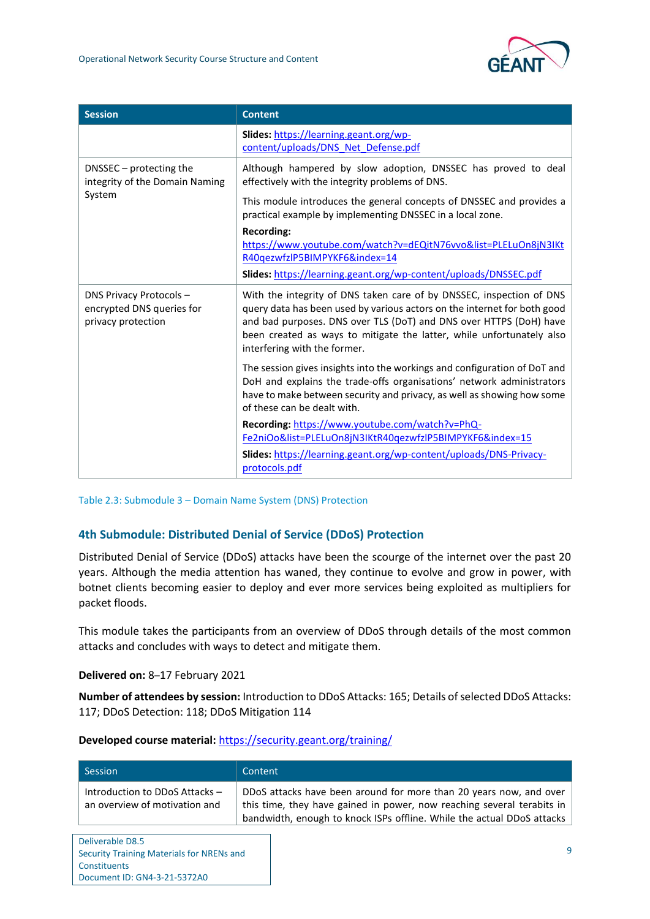| Session | Content |
| --- | --- |
| | **Slides:** https://learning.geant.org/wp-content/uploads/DNS_Net_Defense.pdf |
| DNSSEC – protecting the integrity of the Domain Naming System | Although hampered by slow adoption, DNSSEC has proved to deal effectively with the integrity problems of DNS.<br><br>This module introduces the general concepts of DNSSEC and provides a practical example by implementing DNSSEC in a local zone.<br><br>**Recording:** https://www.youtube.com/watch?v=dEQitN76vvo&list=PLELuOn8jN3IKtR40qezwfzlP5BIMPYKF6&index=14<br><br>**Slides:** https://learning.geant.org/wp-content/uploads/DNSSEC.pdf |
| DNS Privacy Protocols – encrypted DNS queries for privacy protection | With the integrity of DNS taken care of by DNSSEC, inspection of DNS query data has been used by various actors on the internet for both good and bad purposes. DNS over TLS (DoT) and DNS over HTTPS (DoH) have been created as ways to mitigate the latter, while unfortunately also interfering with the former.<br><br>The session gives insights into the workings and configuration of DoT and DoH and explains the trade-offs organisations' network administrators have to make between security and privacy, as well as showing how some of these can be dealt with.<br><br>**Recording:** https://www.youtube.com/watch?v=PhQ-Fe2niOo&list=PLELuOn8jN3IKtR40qezwfzlP5BIMPYKF6&index=15<br><br>**Slides:** https://learning.geant.org/wp-content/uploads/DNS-Privacy-protocols.pdf |

Table 2.3: Submodule 3 – Domain Name System (DNS) Protection

### 4th Submodule: Distributed Denial of Service (DDoS) Protection

Distributed Denial of Service (DDoS) attacks have been the scourge of the internet over the past 20 years. Although the media attention has waned, they continue to evolve and grow in power, with botnet clients becoming easier to deploy and ever more services being exploited as multipliers for packet floods.

This module takes the participants from an overview of DDoS through details of the most common attacks and concludes with ways to detect and mitigate them.

**Delivered on:** 8–17 February 2021

**Number of attendees by session:** Introduction to DDoS Attacks: 165; Details of selected DDoS Attacks: 117; DDoS Detection: 118; DDoS Mitigation 114

**Developed course material:** https://security.geant.org/training/

| Session | Content |
| --- | --- |
| Introduction to DDoS Attacks – an overview of motivation and | DDoS attacks have been around for more than 20 years now, and over this time, they have gained in power, now reaching several terabits in bandwidth, enough to knock ISPs offline. While the actual DDoS attacks |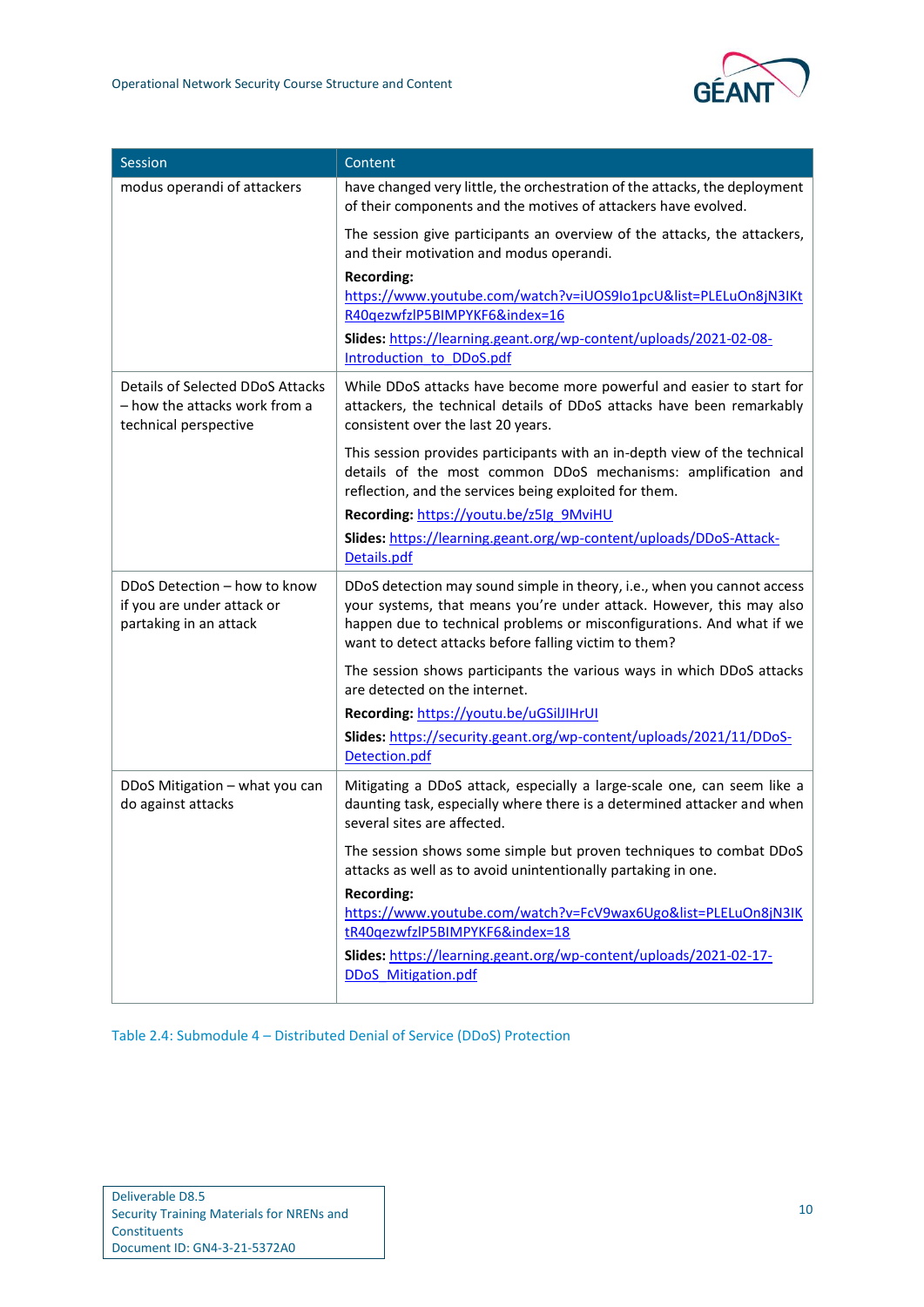| Session | Content |
|---|---|
| modus operandi of attackers | have changed very little, the orchestration of the attacks, the deployment of their components and the motives of attackers have evolved.<br><br>The session give participants an overview of the attacks, the attackers, and their motivation and modus operandi.<br><br>**Recording:** https://www.youtube.com/watch?v=iUOS9Io1pcU&list=PLELuOn8jN3IKtR40qezwfzlP5BIMPYKF6&index=16<br><br>**Slides:** https://learning.geant.org/wp-content/uploads/2021-02-08-Introduction_to_DDoS.pdf |
| Details of Selected DDoS Attacks – how the attacks work from a technical perspective | While DDoS attacks have become more powerful and easier to start for attackers, the technical details of DDoS attacks have been remarkably consistent over the last 20 years.<br><br>This session provides participants with an in-depth view of the technical details of the most common DDoS mechanisms: amplification and reflection, and the services being exploited for them.<br><br>**Recording:** https://youtu.be/z5Ig_9MviHU<br><br>**Slides:** https://learning.geant.org/wp-content/uploads/DDoS-Attack-Details.pdf |
| DDoS Detection – how to know if you are under attack or partaking in an attack | DDoS detection may sound simple in theory, i.e., when you cannot access your systems, that means you're under attack. However, this may also happen due to technical problems or misconfigurations. And what if we want to detect attacks before falling victim to them?<br><br>The session shows participants the various ways in which DDoS attacks are detected on the internet.<br><br>**Recording:** https://youtu.be/uGSilJIHrUI<br><br>**Slides:** https://security.geant.org/wp-content/uploads/2021/11/DDoS-Detection.pdf |
| DDoS Mitigation – what you can do against attacks | Mitigating a DDoS attack, especially a large-scale one, can seem like a daunting task, especially where there is a determined attacker and when several sites are affected.<br><br>The session shows some simple but proven techniques to combat DDoS attacks as well as to avoid unintentionally partaking in one.<br><br>**Recording:** https://www.youtube.com/watch?v=FcV9wax6Ugo&list=PLELuOn8jN3IKtR40qezwfzlP5BIMPYKF6&index=18<br><br>**Slides:** https://learning.geant.org/wp-content/uploads/2021-02-17-DDoS_Mitigation.pdf |

Table 2.4: Submodule 4 – Distributed Denial of Service (DDoS) Protection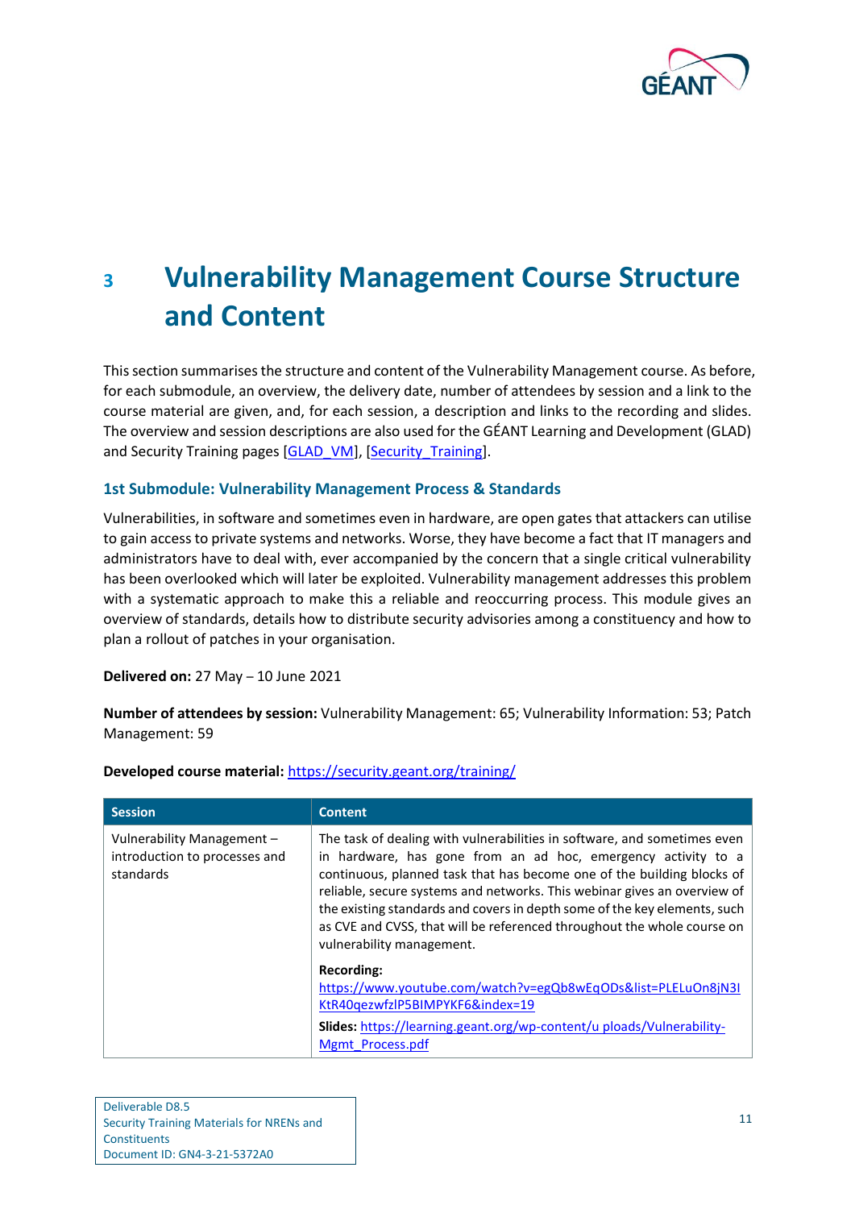# 3 Vulnerability Management Course Structure and Content

This section summarises the structure and content of the Vulnerability Management course. As before, for each submodule, an overview, the delivery date, number of attendees by session and a link to the course material are given, and, for each session, a description and links to the recording and slides. The overview and session descriptions are also used for the GÉANT Learning and Development (GLAD) and Security Training pages [GLAD_VM], [Security_Training].

### 1st Submodule: Vulnerability Management Process & Standards

Vulnerabilities, in software and sometimes even in hardware, are open gates that attackers can utilise to gain access to private systems and networks. Worse, they have become a fact that IT managers and administrators have to deal with, ever accompanied by the concern that a single critical vulnerability has been overlooked which will later be exploited. Vulnerability management addresses this problem with a systematic approach to make this a reliable and reoccurring process. This module gives an overview of standards, details how to distribute security advisories among a constituency and how to plan a rollout of patches in your organisation.

**Delivered on:** 27 May – 10 June 2021

**Number of attendees by session:** Vulnerability Management: 65; Vulnerability Information: 53; Patch Management: 59

**Developed course material:** https://security.geant.org/training/

| Session | Content |
| --- | --- |
| Vulnerability Management – introduction to processes and standards | The task of dealing with vulnerabilities in software, and sometimes even in hardware, has gone from an ad hoc, emergency activity to a continuous, planned task that has become one of the building blocks of reliable, secure systems and networks. This webinar gives an overview of the existing standards and covers in depth some of the key elements, such as CVE and CVSS, that will be referenced throughout the whole course on vulnerability management.<br><br>**Recording:** https://www.youtube.com/watch?v=egQb8wEqODs&list=PLELuOn8jN3IKtR40qezwfzlP5BIMPYKF6&index=19<br><br>**Slides:** https://learning.geant.org/wp-content/u ploads/Vulnerability-Mgmt_Process.pdf |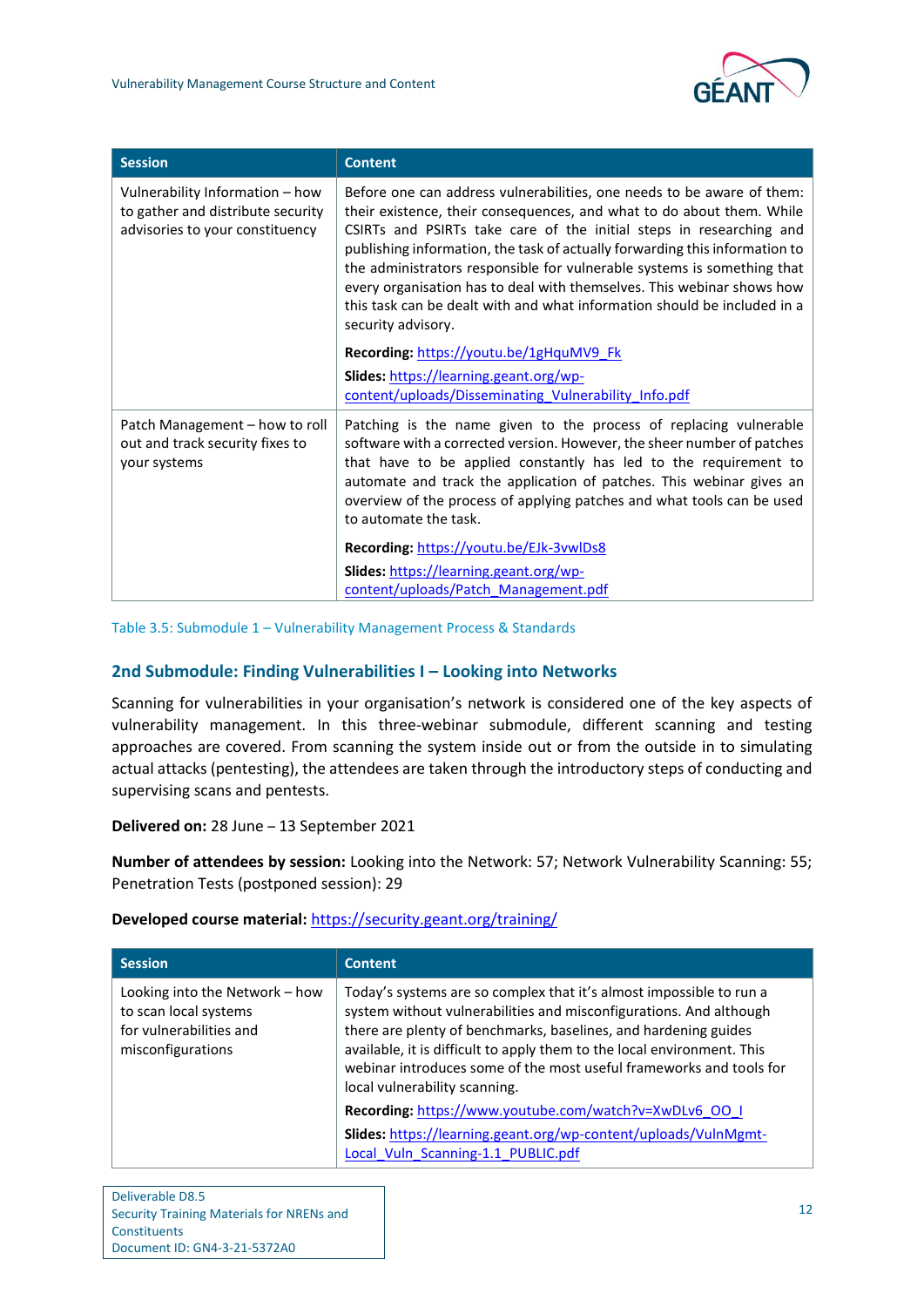| Session | Content |
| --- | --- |
| Vulnerability Information – how to gather and distribute security advisories to your constituency | Before one can address vulnerabilities, one needs to be aware of them: their existence, their consequences, and what to do about them. While CSIRTs and PSIRTs take care of the initial steps in researching and publishing information, the task of actually forwarding this information to the administrators responsible for vulnerable systems is something that every organisation has to deal with themselves. This webinar shows how this task can be dealt with and what information should be included in a security advisory.<br><br>**Recording:** https://youtu.be/1gHquMV9_Fk<br><br>**Slides:** https://learning.geant.org/wp-content/uploads/Disseminating_Vulnerability_Info.pdf |
| Patch Management – how to roll out and track security fixes to your systems | Patching is the name given to the process of replacing vulnerable software with a corrected version. However, the sheer number of patches that have to be applied constantly has led to the requirement to automate and track the application of patches. This webinar gives an overview of the process of applying patches and what tools can be used to automate the task.<br><br>**Recording:** https://youtu.be/EJk-3vwlDs8<br><br>**Slides:** https://learning.geant.org/wp-content/uploads/Patch_Management.pdf |

Table 3.5: Submodule 1 – Vulnerability Management Process & Standards

### 2nd Submodule: Finding Vulnerabilities I – Looking into Networks

Scanning for vulnerabilities in your organisation's network is considered one of the key aspects of vulnerability management. In this three-webinar submodule, different scanning and testing approaches are covered. From scanning the system inside out or from the outside in to simulating actual attacks (pentesting), the attendees are taken through the introductory steps of conducting and supervising scans and pentests.

**Delivered on:** 28 June – 13 September 2021

**Number of attendees by session:** Looking into the Network: 57; Network Vulnerability Scanning: 55; Penetration Tests (postponed session): 29

**Developed course material:** https://security.geant.org/training/

| Session | Content |
| --- | --- |
| Looking into the Network – how to scan local systems for vulnerabilities and misconfigurations | Today's systems are so complex that it's almost impossible to run a system without vulnerabilities and misconfigurations. And although there are plenty of benchmarks, baselines, and hardening guides available, it is difficult to apply them to the local environment. This webinar introduces some of the most useful frameworks and tools for local vulnerability scanning.<br><br>**Recording:** https://www.youtube.com/watch?v=XwDLv6_OO_I<br><br>**Slides:** https://learning.geant.org/wp-content/uploads/VulnMgmt-Local_Vuln_Scanning-1.1_PUBLIC.pdf |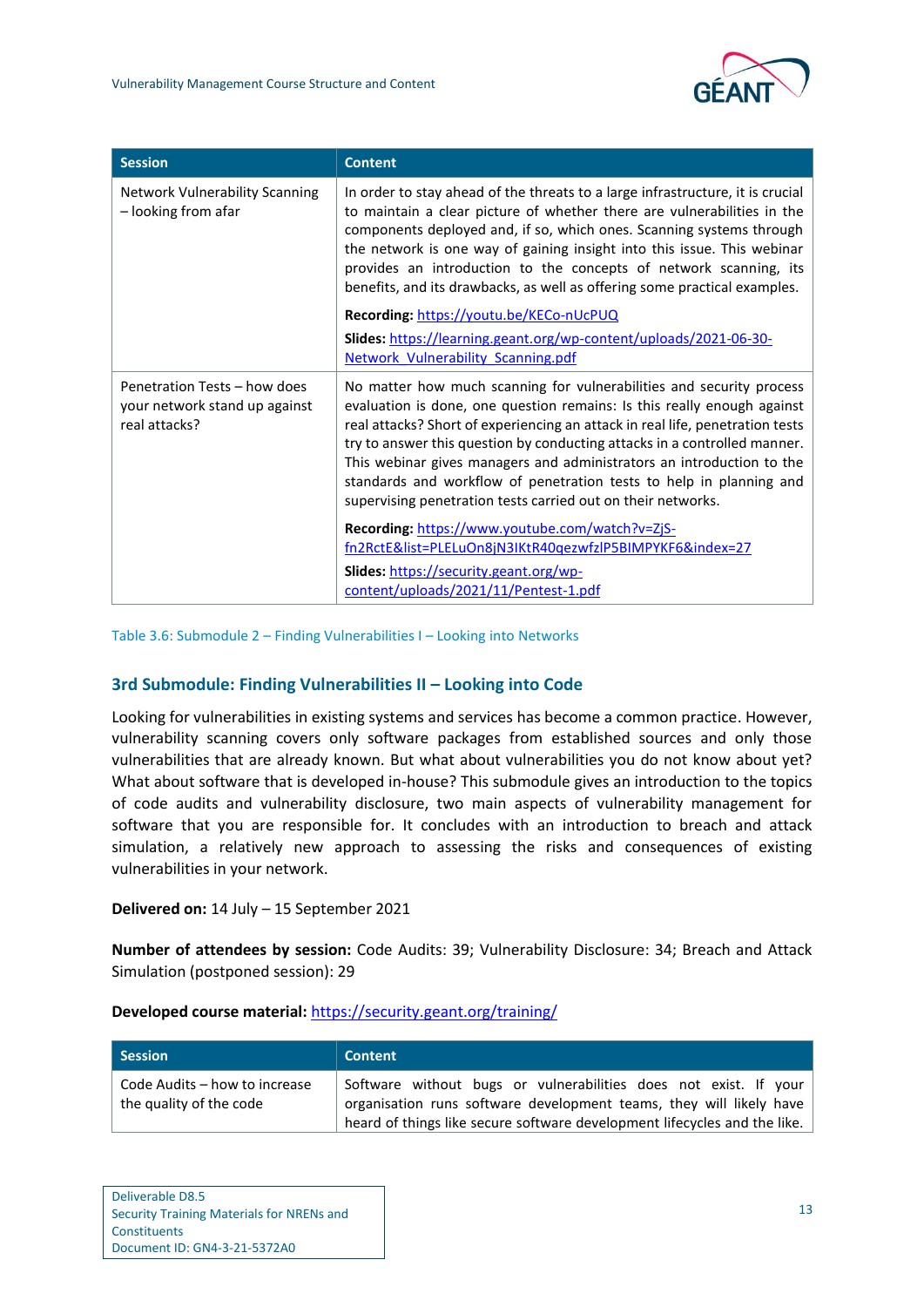| Session | Content |
| --- | --- |
| Network Vulnerability Scanning – looking from afar | In order to stay ahead of the threats to a large infrastructure, it is crucial to maintain a clear picture of whether there are vulnerabilities in the components deployed and, if so, which ones. Scanning systems through the network is one way of gaining insight into this issue. This webinar provides an introduction to the concepts of network scanning, its benefits, and its drawbacks, as well as offering some practical examples.<br><br>**Recording:** https://youtu.be/KECo-nUcPUQ<br>**Slides:** https://learning.geant.org/wp-content/uploads/2021-06-30-Network_Vulnerability_Scanning.pdf |
| Penetration Tests – how does your network stand up against real attacks? | No matter how much scanning for vulnerabilities and security process evaluation is done, one question remains: Is this really enough against real attacks? Short of experiencing an attack in real life, penetration tests try to answer this question by conducting attacks in a controlled manner. This webinar gives managers and administrators an introduction to the standards and workflow of penetration tests to help in planning and supervising penetration tests carried out on their networks.<br><br>**Recording:** https://www.youtube.com/watch?v=ZjS-fn2RctE&list=PLELuOn8jN3IKtR40qezwfzlP5BIMPYKF6&index=27<br>**Slides:** https://security.geant.org/wp-content/uploads/2021/11/Pentest-1.pdf |

Table 3.6: Submodule 2 – Finding Vulnerabilities I – Looking into Networks

### 3rd Submodule: Finding Vulnerabilities II – Looking into Code

Looking for vulnerabilities in existing systems and services has become a common practice. However, vulnerability scanning covers only software packages from established sources and only those vulnerabilities that are already known. But what about vulnerabilities you do not know about yet? What about software that is developed in-house? This submodule gives an introduction to the topics of code audits and vulnerability disclosure, two main aspects of vulnerability management for software that you are responsible for. It concludes with an introduction to breach and attack simulation, a relatively new approach to assessing the risks and consequences of existing vulnerabilities in your network.

**Delivered on:** 14 July – 15 September 2021

**Number of attendees by session:** Code Audits: 39; Vulnerability Disclosure: 34; Breach and Attack Simulation (postponed session): 29

**Developed course material:** https://security.geant.org/training/

| Session | Content |
| --- | --- |
| Code Audits – how to increase the quality of the code | Software without bugs or vulnerabilities does not exist. If your organisation runs software development teams, they will likely have heard of things like secure software development lifecycles and the like. |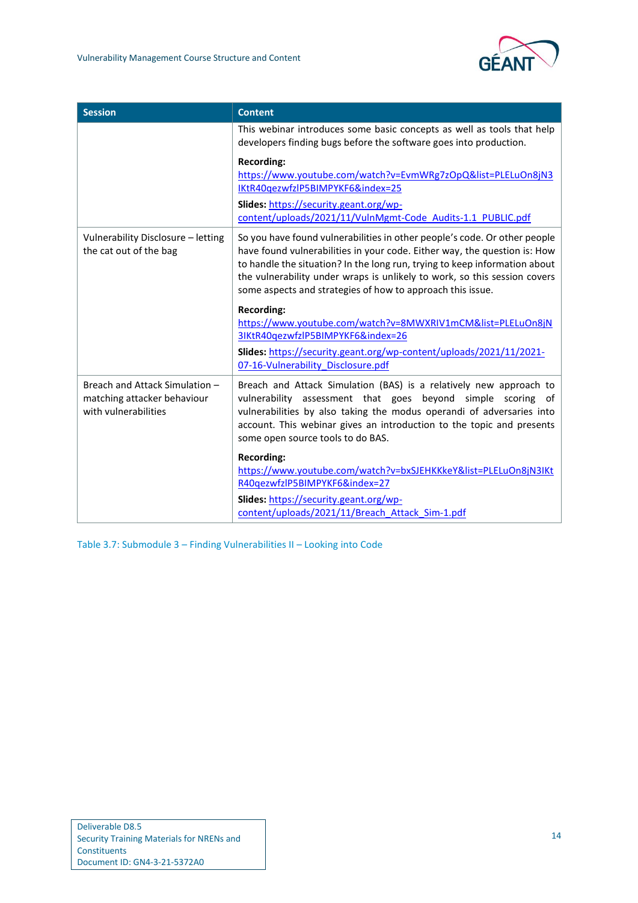| Session | Content |
|---|---|
| | This webinar introduces some basic concepts as well as tools that help developers finding bugs before the software goes into production.<br><br>**Recording:** https://www.youtube.com/watch?v=EvmWRg7zOpQ&list=PLELuOn8jN3IKtR40qezwfzlP5BIMPYKF6&index=25<br><br>**Slides:** https://security.geant.org/wp-content/uploads/2021/11/VulnMgmt-Code_Audits-1.1_PUBLIC.pdf |
| Vulnerability Disclosure – letting the cat out of the bag | So you have found vulnerabilities in other people's code. Or other people have found vulnerabilities in your code. Either way, the question is: How to handle the situation? In the long run, trying to keep information about the vulnerability under wraps is unlikely to work, so this session covers some aspects and strategies of how to approach this issue.<br><br>**Recording:** https://www.youtube.com/watch?v=8MWXRIV1mCM&list=PLELuOn8jN3IKtR40qezwfzlP5BIMPYKF6&index=26<br><br>**Slides:** https://security.geant.org/wp-content/uploads/2021/11/2021-07-16-Vulnerability_Disclosure.pdf |
| Breach and Attack Simulation – matching attacker behaviour with vulnerabilities | Breach and Attack Simulation (BAS) is a relatively new approach to vulnerability assessment that goes beyond simple scoring of vulnerabilities by also taking the modus operandi of adversaries into account. This webinar gives an introduction to the topic and presents some open source tools to do BAS.<br><br>**Recording:** https://www.youtube.com/watch?v=bxSJEHKKkeY&list=PLELuOn8jN3IKtR40qezwfzlP5BIMPYKF6&index=27<br><br>**Slides:** https://security.geant.org/wp-content/uploads/2021/11/Breach_Attack_Sim-1.pdf |

Table 3.7: Submodule 3 – Finding Vulnerabilities II – Looking into Code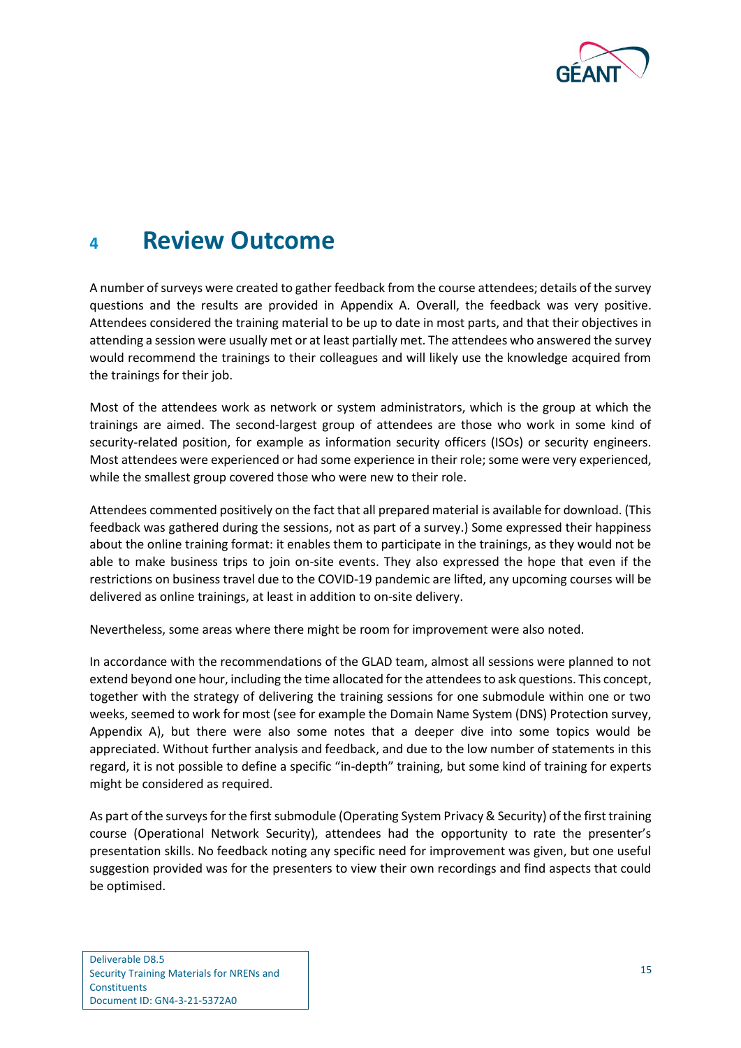# 4 Review Outcome

A number of surveys were created to gather feedback from the course attendees; details of the survey questions and the results are provided in Appendix A. Overall, the feedback was very positive. Attendees considered the training material to be up to date in most parts, and that their objectives in attending a session were usually met or at least partially met. The attendees who answered the survey would recommend the trainings to their colleagues and will likely use the knowledge acquired from the trainings for their job.

Most of the attendees work as network or system administrators, which is the group at which the trainings are aimed. The second-largest group of attendees are those who work in some kind of security-related position, for example as information security officers (ISOs) or security engineers. Most attendees were experienced or had some experience in their role; some were very experienced, while the smallest group covered those who were new to their role.

Attendees commented positively on the fact that all prepared material is available for download. (This feedback was gathered during the sessions, not as part of a survey.) Some expressed their happiness about the online training format: it enables them to participate in the trainings, as they would not be able to make business trips to join on-site events. They also expressed the hope that even if the restrictions on business travel due to the COVID-19 pandemic are lifted, any upcoming courses will be delivered as online trainings, at least in addition to on-site delivery.

Nevertheless, some areas where there might be room for improvement were also noted.

In accordance with the recommendations of the GLAD team, almost all sessions were planned to not extend beyond one hour, including the time allocated for the attendees to ask questions. This concept, together with the strategy of delivering the training sessions for one submodule within one or two weeks, seemed to work for most (see for example the Domain Name System (DNS) Protection survey, Appendix A), but there were also some notes that a deeper dive into some topics would be appreciated. Without further analysis and feedback, and due to the low number of statements in this regard, it is not possible to define a specific "in-depth" training, but some kind of training for experts might be considered as required.

As part of the surveys for the first submodule (Operating System Privacy & Security) of the first training course (Operational Network Security), attendees had the opportunity to rate the presenter's presentation skills. No feedback noting any specific need for improvement was given, but one useful suggestion provided was for the presenters to view their own recordings and find aspects that could be optimised.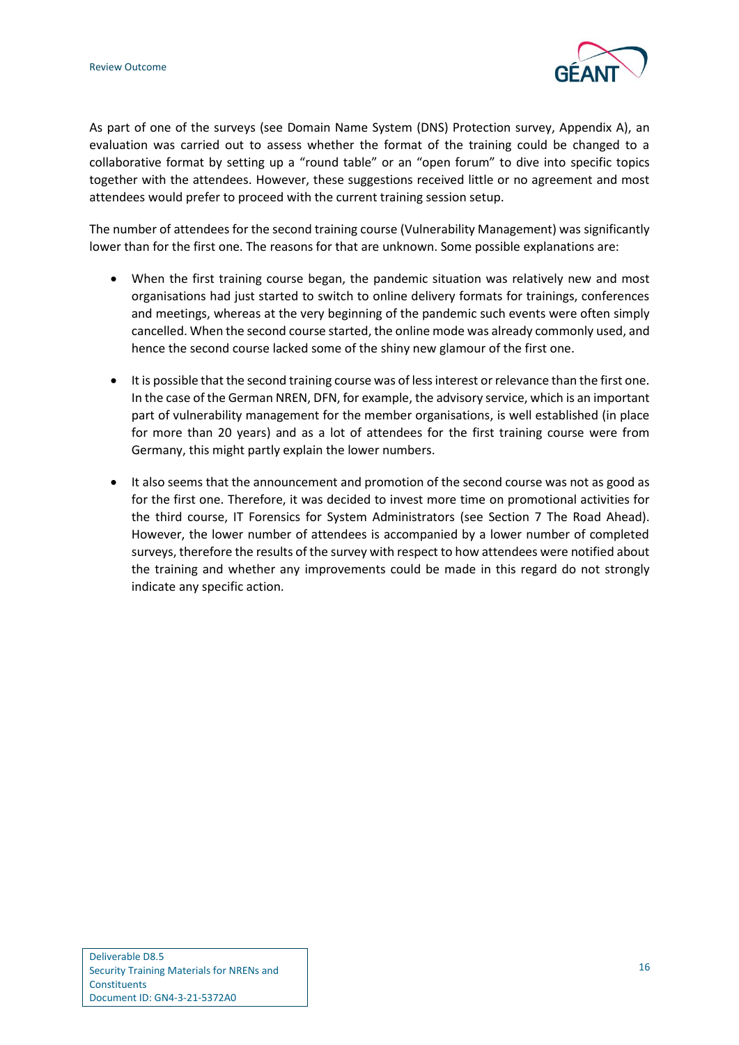As part of one of the surveys (see Domain Name System (DNS) Protection survey, Appendix A), an evaluation was carried out to assess whether the format of the training could be changed to a collaborative format by setting up a "round table" or an "open forum" to dive into specific topics together with the attendees. However, these suggestions received little or no agreement and most attendees would prefer to proceed with the current training session setup.

The number of attendees for the second training course (Vulnerability Management) was significantly lower than for the first one. The reasons for that are unknown. Some possible explanations are:

- When the first training course began, the pandemic situation was relatively new and most organisations had just started to switch to online delivery formats for trainings, conferences and meetings, whereas at the very beginning of the pandemic such events were often simply cancelled. When the second course started, the online mode was already commonly used, and hence the second course lacked some of the shiny new glamour of the first one.

- It is possible that the second training course was of less interest or relevance than the first one. In the case of the German NREN, DFN, for example, the advisory service, which is an important part of vulnerability management for the member organisations, is well established (in place for more than 20 years) and as a lot of attendees for the first training course were from Germany, this might partly explain the lower numbers.

- It also seems that the announcement and promotion of the second course was not as good as for the first one. Therefore, it was decided to invest more time on promotional activities for the third course, IT Forensics for System Administrators (see Section 7 The Road Ahead). However, the lower number of attendees is accompanied by a lower number of completed surveys, therefore the results of the survey with respect to how attendees were notified about the training and whether any improvements could be made in this regard do not strongly indicate any specific action.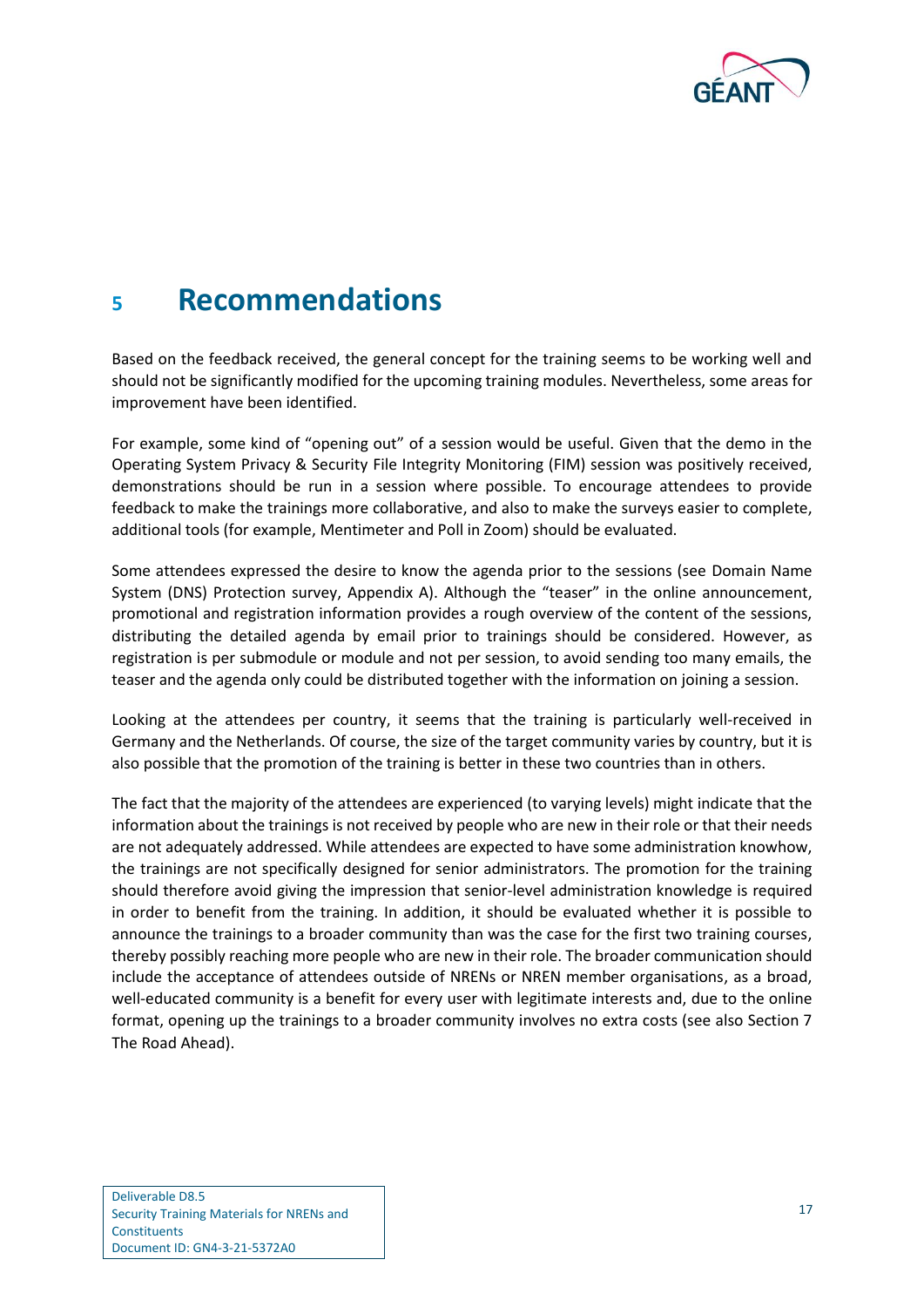# 5 Recommendations

Based on the feedback received, the general concept for the training seems to be working well and should not be significantly modified for the upcoming training modules. Nevertheless, some areas for improvement have been identified.

For example, some kind of "opening out" of a session would be useful. Given that the demo in the Operating System Privacy & Security File Integrity Monitoring (FIM) session was positively received, demonstrations should be run in a session where possible. To encourage attendees to provide feedback to make the trainings more collaborative, and also to make the surveys easier to complete, additional tools (for example, Mentimeter and Poll in Zoom) should be evaluated.

Some attendees expressed the desire to know the agenda prior to the sessions (see Domain Name System (DNS) Protection survey, Appendix A). Although the "teaser" in the online announcement, promotional and registration information provides a rough overview of the content of the sessions, distributing the detailed agenda by email prior to trainings should be considered. However, as registration is per submodule or module and not per session, to avoid sending too many emails, the teaser and the agenda only could be distributed together with the information on joining a session.

Looking at the attendees per country, it seems that the training is particularly well-received in Germany and the Netherlands. Of course, the size of the target community varies by country, but it is also possible that the promotion of the training is better in these two countries than in others.

The fact that the majority of the attendees are experienced (to varying levels) might indicate that the information about the trainings is not received by people who are new in their role or that their needs are not adequately addressed. While attendees are expected to have some administration knowhow, the trainings are not specifically designed for senior administrators. The promotion for the training should therefore avoid giving the impression that senior-level administration knowledge is required in order to benefit from the training. In addition, it should be evaluated whether it is possible to announce the trainings to a broader community than was the case for the first two training courses, thereby possibly reaching more people who are new in their role. The broader communication should include the acceptance of attendees outside of NRENs or NREN member organisations, as a broad, well-educated community is a benefit for every user with legitimate interests and, due to the online format, opening up the trainings to a broader community involves no extra costs (see also Section 7 The Road Ahead).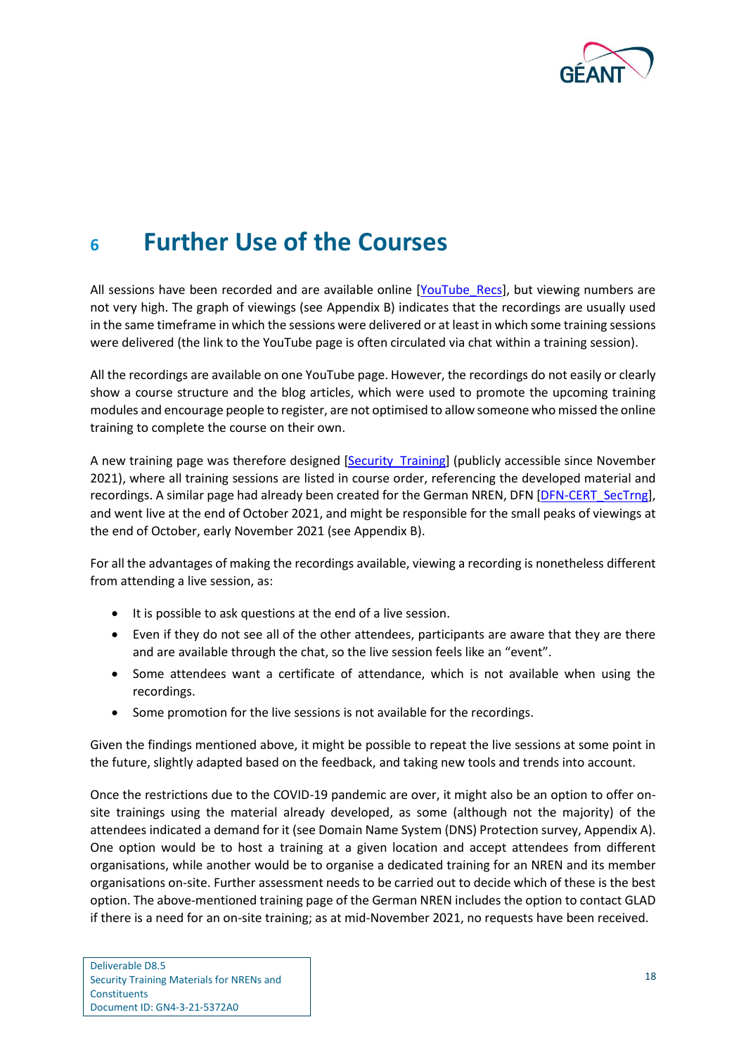# 6 Further Use of the Courses

All sessions have been recorded and are available online [YouTube_Recs], but viewing numbers are not very high. The graph of viewings (see Appendix B) indicates that the recordings are usually used in the same timeframe in which the sessions were delivered or at least in which some training sessions were delivered (the link to the YouTube page is often circulated via chat within a training session).

All the recordings are available on one YouTube page. However, the recordings do not easily or clearly show a course structure and the blog articles, which were used to promote the upcoming training modules and encourage people to register, are not optimised to allow someone who missed the online training to complete the course on their own.

A new training page was therefore designed [Security_Training] (publicly accessible since November 2021), where all training sessions are listed in course order, referencing the developed material and recordings. A similar page had already been created for the German NREN, DFN [DFN-CERT_SecTrng], and went live at the end of October 2021, and might be responsible for the small peaks of viewings at the end of October, early November 2021 (see Appendix B).

For all the advantages of making the recordings available, viewing a recording is nonetheless different from attending a live session, as:

- It is possible to ask questions at the end of a live session.
- Even if they do not see all of the other attendees, participants are aware that they are there and are available through the chat, so the live session feels like an "event".
- Some attendees want a certificate of attendance, which is not available when using the recordings.
- Some promotion for the live sessions is not available for the recordings.

Given the findings mentioned above, it might be possible to repeat the live sessions at some point in the future, slightly adapted based on the feedback, and taking new tools and trends into account.

Once the restrictions due to the COVID-19 pandemic are over, it might also be an option to offer on-site trainings using the material already developed, as some (although not the majority) of the attendees indicated a demand for it (see Domain Name System (DNS) Protection survey, Appendix A). One option would be to host a training at a given location and accept attendees from different organisations, while another would be to organise a dedicated training for an NREN and its member organisations on-site. Further assessment needs to be carried out to decide which of these is the best option. The above-mentioned training page of the German NREN includes the option to contact GLAD if there is a need for an on-site training; as at mid-November 2021, no requests have been received.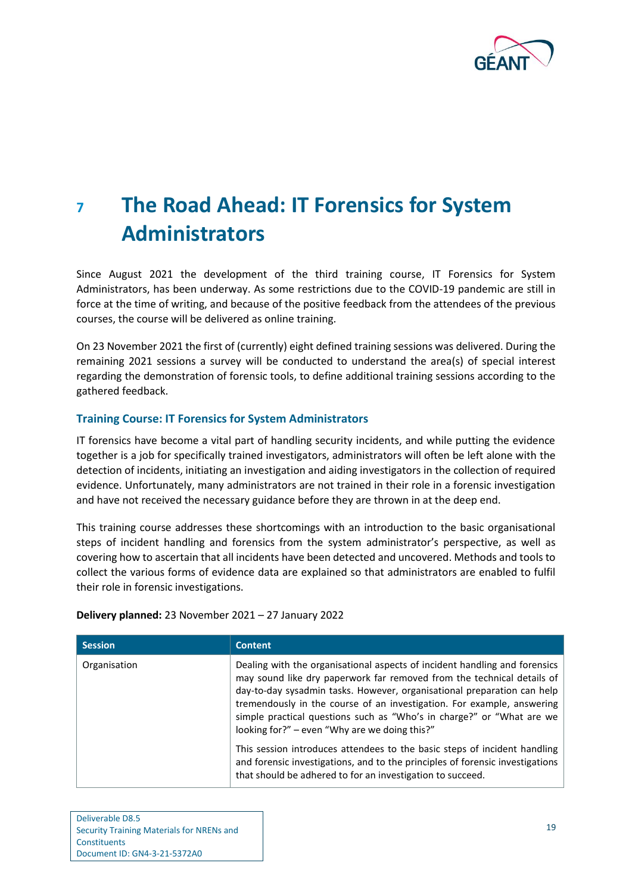# 7 The Road Ahead: IT Forensics for System Administrators

Since August 2021 the development of the third training course, IT Forensics for System Administrators, has been underway. As some restrictions due to the COVID-19 pandemic are still in force at the time of writing, and because of the positive feedback from the attendees of the previous courses, the course will be delivered as online training.

On 23 November 2021 the first of (currently) eight defined training sessions was delivered. During the remaining 2021 sessions a survey will be conducted to understand the area(s) of special interest regarding the demonstration of forensic tools, to define additional training sessions according to the gathered feedback.

### Training Course: IT Forensics for System Administrators

IT forensics have become a vital part of handling security incidents, and while putting the evidence together is a job for specifically trained investigators, administrators will often be left alone with the detection of incidents, initiating an investigation and aiding investigators in the collection of required evidence. Unfortunately, many administrators are not trained in their role in a forensic investigation and have not received the necessary guidance before they are thrown in at the deep end.

This training course addresses these shortcomings with an introduction to the basic organisational steps of incident handling and forensics from the system administrator's perspective, as well as covering how to ascertain that all incidents have been detected and uncovered. Methods and tools to collect the various forms of evidence data are explained so that administrators are enabled to fulfil their role in forensic investigations.

**Delivery planned:** 23 November 2021 – 27 January 2022

| Session | Content |
|---|---|
| Organisation | Dealing with the organisational aspects of incident handling and forensics may sound like dry paperwork far removed from the technical details of day-to-day sysadmin tasks. However, organisational preparation can help tremendously in the course of an investigation. For example, answering simple practical questions such as "Who's in charge?" or "What are we looking for?" – even "Why are we doing this?"<br><br>This session introduces attendees to the basic steps of incident handling and forensic investigations, and to the principles of forensic investigations that should be adhered to for an investigation to succeed. |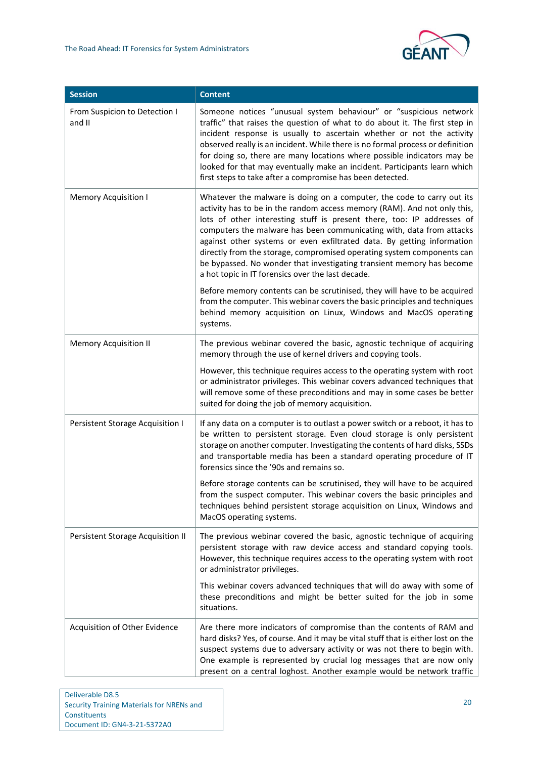| Session | Content |
|---|---|
| From Suspicion to Detection I and II | Someone notices "unusual system behaviour" or "suspicious network traffic" that raises the question of what to do about it. The first step in incident response is usually to ascertain whether or not the activity observed really is an incident. While there is no formal process or definition for doing so, there are many locations where possible indicators may be looked for that may eventually make an incident. Participants learn which first steps to take after a compromise has been detected. |
| Memory Acquisition I | Whatever the malware is doing on a computer, the code to carry out its activity has to be in the random access memory (RAM). And not only this, lots of other interesting stuff is present there, too: IP addresses of computers the malware has been communicating with, data from attacks against other systems or even exfiltrated data. By getting information directly from the storage, compromised operating system components can be bypassed. No wonder that investigating transient memory has become a hot topic in IT forensics over the last decade.<br><br>Before memory contents can be scrutinised, they will have to be acquired from the computer. This webinar covers the basic principles and techniques behind memory acquisition on Linux, Windows and MacOS operating systems. |
| Memory Acquisition II | The previous webinar covered the basic, agnostic technique of acquiring memory through the use of kernel drivers and copying tools.<br><br>However, this technique requires access to the operating system with root or administrator privileges. This webinar covers advanced techniques that will remove some of these preconditions and may in some cases be better suited for doing the job of memory acquisition. |
| Persistent Storage Acquisition I | If any data on a computer is to outlast a power switch or a reboot, it has to be written to persistent storage. Even cloud storage is only persistent storage on another computer. Investigating the contents of hard disks, SSDs and transportable media has been a standard operating procedure of IT forensics since the '90s and remains so.<br><br>Before storage contents can be scrutinised, they will have to be acquired from the suspect computer. This webinar covers the basic principles and techniques behind persistent storage acquisition on Linux, Windows and MacOS operating systems. |
| Persistent Storage Acquisition II | The previous webinar covered the basic, agnostic technique of acquiring persistent storage with raw device access and standard copying tools. However, this technique requires access to the operating system with root or administrator privileges.<br><br>This webinar covers advanced techniques that will do away with some of these preconditions and might be better suited for the job in some situations. |
| Acquisition of Other Evidence | Are there more indicators of compromise than the contents of RAM and hard disks? Yes, of course. And it may be vital stuff that is either lost on the suspect systems due to adversary activity or was not there to begin with. One example is represented by crucial log messages that are now only present on a central loghost. Another example would be network traffic |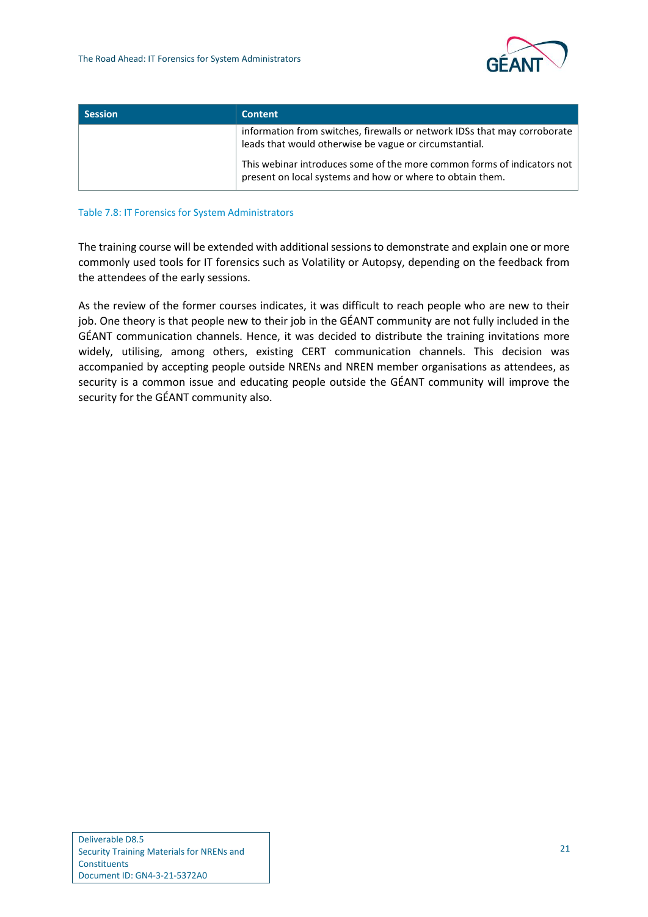| Session | Content |
| --- | --- |
| | information from switches, firewalls or network IDSs that may corroborate leads that would otherwise be vague or circumstantial.<br><br>This webinar introduces some of the more common forms of indicators not present on local systems and how or where to obtain them. |

Table 7.8: IT Forensics for System Administrators

The training course will be extended with additional sessions to demonstrate and explain one or more commonly used tools for IT forensics such as Volatility or Autopsy, depending on the feedback from the attendees of the early sessions.

As the review of the former courses indicates, it was difficult to reach people who are new to their job. One theory is that people new to their job in the GÉANT community are not fully included in the GÉANT communication channels. Hence, it was decided to distribute the training invitations more widely, utilising, among others, existing CERT communication channels. This decision was accompanied by accepting people outside NRENs and NREN member organisations as attendees, as security is a common issue and educating people outside the GÉANT community will improve the security for the GÉANT community also.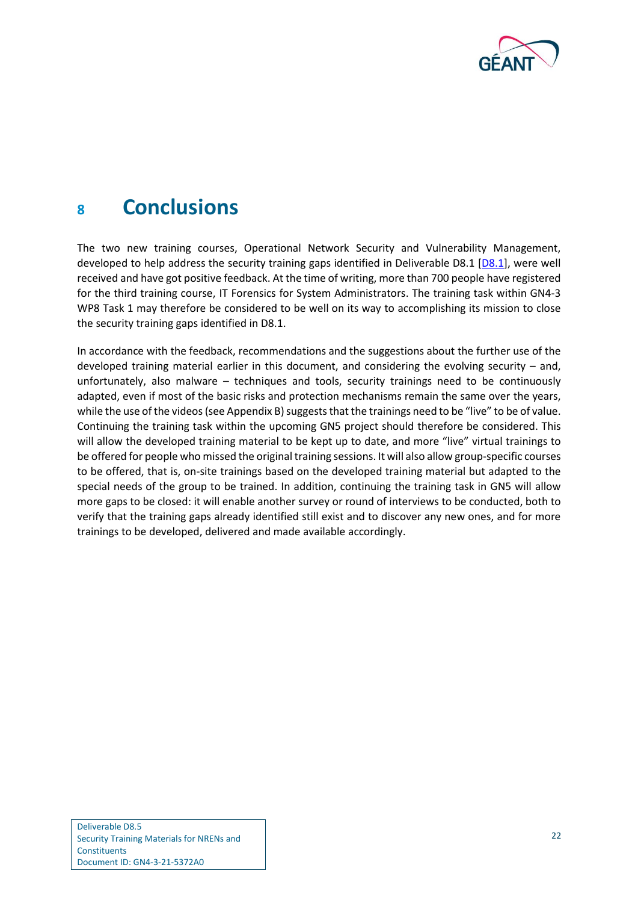# 8 Conclusions

The two new training courses, Operational Network Security and Vulnerability Management, developed to help address the security training gaps identified in Deliverable D8.1 [D8.1], were well received and have got positive feedback. At the time of writing, more than 700 people have registered for the third training course, IT Forensics for System Administrators. The training task within GN4-3 WP8 Task 1 may therefore be considered to be well on its way to accomplishing its mission to close the security training gaps identified in D8.1.

In accordance with the feedback, recommendations and the suggestions about the further use of the developed training material earlier in this document, and considering the evolving security – and, unfortunately, also malware – techniques and tools, security trainings need to be continuously adapted, even if most of the basic risks and protection mechanisms remain the same over the years, while the use of the videos (see Appendix B) suggests that the trainings need to be "live" to be of value. Continuing the training task within the upcoming GN5 project should therefore be considered. This will allow the developed training material to be kept up to date, and more "live" virtual trainings to be offered for people who missed the original training sessions. It will also allow group-specific courses to be offered, that is, on-site trainings based on the developed training material but adapted to the special needs of the group to be trained. In addition, continuing the training task in GN5 will allow more gaps to be closed: it will enable another survey or round of interviews to be conducted, both to verify that the training gaps already identified still exist and to discover any new ones, and for more trainings to be developed, delivered and made available accordingly.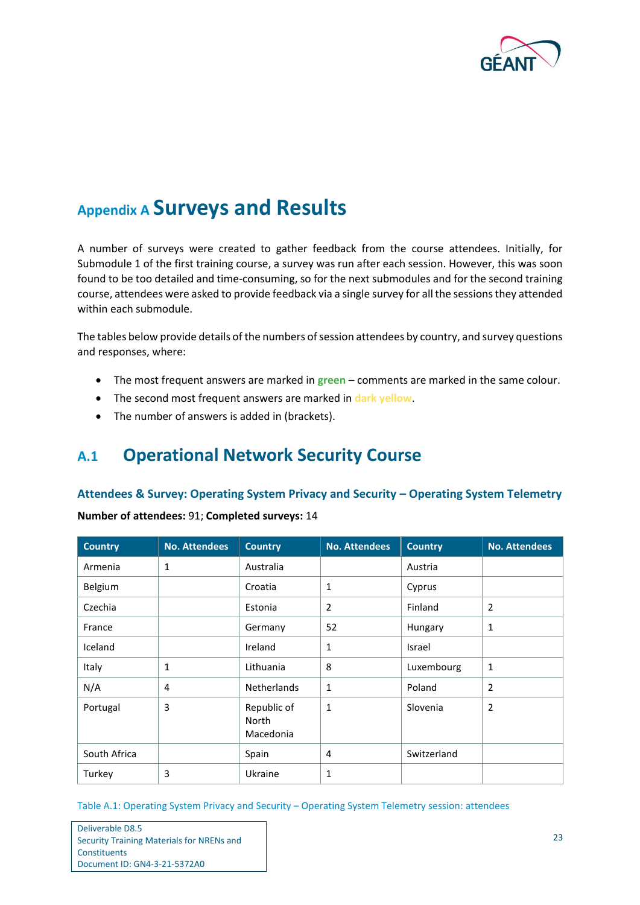# Appendix A Surveys and Results

A number of surveys were created to gather feedback from the course attendees. Initially, for Submodule 1 of the first training course, a survey was run after each session. However, this was soon found to be too detailed and time-consuming, so for the next submodules and for the second training course, attendees were asked to provide feedback via a single survey for all the sessions they attended within each submodule.

The tables below provide details of the numbers of session attendees by country, and survey questions and responses, where:

- The most frequent answers are marked in **green** – comments are marked in the same colour.
- The second most frequent answers are marked in dark yellow.
- The number of answers is added in (brackets).

## A.1 Operational Network Security Course

### Attendees & Survey: Operating System Privacy and Security – Operating System Telemetry

**Number of attendees:** 91; **Completed surveys:** 14

| Country | No. Attendees | Country | No. Attendees | Country | No. Attendees |
|---|---|---|---|---|---|
| Armenia | 1 | Australia | | Austria | |
| Belgium | | Croatia | 1 | Cyprus | |
| Czechia | | Estonia | 2 | Finland | 2 |
| France | | Germany | 52 | Hungary | 1 |
| Iceland | | Ireland | 1 | Israel | |
| Italy | 1 | Lithuania | 8 | Luxembourg | 1 |
| N/A | 4 | Netherlands | 1 | Poland | 2 |
| Portugal | 3 | Republic of North Macedonia | 1 | Slovenia | 2 |
| South Africa | | Spain | 4 | Switzerland | |
| Turkey | 3 | Ukraine | 1 | | |

Table A.1: Operating System Privacy and Security – Operating System Telemetry session: attendees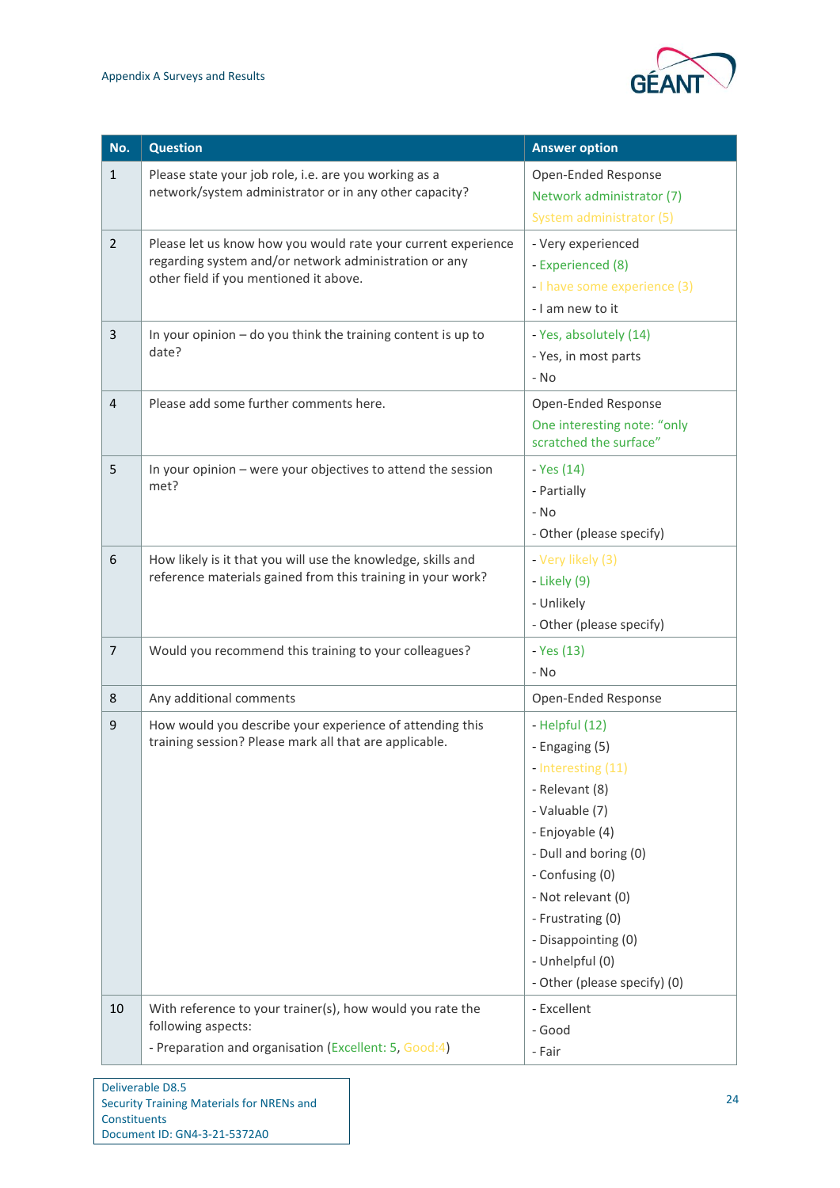| No. | Question | Answer option |
|---|---|---|
| 1 | Please state your job role, i.e. are you working as a network/system administrator or in any other capacity? | Open-Ended Response<br>Network administrator (7)<br>System administrator (5) |
| 2 | Please let us know how you would rate your current experience regarding system and/or network administration or any other field if you mentioned it above. | - Very experienced<br>- Experienced (8)<br>- I have some experience (3)<br>- I am new to it |
| 3 | In your opinion – do you think the training content is up to date? | - Yes, absolutely (14)<br>- Yes, in most parts<br>- No |
| 4 | Please add some further comments here. | Open-Ended Response<br>One interesting note: "only scratched the surface" |
| 5 | In your opinion – were your objectives to attend the session met? | - Yes (14)<br>- Partially<br>- No<br>- Other (please specify) |
| 6 | How likely is it that you will use the knowledge, skills and reference materials gained from this training in your work? | - Very likely (3)<br>- Likely (9)<br>- Unlikely<br>- Other (please specify) |
| 7 | Would you recommend this training to your colleagues? | - Yes (13)<br>- No |
| 8 | Any additional comments | Open-Ended Response |
| 9 | How would you describe your experience of attending this training session? Please mark all that are applicable. | - Helpful (12)<br>- Engaging (5)<br>- Interesting (11)<br>- Relevant (8)<br>- Valuable (7)<br>- Enjoyable (4)<br>- Dull and boring (0)<br>- Confusing (0)<br>- Not relevant (0)<br>- Frustrating (0)<br>- Disappointing (0)<br>- Unhelpful (0)<br>- Other (please specify) (0) |
| 10 | With reference to your trainer(s), how would you rate the following aspects:<br>- Preparation and organisation (Excellent: 5, Good:4) | - Excellent<br>- Good<br>- Fair |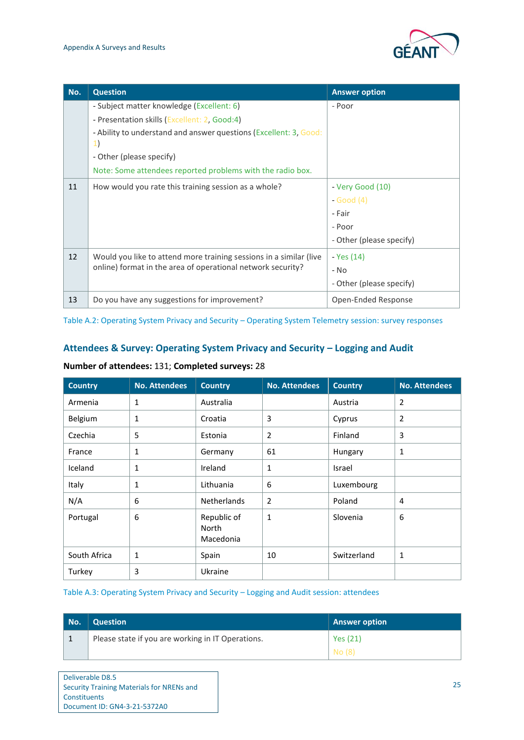| No. | Question | Answer option |
|---|---|---|
| | - Subject matter knowledge (Excellent: 6)<br>- Presentation skills (Excellent: 2, Good:4)<br>- Ability to understand and answer questions (Excellent: 3, Good: 1)<br>- Other (please specify)<br>Note: Some attendees reported problems with the radio box. | - Poor |
| 11 | How would you rate this training session as a whole? | - Very Good (10)<br>- Good (4)<br>- Fair<br>- Poor<br>- Other (please specify) |
| 12 | Would you like to attend more training sessions in a similar (live online) format in the area of operational network security? | - Yes (14)<br>- No<br>- Other (please specify) |
| 13 | Do you have any suggestions for improvement? | Open-Ended Response |

Table A.2: Operating System Privacy and Security – Operating System Telemetry session: survey responses

## Attendees & Survey: Operating System Privacy and Security – Logging and Audit

**Number of attendees:** 131; **Completed surveys:** 28

| Country | No. Attendees | Country | No. Attendees | Country | No. Attendees |
|---|---|---|---|---|---|
| Armenia | 1 | Australia | | Austria | 2 |
| Belgium | 1 | Croatia | 3 | Cyprus | 2 |
| Czechia | 5 | Estonia | 2 | Finland | 3 |
| France | 1 | Germany | 61 | Hungary | 1 |
| Iceland | 1 | Ireland | 1 | Israel | |
| Italy | 1 | Lithuania | 6 | Luxembourg | |
| N/A | 6 | Netherlands | 2 | Poland | 4 |
| Portugal | 6 | Republic of North Macedonia | 1 | Slovenia | 6 |
| South Africa | 1 | Spain | 10 | Switzerland | 1 |
| Turkey | 3 | Ukraine | | | |

Table A.3: Operating System Privacy and Security – Logging and Audit session: attendees

| No. | Question | Answer option |
|---|---|---|
| 1 | Please state if you are working in IT Operations. | Yes (21)<br>No (8) |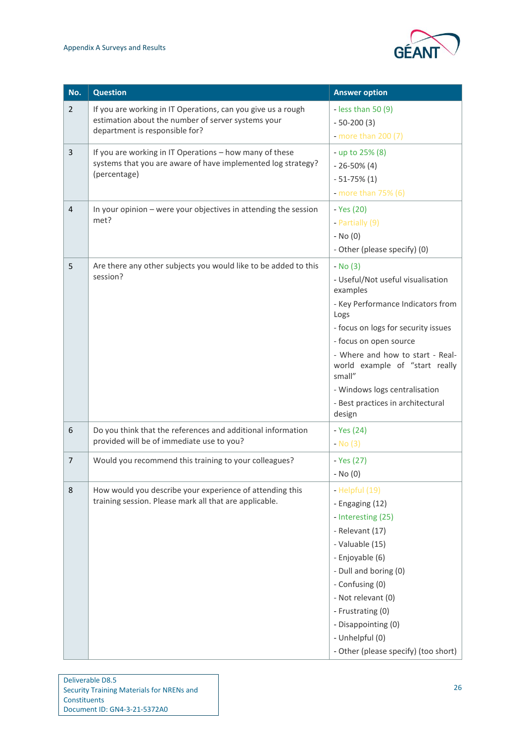| No. | Question | Answer option |
|---|---|---|
| 2 | If you are working in IT Operations, can you give us a rough estimation about the number of server systems your department is responsible for? | - less than 50 (9)<br>- 50-200 (3)<br>- more than 200 (7) |
| 3 | If you are working in IT Operations – how many of these systems that you are aware of have implemented log strategy? (percentage) | - up to 25% (8)<br>- 26-50% (4)<br>- 51-75% (1)<br>- more than 75% (6) |
| 4 | In your opinion – were your objectives in attending the session met? | - Yes (20)<br>- Partially (9)<br>- No (0)<br>- Other (please specify) (0) |
| 5 | Are there any other subjects you would like to be added to this session? | - No (3)<br>- Useful/Not useful visualisation examples<br>- Key Performance Indicators from Logs<br>- focus on logs for security issues<br>- focus on open source<br>- Where and how to start - Real-world example of "start really small"<br>- Windows logs centralisation<br>- Best practices in architectural design |
| 6 | Do you think that the references and additional information provided will be of immediate use to you? | - Yes (24)<br>- No (3) |
| 7 | Would you recommend this training to your colleagues? | - Yes (27)<br>- No (0) |
| 8 | How would you describe your experience of attending this training session. Please mark all that are applicable. | - Helpful (19)<br>- Engaging (12)<br>- Interesting (25)<br>- Relevant (17)<br>- Valuable (15)<br>- Enjoyable (6)<br>- Dull and boring (0)<br>- Confusing (0)<br>- Not relevant (0)<br>- Frustrating (0)<br>- Disappointing (0)<br>- Unhelpful (0)<br>- Other (please specify) (too short) |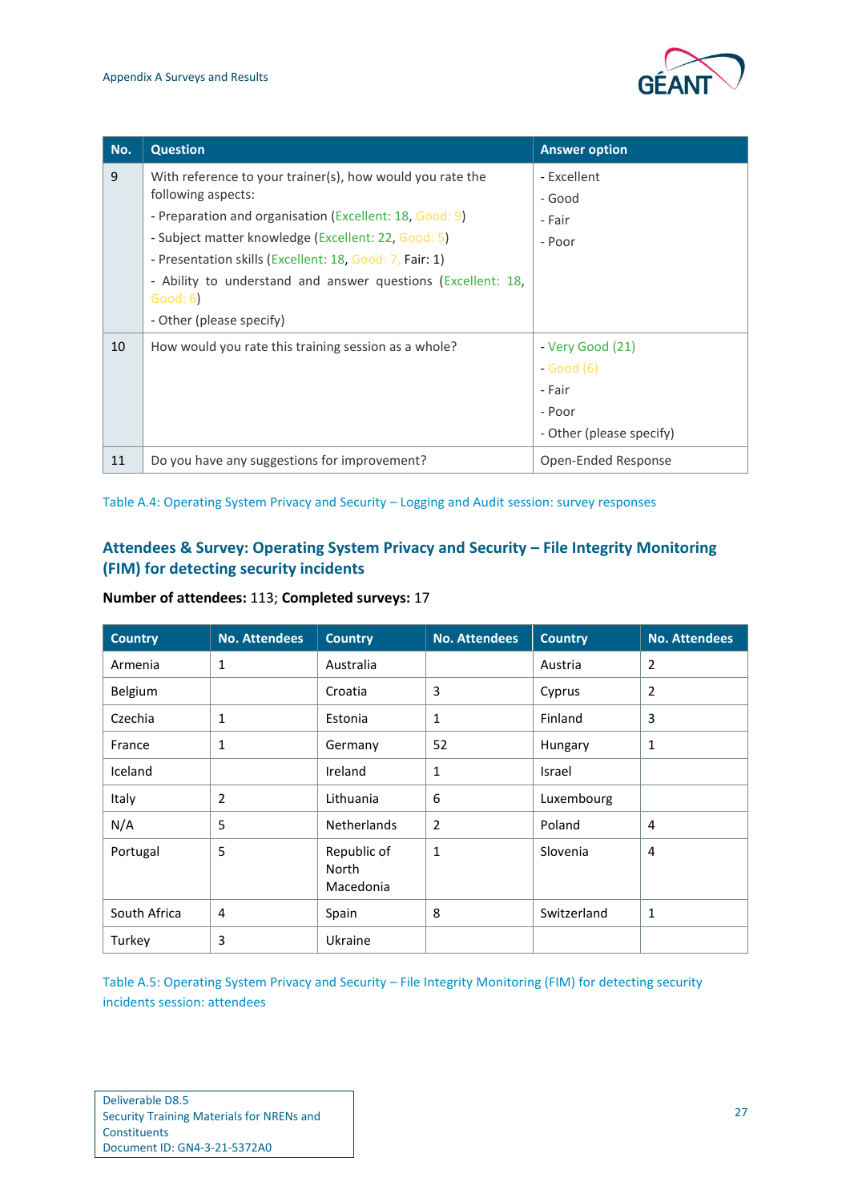| No. | Question | Answer option |
|---|---|---|
| 9 | With reference to your trainer(s), how would you rate the following aspects:<br>- Preparation and organisation (Excellent: 18, Good: 9)<br>- Subject matter knowledge (Excellent: 22, Good: 5)<br>- Presentation skills (Excellent: 18, Good: 7, Fair: 1)<br>- Ability to understand and answer questions (Excellent: 18, Good: 6)<br>- Other (please specify) | - Excellent<br>- Good<br>- Fair<br>- Poor |
| 10 | How would you rate this training session as a whole? | - Very Good (21)<br>- Good (6)<br>- Fair<br>- Poor<br>- Other (please specify) |
| 11 | Do you have any suggestions for improvement? | Open-Ended Response |

Table A.4: Operating System Privacy and Security – Logging and Audit session: survey responses

### Attendees & Survey: Operating System Privacy and Security – File Integrity Monitoring (FIM) for detecting security incidents

**Number of attendees:** 113; **Completed surveys:** 17

| Country | No. Attendees | Country | No. Attendees | Country | No. Attendees |
|---|---|---|---|---|---|
| Armenia | 1 | Australia | | Austria | 2 |
| Belgium | | Croatia | 3 | Cyprus | 2 |
| Czechia | 1 | Estonia | 1 | Finland | 3 |
| France | 1 | Germany | 52 | Hungary | 1 |
| Iceland | | Ireland | 1 | Israel | |
| Italy | 2 | Lithuania | 6 | Luxembourg | |
| N/A | 5 | Netherlands | 2 | Poland | 4 |
| Portugal | 5 | Republic of North Macedonia | 1 | Slovenia | 4 |
| South Africa | 4 | Spain | 8 | Switzerland | 1 |
| Turkey | 3 | Ukraine | | | |

Table A.5: Operating System Privacy and Security – File Integrity Monitoring (FIM) for detecting security incidents session: attendees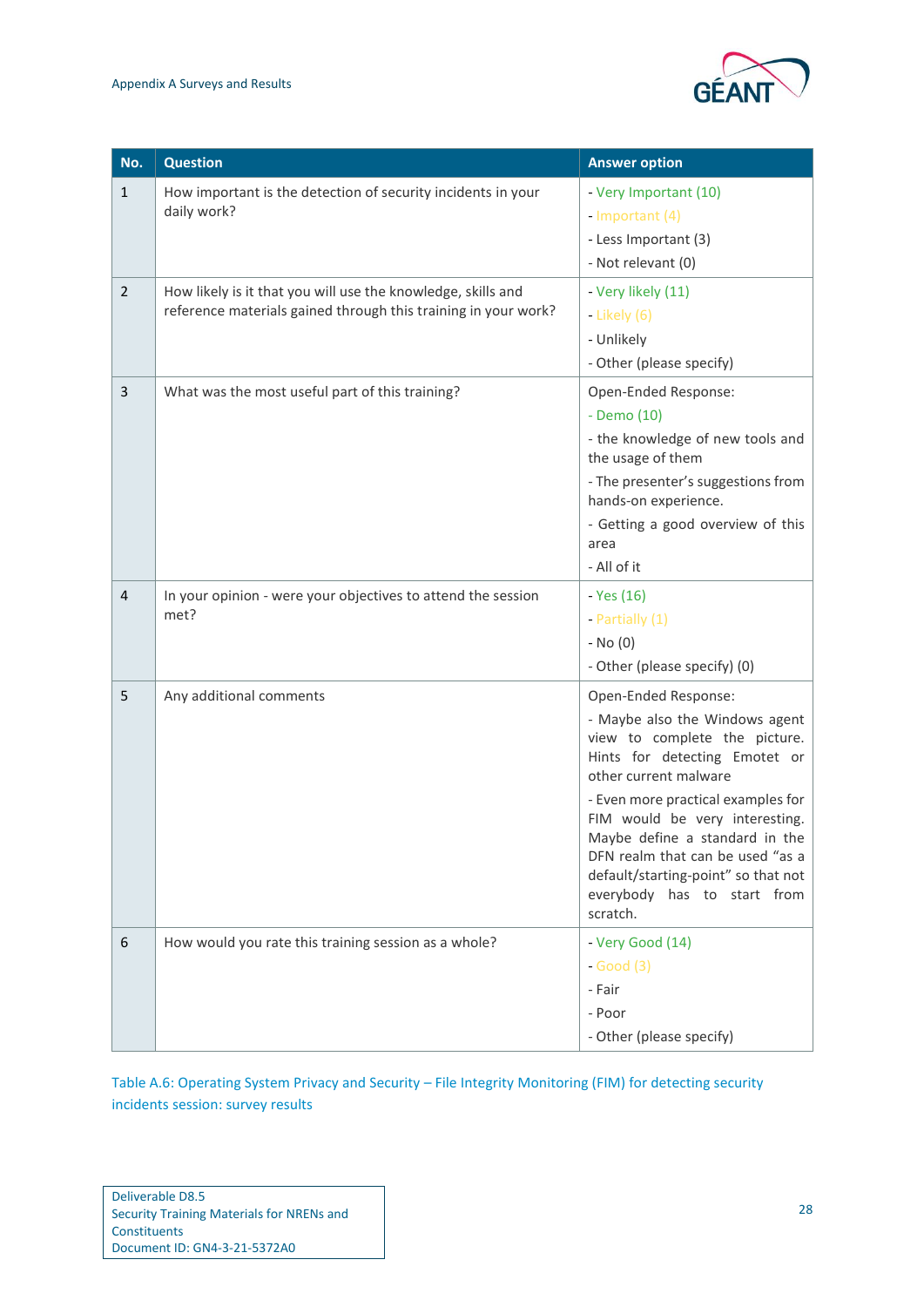| No. | Question | Answer option |
|---|---|---|
| 1 | How important is the detection of security incidents in your daily work? | - Very Important (10)<br>- Important (4)<br>- Less Important (3)<br>- Not relevant (0) |
| 2 | How likely is it that you will use the knowledge, skills and reference materials gained through this training in your work? | - Very likely (11)<br>- Likely (6)<br>- Unlikely<br>- Other (please specify) |
| 3 | What was the most useful part of this training? | Open-Ended Response:<br>- Demo (10)<br>- the knowledge of new tools and the usage of them<br>- The presenter's suggestions from hands-on experience.<br>- Getting a good overview of this area<br>- All of it |
| 4 | In your opinion - were your objectives to attend the session met? | - Yes (16)<br>- Partially (1)<br>- No (0)<br>- Other (please specify) (0) |
| 5 | Any additional comments | Open-Ended Response:<br>- Maybe also the Windows agent view to complete the picture. Hints for detecting Emotet or other current malware<br>- Even more practical examples for FIM would be very interesting. Maybe define a standard in the DFN realm that can be used "as a default/starting-point" so that not everybody has to start from scratch. |
| 6 | How would you rate this training session as a whole? | - Very Good (14)<br>- Good (3)<br>- Fair<br>- Poor<br>- Other (please specify) |

Table A.6: Operating System Privacy and Security – File Integrity Monitoring (FIM) for detecting security incidents session: survey results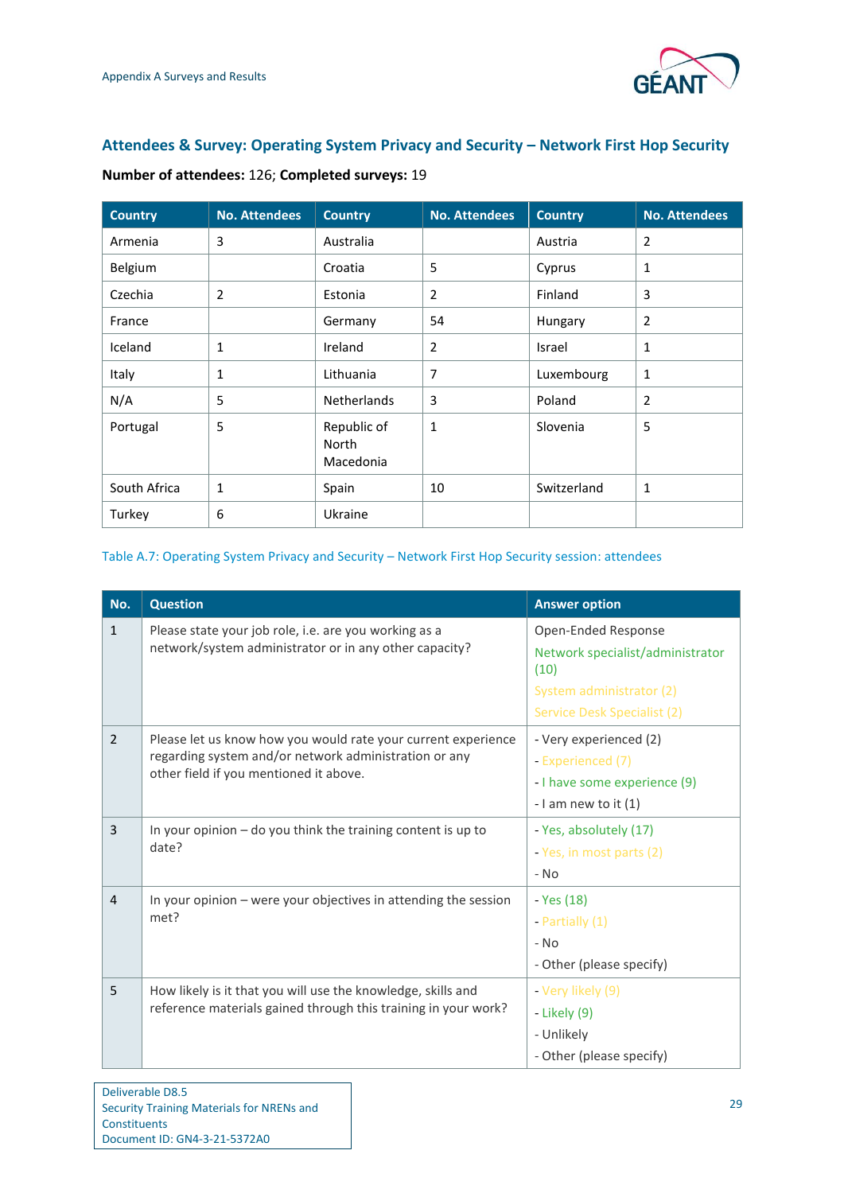### Attendees & Survey: Operating System Privacy and Security – Network First Hop Security

**Number of attendees:** 126; **Completed surveys:** 19

| Country | No. Attendees | Country | No. Attendees | Country | No. Attendees |
|---|---|---|---|---|---|
| Armenia | 3 | Australia | | Austria | 2 |
| Belgium | | Croatia | 5 | Cyprus | 1 |
| Czechia | 2 | Estonia | 2 | Finland | 3 |
| France | | Germany | 54 | Hungary | 2 |
| Iceland | 1 | Ireland | 2 | Israel | 1 |
| Italy | 1 | Lithuania | 7 | Luxembourg | 1 |
| N/A | 5 | Netherlands | 3 | Poland | 2 |
| Portugal | 5 | Republic of North Macedonia | 1 | Slovenia | 5 |
| South Africa | 1 | Spain | 10 | Switzerland | 1 |
| Turkey | 6 | Ukraine | | | |

Table A.7: Operating System Privacy and Security – Network First Hop Security session: attendees

| No. | Question | Answer option |
|---|---|---|
| 1 | Please state your job role, i.e. are you working as a network/system administrator or in any other capacity? | Open-Ended Response<br>Network specialist/administrator (10)<br>System administrator (2)<br>Service Desk Specialist (2) |
| 2 | Please let us know how you would rate your current experience regarding system and/or network administration or any other field if you mentioned it above. | - Very experienced (2)<br>- Experienced (7)<br>- I have some experience (9)<br>- I am new to it (1) |
| 3 | In your opinion – do you think the training content is up to date? | - Yes, absolutely (17)<br>- Yes, in most parts (2)<br>- No |
| 4 | In your opinion – were your objectives in attending the session met? | - Yes (18)<br>- Partially (1)<br>- No<br>- Other (please specify) |
| 5 | How likely is it that you will use the knowledge, skills and reference materials gained through this training in your work? | - Very likely (9)<br>- Likely (9)<br>- Unlikely<br>- Other (please specify) |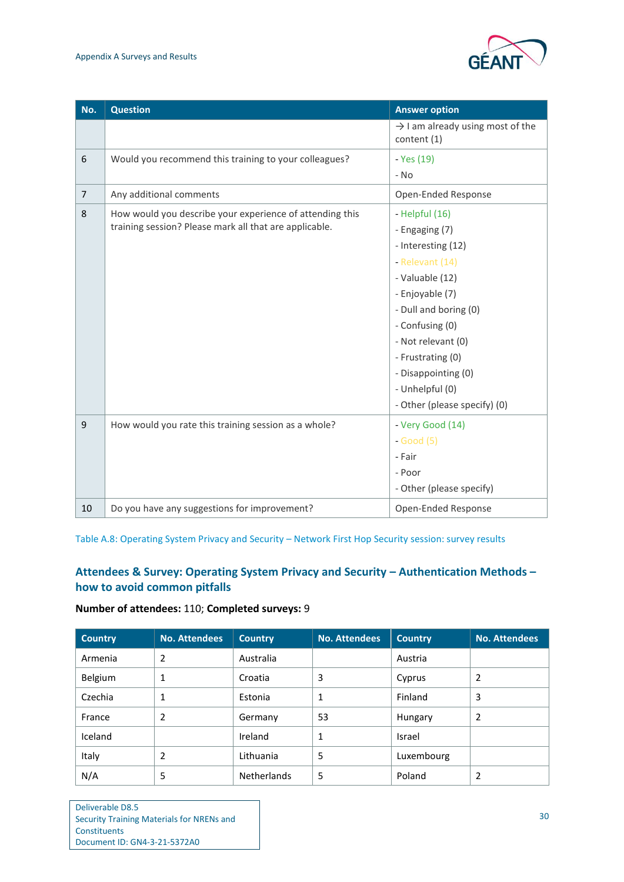| No. | Question | Answer option |
|---|---|---|
| | | → I am already using most of the content (1) |
| 6 | Would you recommend this training to your colleagues? | - Yes (19)<br>- No |
| 7 | Any additional comments | Open-Ended Response |
| 8 | How would you describe your experience of attending this training session? Please mark all that are applicable. | - Helpful (16)<br>- Engaging (7)<br>- Interesting (12)<br>- Relevant (14)<br>- Valuable (12)<br>- Enjoyable (7)<br>- Dull and boring (0)<br>- Confusing (0)<br>- Not relevant (0)<br>- Frustrating (0)<br>- Disappointing (0)<br>- Unhelpful (0)<br>- Other (please specify) (0) |
| 9 | How would you rate this training session as a whole? | - Very Good (14)<br>- Good (5)<br>- Fair<br>- Poor<br>- Other (please specify) |
| 10 | Do you have any suggestions for improvement? | Open-Ended Response |

Table A.8: Operating System Privacy and Security – Network First Hop Security session: survey results

### Attendees & Survey: Operating System Privacy and Security – Authentication Methods – how to avoid common pitfalls

**Number of attendees:** 110; **Completed surveys:** 9

| Country | No. Attendees | Country | No. Attendees | Country | No. Attendees |
|---|---|---|---|---|---|
| Armenia | 2 | Australia | | Austria | |
| Belgium | 1 | Croatia | 3 | Cyprus | 2 |
| Czechia | 1 | Estonia | 1 | Finland | 3 |
| France | 2 | Germany | 53 | Hungary | 2 |
| Iceland | | Ireland | 1 | Israel | |
| Italy | 2 | Lithuania | 5 | Luxembourg | |
| N/A | 5 | Netherlands | 5 | Poland | 2 |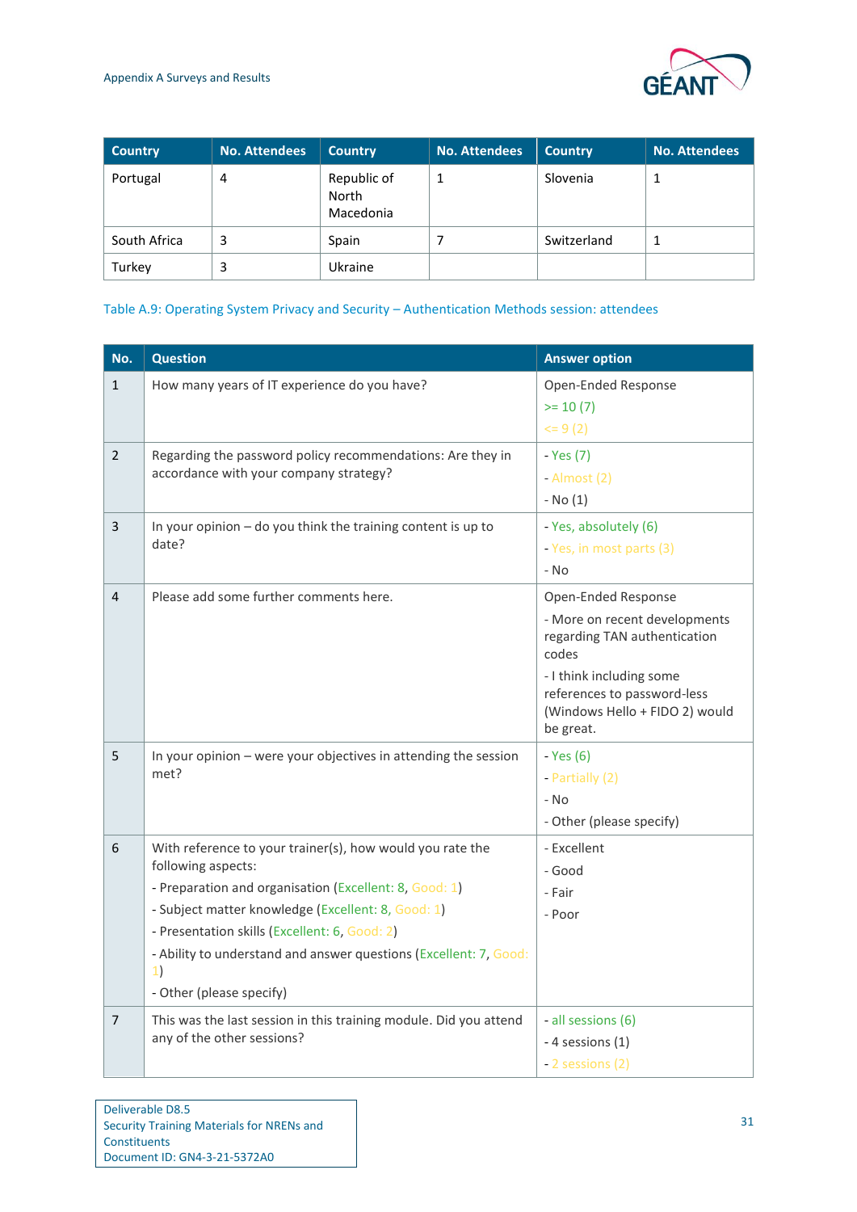| Country | No. Attendees | Country | No. Attendees | Country | No. Attendees |
|---|---|---|---|---|---|
| Portugal | 4 | Republic of North Macedonia | 1 | Slovenia | 1 |
| South Africa | 3 | Spain | 7 | Switzerland | 1 |
| Turkey | 3 | Ukraine | | | |

Table A.9: Operating System Privacy and Security – Authentication Methods session: attendees

| No. | Question | Answer option |
|---|---|---|
| 1 | How many years of IT experience do you have? | Open-Ended Response<br>>= 10 (7)<br><= 9 (2) |
| 2 | Regarding the password policy recommendations: Are they in accordance with your company strategy? | - Yes (7)<br>- Almost (2)<br>- No (1) |
| 3 | In your opinion – do you think the training content is up to date? | - Yes, absolutely (6)<br>- Yes, in most parts (3)<br>- No |
| 4 | Please add some further comments here. | Open-Ended Response<br>- More on recent developments regarding TAN authentication codes<br>- I think including some references to password-less (Windows Hello + FIDO 2) would be great. |
| 5 | In your opinion – were your objectives in attending the session met? | - Yes (6)<br>- Partially (2)<br>- No<br>- Other (please specify) |
| 6 | With reference to your trainer(s), how would you rate the following aspects:<br>- Preparation and organisation (Excellent: 8, Good: 1)<br>- Subject matter knowledge (Excellent: 8, Good: 1)<br>- Presentation skills (Excellent: 6, Good: 2)<br>- Ability to understand and answer questions (Excellent: 7, Good: 1)<br>- Other (please specify) | - Excellent<br>- Good<br>- Fair<br>- Poor |
| 7 | This was the last session in this training module. Did you attend any of the other sessions? | - all sessions (6)<br>- 4 sessions (1)<br>- 2 sessions (2) |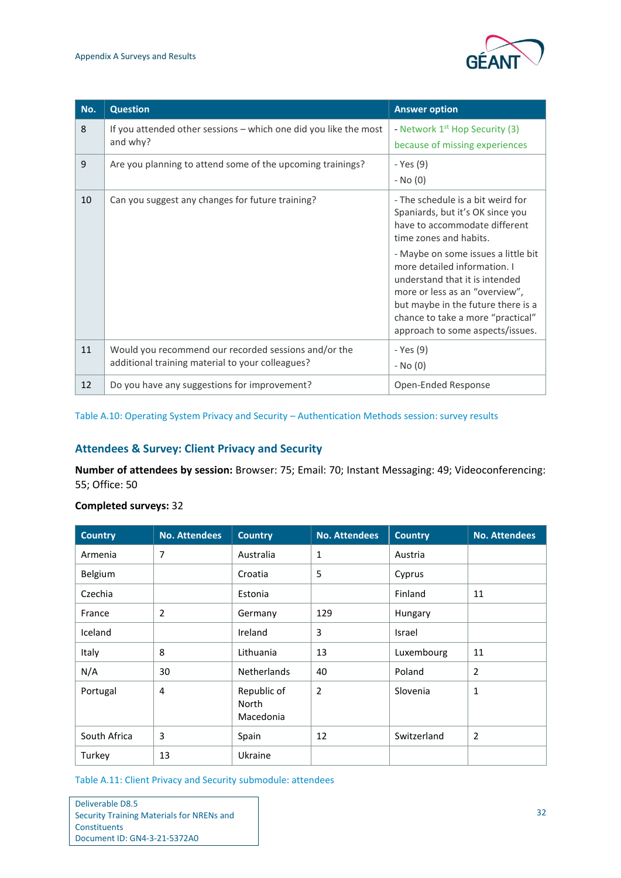| No. | Question | Answer option |
|---|---|---|
| 8 | If you attended other sessions – which one did you like the most and why? | - Network 1st Hop Security (3) because of missing experiences |
| 9 | Are you planning to attend some of the upcoming trainings? | - Yes (9)<br>- No (0) |
| 10 | Can you suggest any changes for future training? | - The schedule is a bit weird for Spaniards, but it's OK since you have to accommodate different time zones and habits.<br>- Maybe on some issues a little bit more detailed information. I understand that it is intended more or less as an "overview", but maybe in the future there is a chance to take a more "practical" approach to some aspects/issues. |
| 11 | Would you recommend our recorded sessions and/or the additional training material to your colleagues? | - Yes (9)<br>- No (0) |
| 12 | Do you have any suggestions for improvement? | Open-Ended Response |

Table A.10: Operating System Privacy and Security – Authentication Methods session: survey results

### Attendees & Survey: Client Privacy and Security

**Number of attendees by session:** Browser: 75; Email: 70; Instant Messaging: 49; Videoconferencing: 55; Office: 50

**Completed surveys:** 32

| Country | No. Attendees | Country | No. Attendees | Country | No. Attendees |
|---|---|---|---|---|---|
| Armenia | 7 | Australia | 1 | Austria | |
| Belgium | | Croatia | 5 | Cyprus | |
| Czechia | | Estonia | | Finland | 11 |
| France | 2 | Germany | 129 | Hungary | |
| Iceland | | Ireland | 3 | Israel | |
| Italy | 8 | Lithuania | 13 | Luxembourg | 11 |
| N/A | 30 | Netherlands | 40 | Poland | 2 |
| Portugal | 4 | Republic of North Macedonia | 2 | Slovenia | 1 |
| South Africa | 3 | Spain | 12 | Switzerland | 2 |
| Turkey | 13 | Ukraine | | | |

Table A.11: Client Privacy and Security submodule: attendees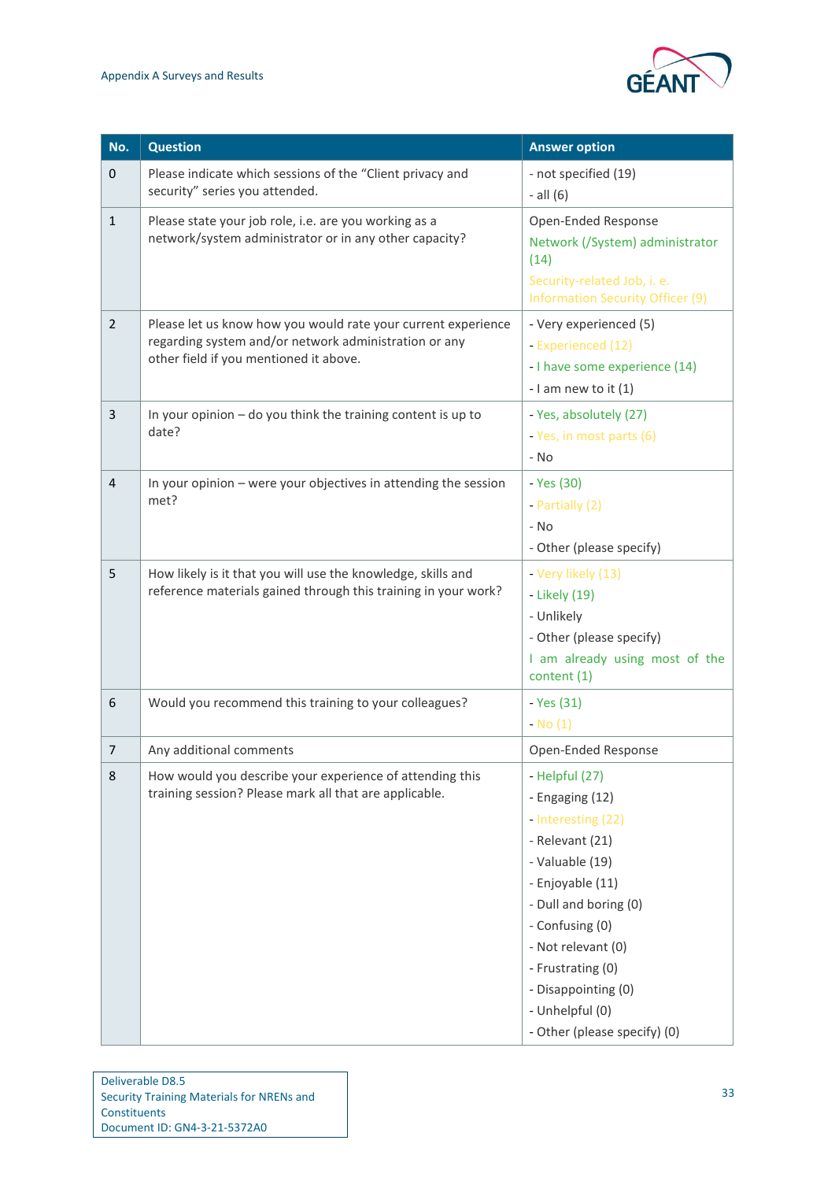| No. | Question | Answer option |
|---|---|---|
| 0 | Please indicate which sessions of the "Client privacy and security" series you attended. | - not specified (19)<br>- all (6) |
| 1 | Please state your job role, i.e. are you working as a network/system administrator or in any other capacity? | Open-Ended Response<br>Network (/System) administrator (14)<br>Security-related Job, i. e. Information Security Officer (9) |
| 2 | Please let us know how you would rate your current experience regarding system and/or network administration or any other field if you mentioned it above. | - Very experienced (5)<br>- Experienced (12)<br>- I have some experience (14)<br>- I am new to it (1) |
| 3 | In your opinion – do you think the training content is up to date? | - Yes, absolutely (27)<br>- Yes, in most parts (6)<br>- No |
| 4 | In your opinion – were your objectives in attending the session met? | - Yes (30)<br>- Partially (2)<br>- No<br>- Other (please specify) |
| 5 | How likely is it that you will use the knowledge, skills and reference materials gained through this training in your work? | - Very likely (13)<br>- Likely (19)<br>- Unlikely<br>- Other (please specify)<br>I am already using most of the content (1) |
| 6 | Would you recommend this training to your colleagues? | - Yes (31)<br>- No (1) |
| 7 | Any additional comments | Open-Ended Response |
| 8 | How would you describe your experience of attending this training session? Please mark all that are applicable. | - Helpful (27)<br>- Engaging (12)<br>- Interesting (22)<br>- Relevant (21)<br>- Valuable (19)<br>- Enjoyable (11)<br>- Dull and boring (0)<br>- Confusing (0)<br>- Not relevant (0)<br>- Frustrating (0)<br>- Disappointing (0)<br>- Unhelpful (0)<br>- Other (please specify) (0) |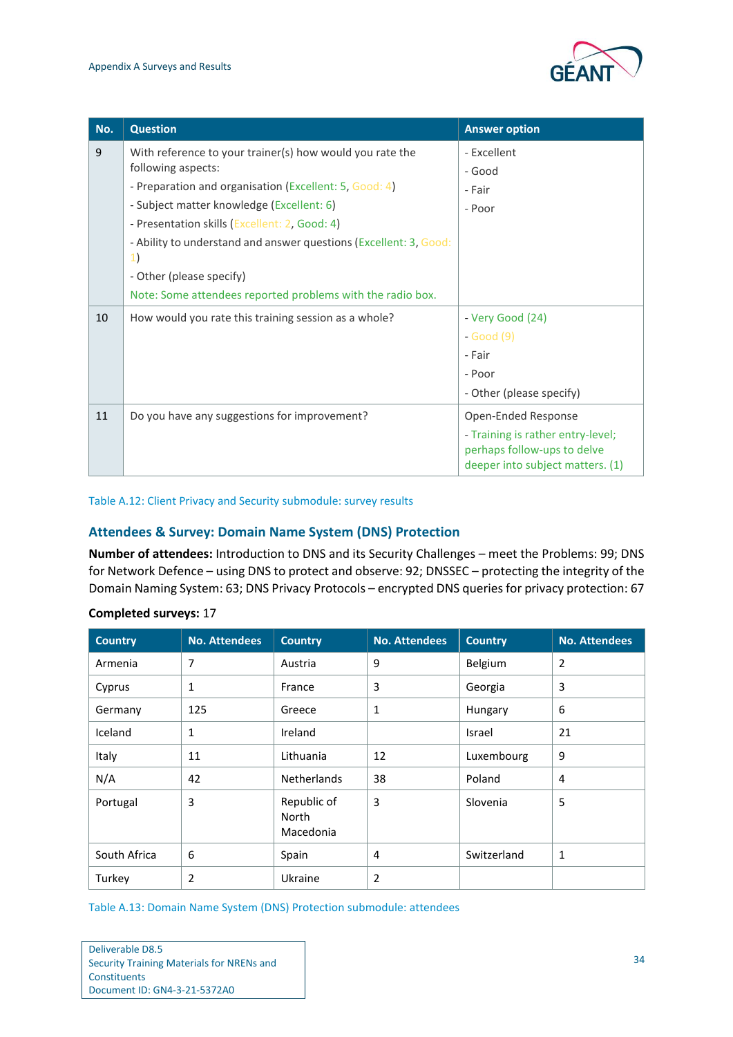| No. | Question | Answer option |
|---|---|---|
| 9 | With reference to your trainer(s) how would you rate the following aspects:<br>- Preparation and organisation (Excellent: 5, Good: 4)<br>- Subject matter knowledge (Excellent: 6)<br>- Presentation skills (Excellent: 2, Good: 4)<br>- Ability to understand and answer questions (Excellent: 3, Good: 1)<br>- Other (please specify)<br>Note: Some attendees reported problems with the radio box. | - Excellent<br>- Good<br>- Fair<br>- Poor |
| 10 | How would you rate this training session as a whole? | - Very Good (24)<br>- Good (9)<br>- Fair<br>- Poor<br>- Other (please specify) |
| 11 | Do you have any suggestions for improvement? | Open-Ended Response<br>- Training is rather entry-level; perhaps follow-ups to delve deeper into subject matters. (1) |

Table A.12: Client Privacy and Security submodule: survey results

### Attendees & Survey: Domain Name System (DNS) Protection

**Number of attendees:** Introduction to DNS and its Security Challenges – meet the Problems: 99; DNS for Network Defence – using DNS to protect and observe: 92; DNSSEC – protecting the integrity of the Domain Naming System: 63; DNS Privacy Protocols – encrypted DNS queries for privacy protection: 67

**Completed surveys:** 17

| Country | No. Attendees | Country | No. Attendees | Country | No. Attendees |
|---|---|---|---|---|---|
| Armenia | 7 | Austria | 9 | Belgium | 2 |
| Cyprus | 1 | France | 3 | Georgia | 3 |
| Germany | 125 | Greece | 1 | Hungary | 6 |
| Iceland | 1 | Ireland | | Israel | 21 |
| Italy | 11 | Lithuania | 12 | Luxembourg | 9 |
| N/A | 42 | Netherlands | 38 | Poland | 4 |
| Portugal | 3 | Republic of North Macedonia | 3 | Slovenia | 5 |
| South Africa | 6 | Spain | 4 | Switzerland | 1 |
| Turkey | 2 | Ukraine | 2 | | |

Table A.13: Domain Name System (DNS) Protection submodule: attendees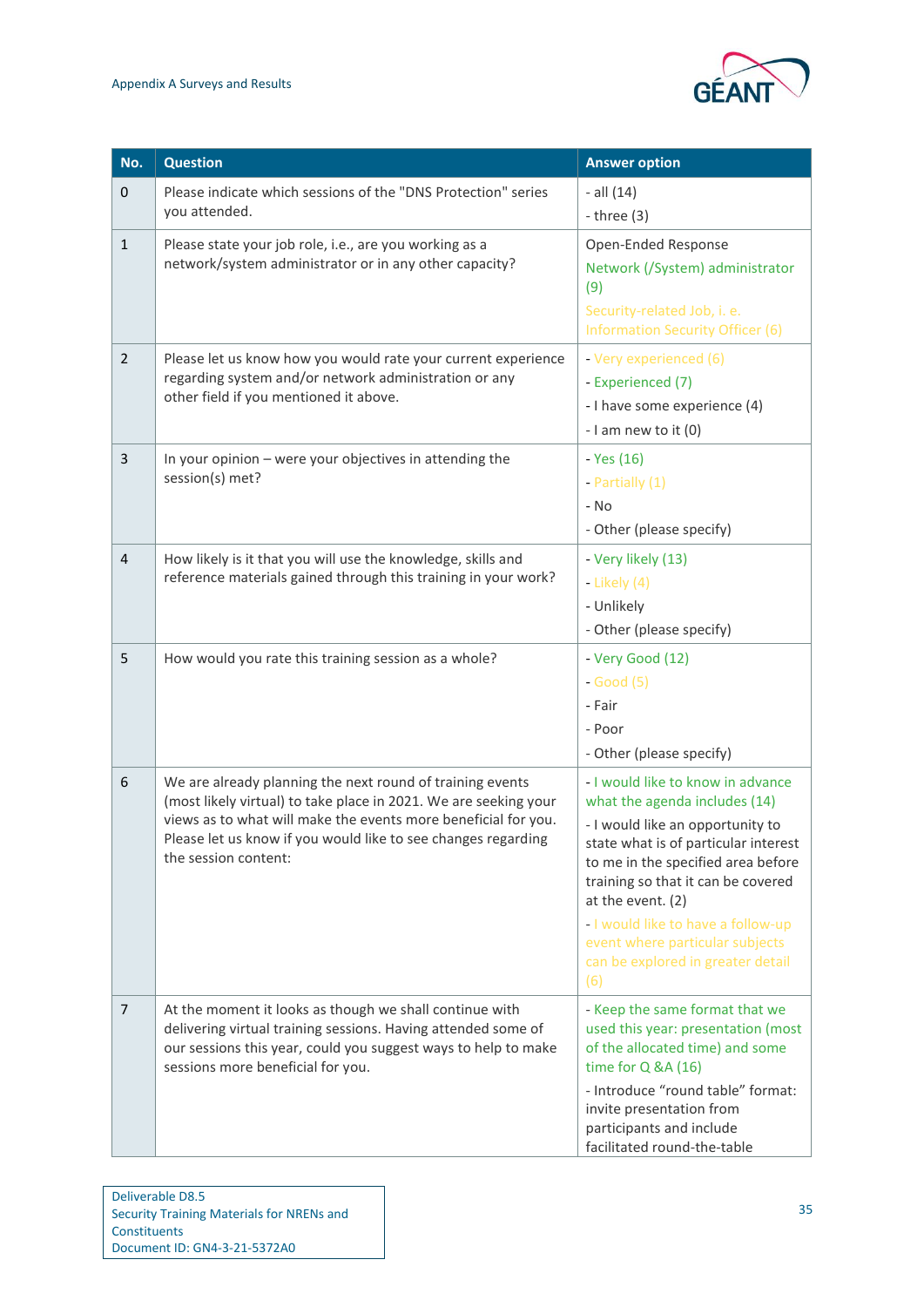| No. | Question | Answer option |
|---|---|---|
| 0 | Please indicate which sessions of the "DNS Protection" series you attended. | - all (14)<br>- three (3) |
| 1 | Please state your job role, i.e., are you working as a network/system administrator or in any other capacity? | Open-Ended Response<br>Network (/System) administrator (9)<br>Security-related Job, i. e. Information Security Officer (6) |
| 2 | Please let us know how you would rate your current experience regarding system and/or network administration or any other field if you mentioned it above. | - Very experienced (6)<br>- Experienced (7)<br>- I have some experience (4)<br>- I am new to it (0) |
| 3 | In your opinion – were your objectives in attending the session(s) met? | - Yes (16)<br>- Partially (1)<br>- No<br>- Other (please specify) |
| 4 | How likely is it that you will use the knowledge, skills and reference materials gained through this training in your work? | - Very likely (13)<br>- Likely (4)<br>- Unlikely<br>- Other (please specify) |
| 5 | How would you rate this training session as a whole? | - Very Good (12)<br>- Good (5)<br>- Fair<br>- Poor<br>- Other (please specify) |
| 6 | We are already planning the next round of training events (most likely virtual) to take place in 2021. We are seeking your views as to what will make the events more beneficial for you. Please let us know if you would like to see changes regarding the session content: | - I would like to know in advance what the agenda includes (14)<br>- I would like an opportunity to state what is of particular interest to me in the specified area before training so that it can be covered at the event. (2)<br>- I would like to have a follow-up event where particular subjects can be explored in greater detail (6) |
| 7 | At the moment it looks as though we shall continue with delivering virtual training sessions. Having attended some of our sessions this year, could you suggest ways to help to make sessions more beneficial for you. | - Keep the same format that we used this year: presentation (most of the allocated time) and some time for Q &A (16)<br>- Introduce "round table" format: invite presentation from participants and include facilitated round-the-table |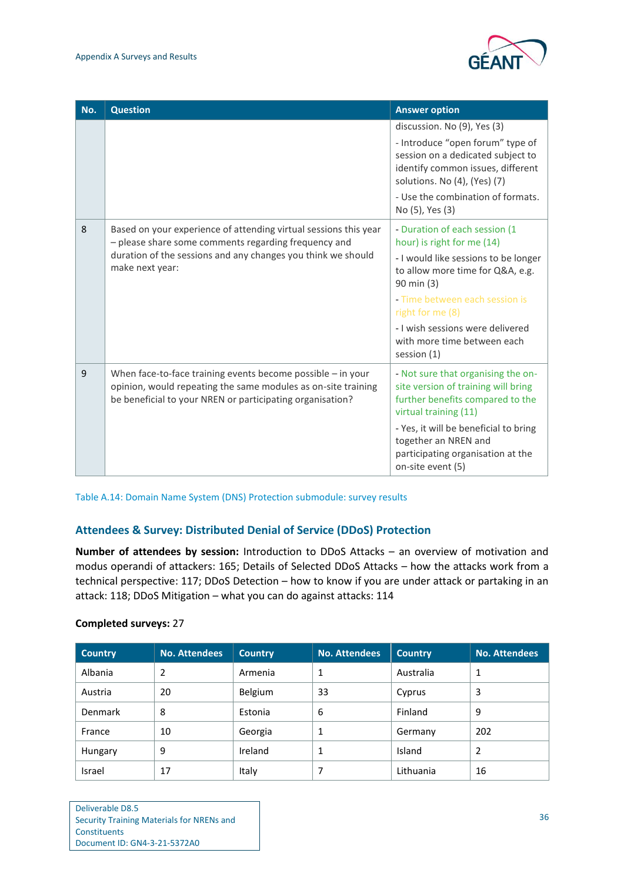| No. | Question | Answer option |
|---|---|---|
| | | discussion. No (9), Yes (3)<br>- Introduce "open forum" type of session on a dedicated subject to identify common issues, different solutions. No (4), (Yes) (7)<br>- Use the combination of formats. No (5), Yes (3) |
| 8 | Based on your experience of attending virtual sessions this year – please share some comments regarding frequency and duration of the sessions and any changes you think we should make next year: | - Duration of each session (1 hour) is right for me (14)<br>- I would like sessions to be longer to allow more time for Q&A, e.g. 90 min (3)<br>- Time between each session is right for me (8)<br>- I wish sessions were delivered with more time between each session (1) |
| 9 | When face-to-face training events become possible – in your opinion, would repeating the same modules as on-site training be beneficial to your NREN or participating organisation? | - Not sure that organising the on-site version of training will bring further benefits compared to the virtual training (11)<br>- Yes, it will be beneficial to bring together an NREN and participating organisation at the on-site event (5) |

Table A.14: Domain Name System (DNS) Protection submodule: survey results

### Attendees & Survey: Distributed Denial of Service (DDoS) Protection

**Number of attendees by session:** Introduction to DDoS Attacks – an overview of motivation and modus operandi of attackers: 165; Details of Selected DDoS Attacks – how the attacks work from a technical perspective: 117; DDoS Detection – how to know if you are under attack or partaking in an attack: 118; DDoS Mitigation – what you can do against attacks: 114

**Completed surveys:** 27

| Country | No. Attendees | Country | No. Attendees | Country | No. Attendees |
|---|---|---|---|---|---|
| Albania | 2 | Armenia | 1 | Australia | 1 |
| Austria | 20 | Belgium | 33 | Cyprus | 3 |
| Denmark | 8 | Estonia | 6 | Finland | 9 |
| France | 10 | Georgia | 1 | Germany | 202 |
| Hungary | 9 | Ireland | 1 | Island | 2 |
| Israel | 17 | Italy | 7 | Lithuania | 16 |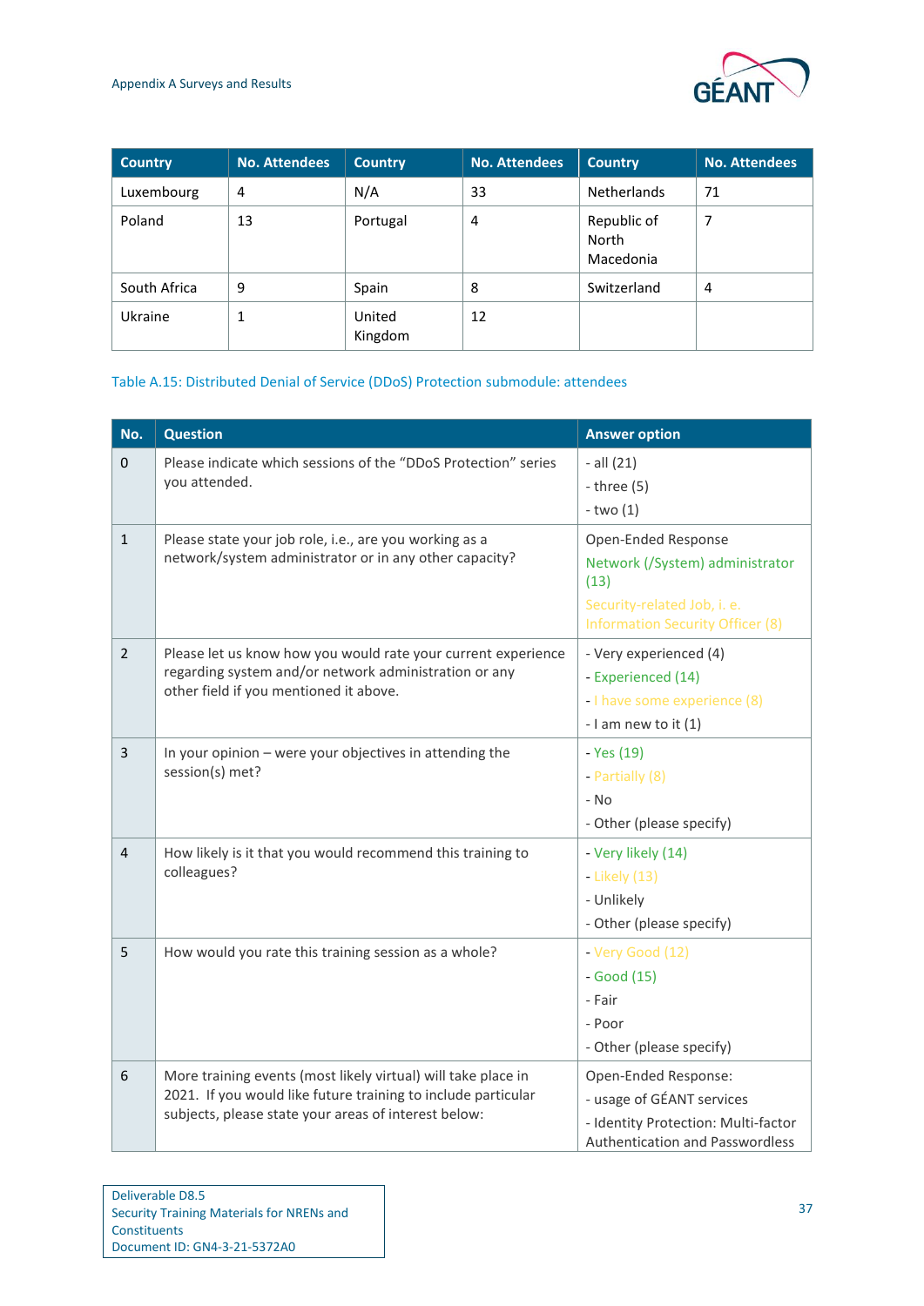| Country | No. Attendees | Country | No. Attendees | Country | No. Attendees |
|---|---|---|---|---|---|
| Luxembourg | 4 | N/A | 33 | Netherlands | 71 |
| Poland | 13 | Portugal | 4 | Republic of North Macedonia | 7 |
| South Africa | 9 | Spain | 8 | Switzerland | 4 |
| Ukraine | 1 | United Kingdom | 12 | | |

Table A.15: Distributed Denial of Service (DDoS) Protection submodule: attendees

| No. | Question | Answer option |
|---|---|---|
| 0 | Please indicate which sessions of the “DDoS Protection” series you attended. | - all (21)<br>- three (5)<br>- two (1) |
| 1 | Please state your job role, i.e., are you working as a network/system administrator or in any other capacity? | Open-Ended Response<br>Network (/System) administrator (13)<br>Security-related Job, i. e. Information Security Officer (8) |
| 2 | Please let us know how you would rate your current experience regarding system and/or network administration or any other field if you mentioned it above. | - Very experienced (4)<br>- Experienced (14)<br>- I have some experience (8)<br>- I am new to it (1) |
| 3 | In your opinion – were your objectives in attending the session(s) met? | - Yes (19)<br>- Partially (8)<br>- No<br>- Other (please specify) |
| 4 | How likely is it that you would recommend this training to colleagues? | - Very likely (14)<br>- Likely (13)<br>- Unlikely<br>- Other (please specify) |
| 5 | How would you rate this training session as a whole? | - Very Good (12)<br>- Good (15)<br>- Fair<br>- Poor<br>- Other (please specify) |
| 6 | More training events (most likely virtual) will take place in 2021. If you would like future training to include particular subjects, please state your areas of interest below: | Open-Ended Response:<br>- usage of GÉANT services<br>- Identity Protection: Multi-factor Authentication and Passwordless |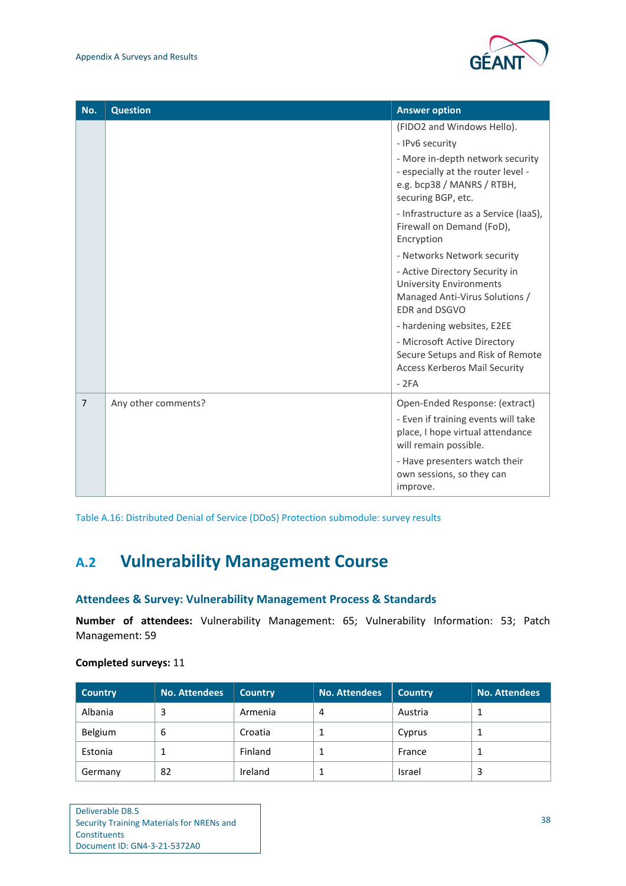| No. | Question | Answer option |
|---|---|---|
| | | (FIDO2 and Windows Hello).<br>- IPv6 security<br>- More in-depth network security - especially at the router level - e.g. bcp38 / MANRS / RTBH, securing BGP, etc.<br>- Infrastructure as a Service (IaaS), Firewall on Demand (FoD), Encryption<br>- Networks Network security<br>- Active Directory Security in University Environments Managed Anti-Virus Solutions / EDR and DSGVO<br>- hardening websites, E2EE<br>- Microsoft Active Directory Secure Setups and Risk of Remote Access Kerberos Mail Security<br>- 2FA |
| 7 | Any other comments? | Open-Ended Response: (extract)<br>- Even if training events will take place, I hope virtual attendance will remain possible.<br>- Have presenters watch their own sessions, so they can improve. |

Table A.16: Distributed Denial of Service (DDoS) Protection submodule: survey results

## A.2 Vulnerability Management Course

### Attendees & Survey: Vulnerability Management Process & Standards

**Number of attendees:** Vulnerability Management: 65; Vulnerability Information: 53; Patch Management: 59

**Completed surveys:** 11

| Country | No. Attendees | Country | No. Attendees | Country | No. Attendees |
|---|---|---|---|---|---|
| Albania | 3 | Armenia | 4 | Austria | 1 |
| Belgium | 6 | Croatia | 1 | Cyprus | 1 |
| Estonia | 1 | Finland | 1 | France | 1 |
| Germany | 82 | Ireland | 1 | Israel | 3 |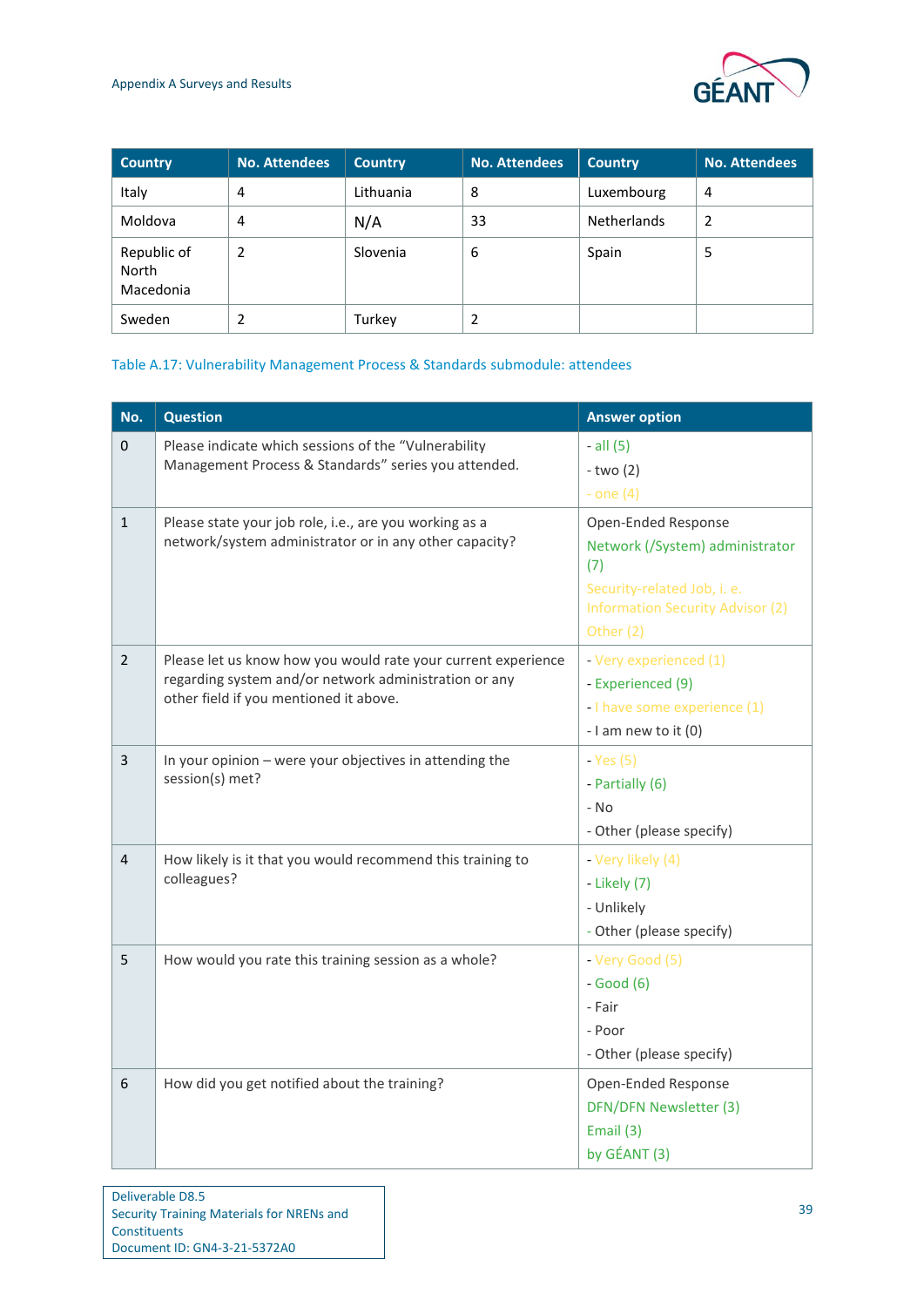| Country | No. Attendees | Country | No. Attendees | Country | No. Attendees |
| --- | --- | --- | --- | --- | --- |
| Italy | 4 | Lithuania | 8 | Luxembourg | 4 |
| Moldova | 4 | N/A | 33 | Netherlands | 2 |
| Republic of North Macedonia | 2 | Slovenia | 6 | Spain | 5 |
| Sweden | 2 | Turkey | 2 | | |

Table A.17: Vulnerability Management Process & Standards submodule: attendees

| No. | Question | Answer option |
| --- | --- | --- |
| 0 | Please indicate which sessions of the "Vulnerability Management Process & Standards" series you attended. | - all (5)<br>- two (2)<br>- one (4) |
| 1 | Please state your job role, i.e., are you working as a network/system administrator or in any other capacity? | Open-Ended Response<br>Network (/System) administrator (7)<br>Security-related Job, i. e. Information Security Advisor (2)<br>Other (2) |
| 2 | Please let us know how you would rate your current experience regarding system and/or network administration or any other field if you mentioned it above. | - Very experienced (1)<br>- Experienced (9)<br>- I have some experience (1)<br>- I am new to it (0) |
| 3 | In your opinion – were your objectives in attending the session(s) met? | - Yes (5)<br>- Partially (6)<br>- No<br>- Other (please specify) |
| 4 | How likely is it that you would recommend this training to colleagues? | - Very likely (4)<br>- Likely (7)<br>- Unlikely<br>- Other (please specify) |
| 5 | How would you rate this training session as a whole? | - Very Good (5)<br>- Good (6)<br>- Fair<br>- Poor<br>- Other (please specify) |
| 6 | How did you get notified about the training? | Open-Ended Response<br>DFN/DFN Newsletter (3)<br>Email (3)<br>by GÉANT (3) |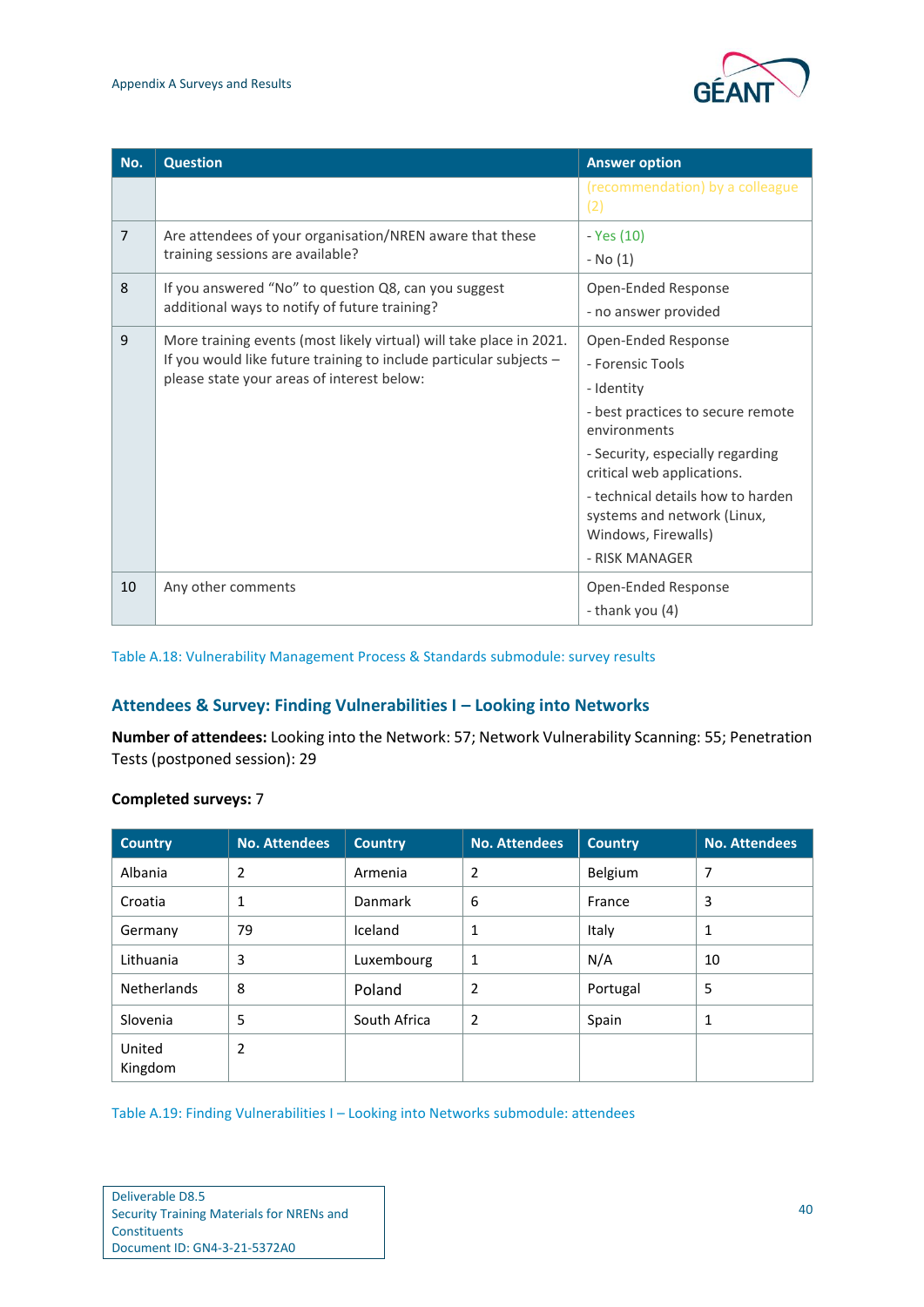| No. | Question | Answer option |
|---|---|---|
| | | (recommendation) by a colleague (2) |
| 7 | Are attendees of your organisation/NREN aware that these training sessions are available? | - Yes (10)<br>- No (1) |
| 8 | If you answered "No" to question Q8, can you suggest additional ways to notify of future training? | Open-Ended Response<br>- no answer provided |
| 9 | More training events (most likely virtual) will take place in 2021. If you would like future training to include particular subjects – please state your areas of interest below: | Open-Ended Response<br>- Forensic Tools<br>- Identity<br>- best practices to secure remote environments<br>- Security, especially regarding critical web applications.<br>- technical details how to harden systems and network (Linux, Windows, Firewalls)<br>- RISK MANAGER |
| 10 | Any other comments | Open-Ended Response<br>- thank you (4) |

Table A.18: Vulnerability Management Process & Standards submodule: survey results

## Attendees & Survey: Finding Vulnerabilities I – Looking into Networks

**Number of attendees:** Looking into the Network: 57; Network Vulnerability Scanning: 55; Penetration Tests (postponed session): 29

**Completed surveys:** 7

| Country | No. Attendees | Country | No. Attendees | Country | No. Attendees |
|---|---|---|---|---|---|
| Albania | 2 | Armenia | 2 | Belgium | 7 |
| Croatia | 1 | Danmark | 6 | France | 3 |
| Germany | 79 | Iceland | 1 | Italy | 1 |
| Lithuania | 3 | Luxembourg | 1 | N/A | 10 |
| Netherlands | 8 | Poland | 2 | Portugal | 5 |
| Slovenia | 5 | South Africa | 2 | Spain | 1 |
| United Kingdom | 2 | | | | |

Table A.19: Finding Vulnerabilities I – Looking into Networks submodule: attendees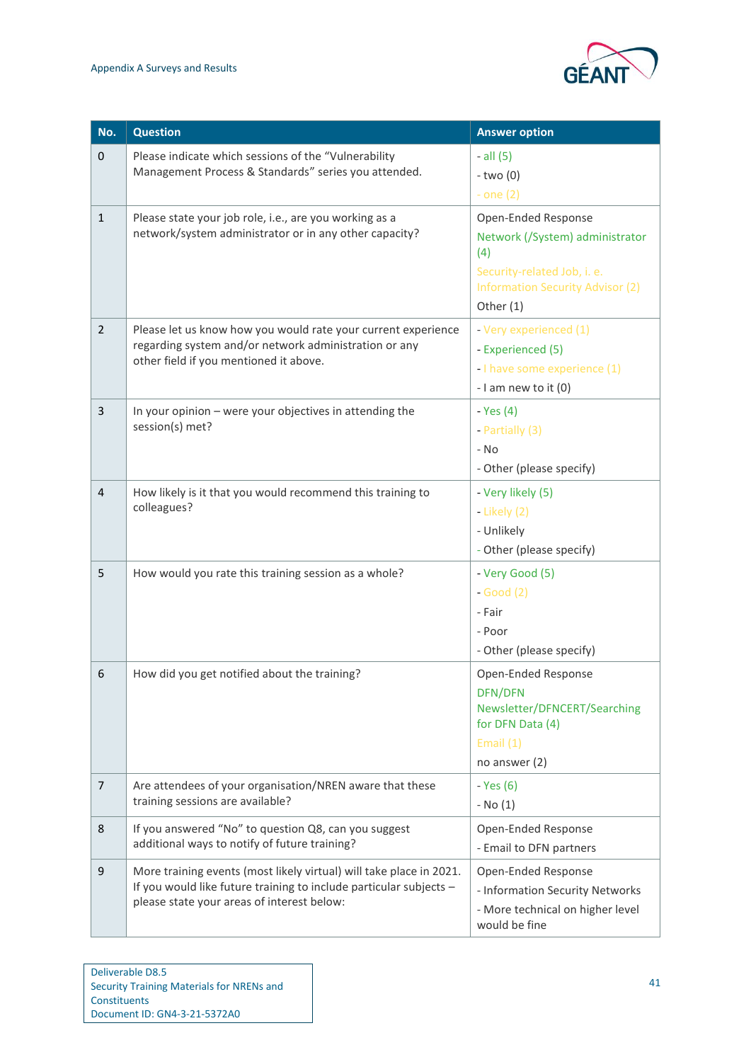| No. | Question | Answer option |
| --- | --- | --- |
| 0 | Please indicate which sessions of the "Vulnerability Management Process & Standards" series you attended. | - all (5)<br>- two (0)<br>- one (2) |
| 1 | Please state your job role, i.e., are you working as a network/system administrator or in any other capacity? | Open-Ended Response<br>Network (/System) administrator (4)<br>Security-related Job, i. e. Information Security Advisor (2)<br>Other (1) |
| 2 | Please let us know how you would rate your current experience regarding system and/or network administration or any other field if you mentioned it above. | - Very experienced (1)<br>- Experienced (5)<br>- I have some experience (1)<br>- I am new to it (0) |
| 3 | In your opinion – were your objectives in attending the session(s) met? | - Yes (4)<br>- Partially (3)<br>- No<br>- Other (please specify) |
| 4 | How likely is it that you would recommend this training to colleagues? | - Very likely (5)<br>- Likely (2)<br>- Unlikely<br>- Other (please specify) |
| 5 | How would you rate this training session as a whole? | - Very Good (5)<br>- Good (2)<br>- Fair<br>- Poor<br>- Other (please specify) |
| 6 | How did you get notified about the training? | Open-Ended Response<br>DFN/DFN Newsletter/DFNCERT/Searching for DFN Data (4)<br>Email (1)<br>no answer (2) |
| 7 | Are attendees of your organisation/NREN aware that these training sessions are available? | - Yes (6)<br>- No (1) |
| 8 | If you answered "No" to question Q8, can you suggest additional ways to notify of future training? | Open-Ended Response<br>- Email to DFN partners |
| 9 | More training events (most likely virtual) will take place in 2021. If you would like future training to include particular subjects – please state your areas of interest below: | Open-Ended Response<br>- Information Security Networks<br>- More technical on higher level would be fine |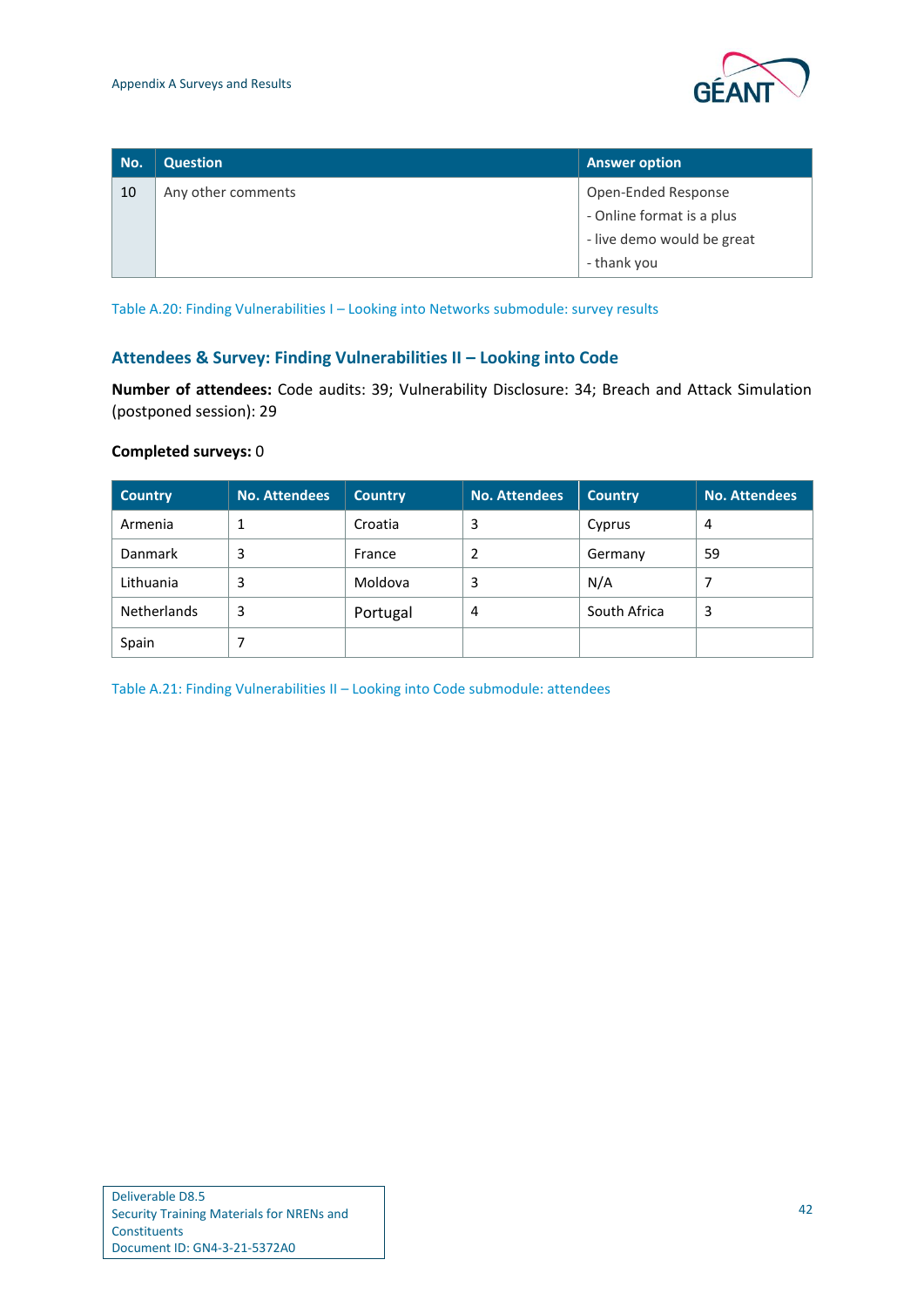| No. | Question | Answer option |
|---|---|---|
| 10 | Any other comments | Open-Ended Response<br>- Online format is a plus<br>- live demo would be great<br>- thank you |

Table A.20: Finding Vulnerabilities I – Looking into Networks submodule: survey results

### Attendees & Survey: Finding Vulnerabilities II – Looking into Code

**Number of attendees:** Code audits: 39; Vulnerability Disclosure: 34; Breach and Attack Simulation (postponed session): 29

**Completed surveys:** 0

| Country | No. Attendees | Country | No. Attendees | Country | No. Attendees |
|---|---|---|---|---|---|
| Armenia | 1 | Croatia | 3 | Cyprus | 4 |
| Danmark | 3 | France | 2 | Germany | 59 |
| Lithuania | 3 | Moldova | 3 | N/A | 7 |
| Netherlands | 3 | Portugal | 4 | South Africa | 3 |
| Spain | 7 | | | | |

Table A.21: Finding Vulnerabilities II – Looking into Code submodule: attendees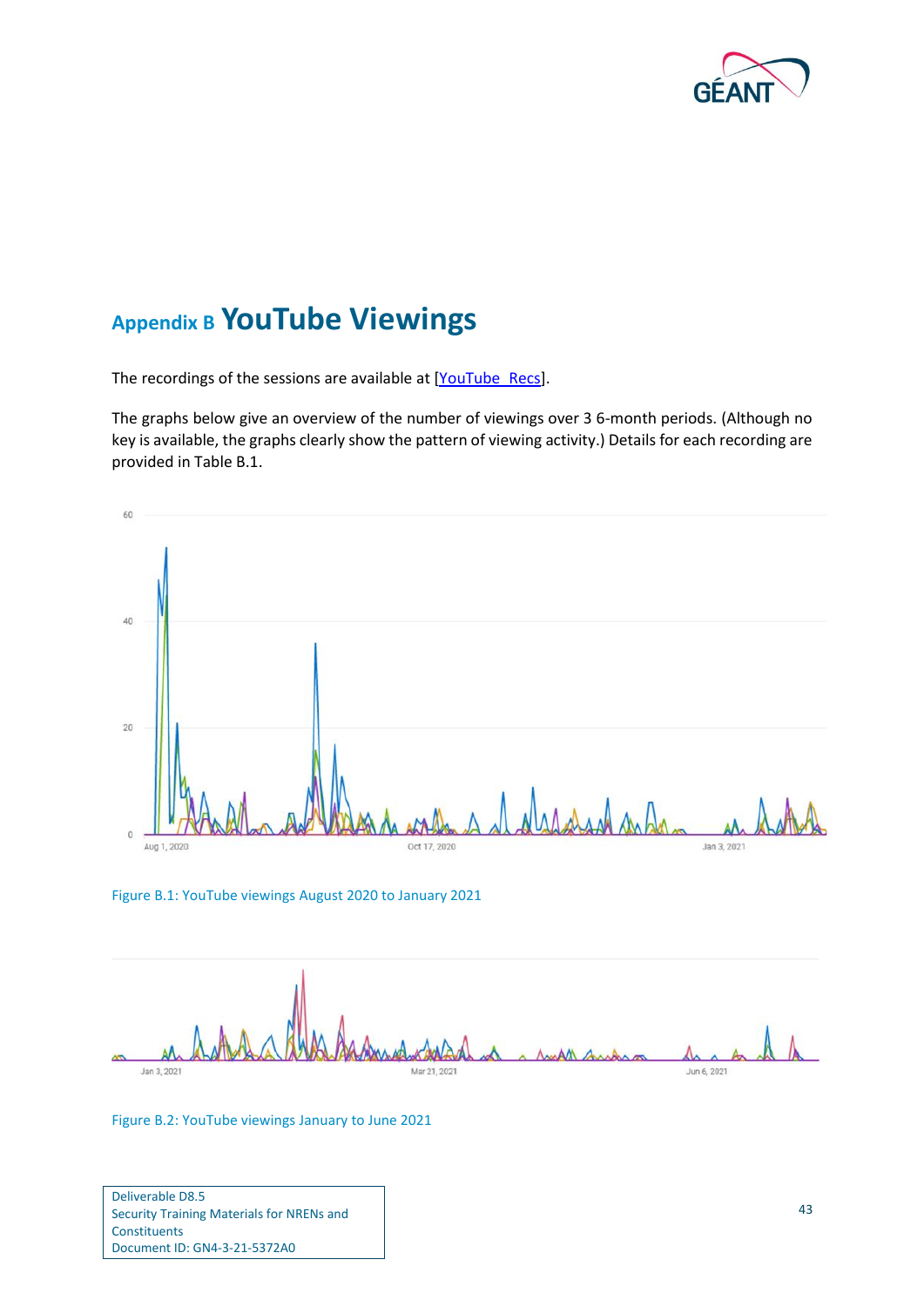# Appendix B YouTube Viewings

The recordings of the sessions are available at [YouTube_Recs].

The graphs below give an overview of the number of viewings over 3 6-month periods. (Although no key is available, the graphs clearly show the pattern of viewing activity.) Details for each recording are provided in Table B.1.

Figure B.1: YouTube viewings August 2020 to January 2021

Figure B.2: YouTube viewings January to June 2021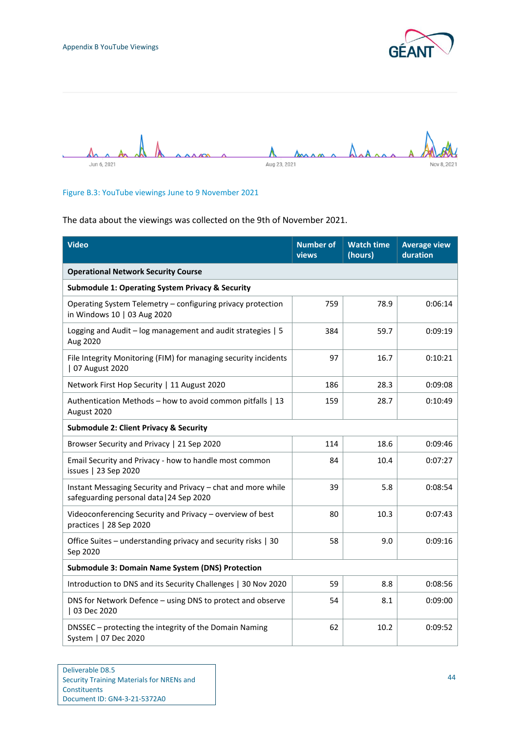Figure B.3: YouTube viewings June to 9 November 2021

The data about the viewings was collected on the 9th of November 2021.

| Video | Number of views | Watch time (hours) | Average view duration |
|---|---|---|---|
| **Operational Network Security Course** | | | |
| **Submodule 1: Operating System Privacy & Security** | | | |
| Operating System Telemetry – configuring privacy protection in Windows 10 \| 03 Aug 2020 | 759 | 78.9 | 0:06:14 |
| Logging and Audit – log management and audit strategies \| 5 Aug 2020 | 384 | 59.7 | 0:09:19 |
| File Integrity Monitoring (FIM) for managing security incidents \| 07 August 2020 | 97 | 16.7 | 0:10:21 |
| Network First Hop Security \| 11 August 2020 | 186 | 28.3 | 0:09:08 |
| Authentication Methods – how to avoid common pitfalls \| 13 August 2020 | 159 | 28.7 | 0:10:49 |
| **Submodule 2: Client Privacy & Security** | | | |
| Browser Security and Privacy \| 21 Sep 2020 | 114 | 18.6 | 0:09:46 |
| Email Security and Privacy - how to handle most common issues \| 23 Sep 2020 | 84 | 10.4 | 0:07:27 |
| Instant Messaging Security and Privacy – chat and more while safeguarding personal data\|24 Sep 2020 | 39 | 5.8 | 0:08:54 |
| Videoconferencing Security and Privacy – overview of best practices \| 28 Sep 2020 | 80 | 10.3 | 0:07:43 |
| Office Suites – understanding privacy and security risks \| 30 Sep 2020 | 58 | 9.0 | 0:09:16 |
| **Submodule 3: Domain Name System (DNS) Protection** | | | |
| Introduction to DNS and its Security Challenges \| 30 Nov 2020 | 59 | 8.8 | 0:08:56 |
| DNS for Network Defence – using DNS to protect and observe \| 03 Dec 2020 | 54 | 8.1 | 0:09:00 |
| DNSSEC – protecting the integrity of the Domain Naming System \| 07 Dec 2020 | 62 | 10.2 | 0:09:52 |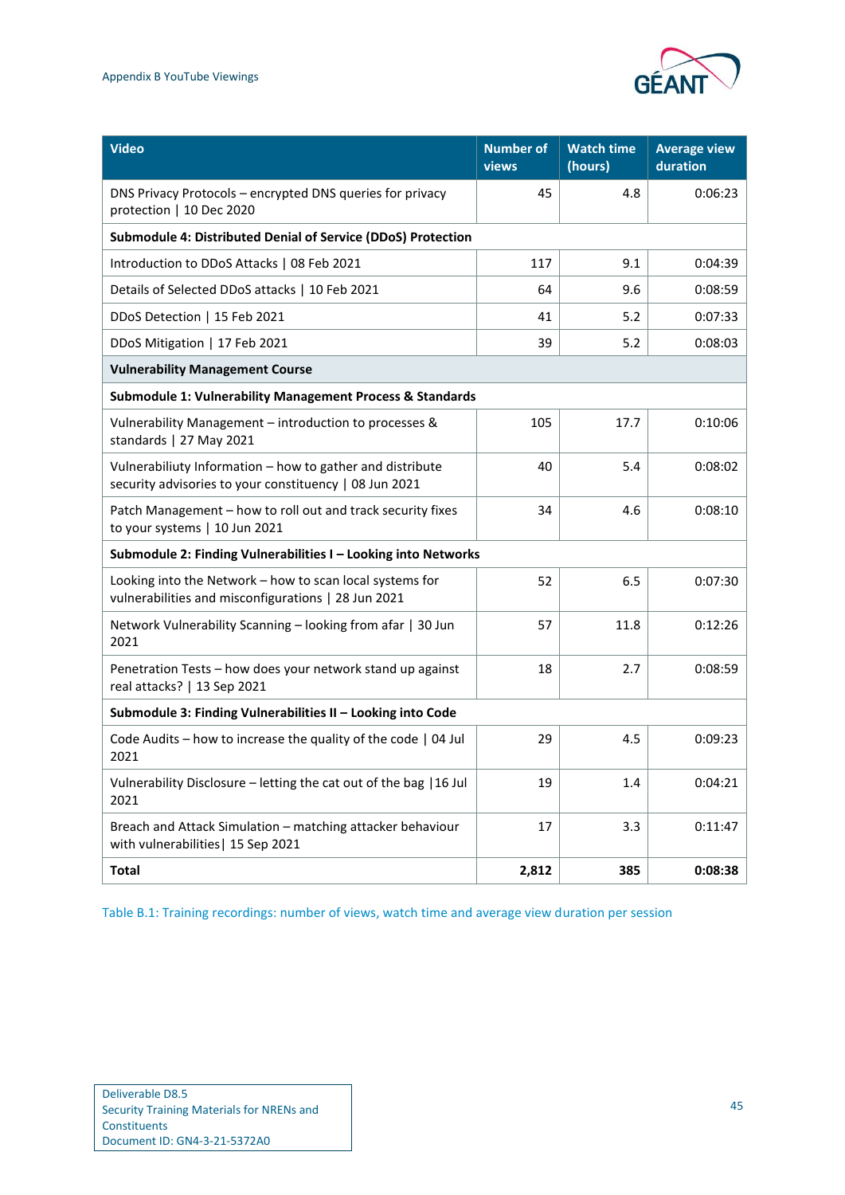| Video | Number of views | Watch time (hours) | Average view duration |
|---|---|---|---|
| DNS Privacy Protocols – encrypted DNS queries for privacy protection \| 10 Dec 2020 | 45 | 4.8 | 0:06:23 |
| **Submodule 4: Distributed Denial of Service (DDoS) Protection** | | | |
| Introduction to DDoS Attacks \| 08 Feb 2021 | 117 | 9.1 | 0:04:39 |
| Details of Selected DDoS attacks \| 10 Feb 2021 | 64 | 9.6 | 0:08:59 |
| DDoS Detection \| 15 Feb 2021 | 41 | 5.2 | 0:07:33 |
| DDoS Mitigation \| 17 Feb 2021 | 39 | 5.2 | 0:08:03 |
| **Vulnerability Management Course** | | | |
| **Submodule 1: Vulnerability Management Process & Standards** | | | |
| Vulnerability Management – introduction to processes & standards \| 27 May 2021 | 105 | 17.7 | 0:10:06 |
| Vulnerabiliuty Information – how to gather and distribute security advisories to your constituency \| 08 Jun 2021 | 40 | 5.4 | 0:08:02 |
| Patch Management – how to roll out and track security fixes to your systems \| 10 Jun 2021 | 34 | 4.6 | 0:08:10 |
| **Submodule 2: Finding Vulnerabilities I – Looking into Networks** | | | |
| Looking into the Network – how to scan local systems for vulnerabilities and misconfigurations \| 28 Jun 2021 | 52 | 6.5 | 0:07:30 |
| Network Vulnerability Scanning – looking from afar \| 30 Jun 2021 | 57 | 11.8 | 0:12:26 |
| Penetration Tests – how does your network stand up against real attacks? \| 13 Sep 2021 | 18 | 2.7 | 0:08:59 |
| **Submodule 3: Finding Vulnerabilities II – Looking into Code** | | | |
| Code Audits – how to increase the quality of the code \| 04 Jul 2021 | 29 | 4.5 | 0:09:23 |
| Vulnerability Disclosure – letting the cat out of the bag \|16 Jul 2021 | 19 | 1.4 | 0:04:21 |
| Breach and Attack Simulation – matching attacker behaviour with vulnerabilities\| 15 Sep 2021 | 17 | 3.3 | 0:11:47 |
| **Total** | **2,812** | **385** | **0:08:38** |

Table B.1: Training recordings: number of views, watch time and average view duration per session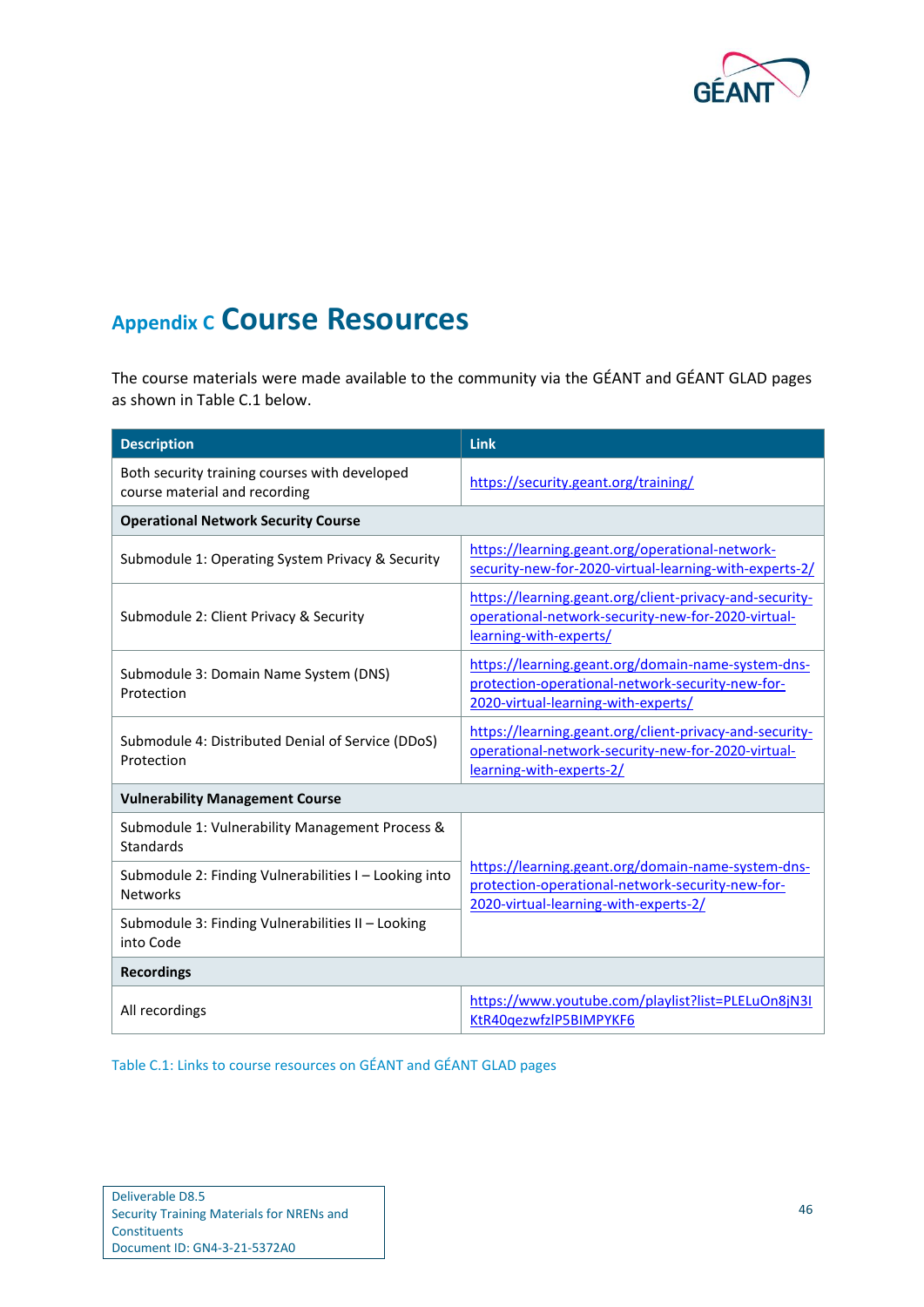# Appendix C Course Resources

The course materials were made available to the community via the GÉANT and GÉANT GLAD pages as shown in Table C.1 below.

| Description | Link |
|---|---|
| Both security training courses with developed course material and recording | https://security.geant.org/training/ |
| **Operational Network Security Course** | |
| Submodule 1: Operating System Privacy & Security | https://learning.geant.org/operational-network-security-new-for-2020-virtual-learning-with-experts-2/ |
| Submodule 2: Client Privacy & Security | https://learning.geant.org/client-privacy-and-security-operational-network-security-new-for-2020-virtual-learning-with-experts/ |
| Submodule 3: Domain Name System (DNS) Protection | https://learning.geant.org/domain-name-system-dns-protection-operational-network-security-new-for-2020-virtual-learning-with-experts/ |
| Submodule 4: Distributed Denial of Service (DDoS) Protection | https://learning.geant.org/client-privacy-and-security-operational-network-security-new-for-2020-virtual-learning-with-experts-2/ |
| **Vulnerability Management Course** | |
| Submodule 1: Vulnerability Management Process & Standards | https://learning.geant.org/domain-name-system-dns-protection-operational-network-security-new-for-2020-virtual-learning-with-experts-2/ |
| Submodule 2: Finding Vulnerabilities I – Looking into Networks | |
| Submodule 3: Finding Vulnerabilities II – Looking into Code | |
| **Recordings** | |
| All recordings | https://www.youtube.com/playlist?list=PLELuOn8jN3IKtR40qezwfzlP5BIMPYKF6 |

Table C.1: Links to course resources on GÉANT and GÉANT GLAD pages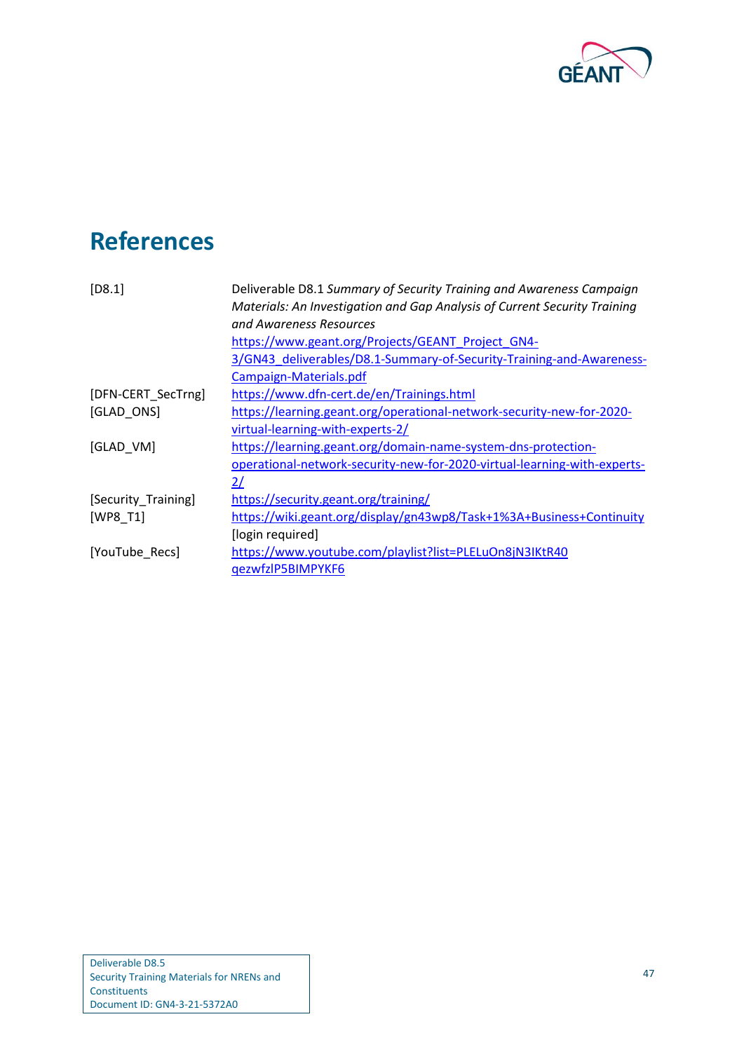# References

| | |
|---|---|
| [D8.1] | Deliverable D8.1 *Summary of Security Training and Awareness Campaign Materials: An Investigation and Gap Analysis of Current Security Training and Awareness Resources* https://www.geant.org/Projects/GEANT_Project_GN4-3/GN43_deliverables/D8.1-Summary-of-Security-Training-and-Awareness-Campaign-Materials.pdf |
| [DFN-CERT_SecTrng] | https://www.dfn-cert.de/en/Trainings.html |
| [GLAD_ONS] | https://learning.geant.org/operational-network-security-new-for-2020-virtual-learning-with-experts-2/ |
| [GLAD_VM] | https://learning.geant.org/domain-name-system-dns-protection-operational-network-security-new-for-2020-virtual-learning-with-experts-2/ |
| [Security_Training] | https://security.geant.org/training/ |
| [WP8_T1] | https://wiki.geant.org/display/gn43wp8/Task+1%3A+Business+Continuity [login required] |
| [YouTube_Recs] | https://www.youtube.com/playlist?list=PLELuOn8jN3IKtR40qezwfzlP5BIMPYKF6 |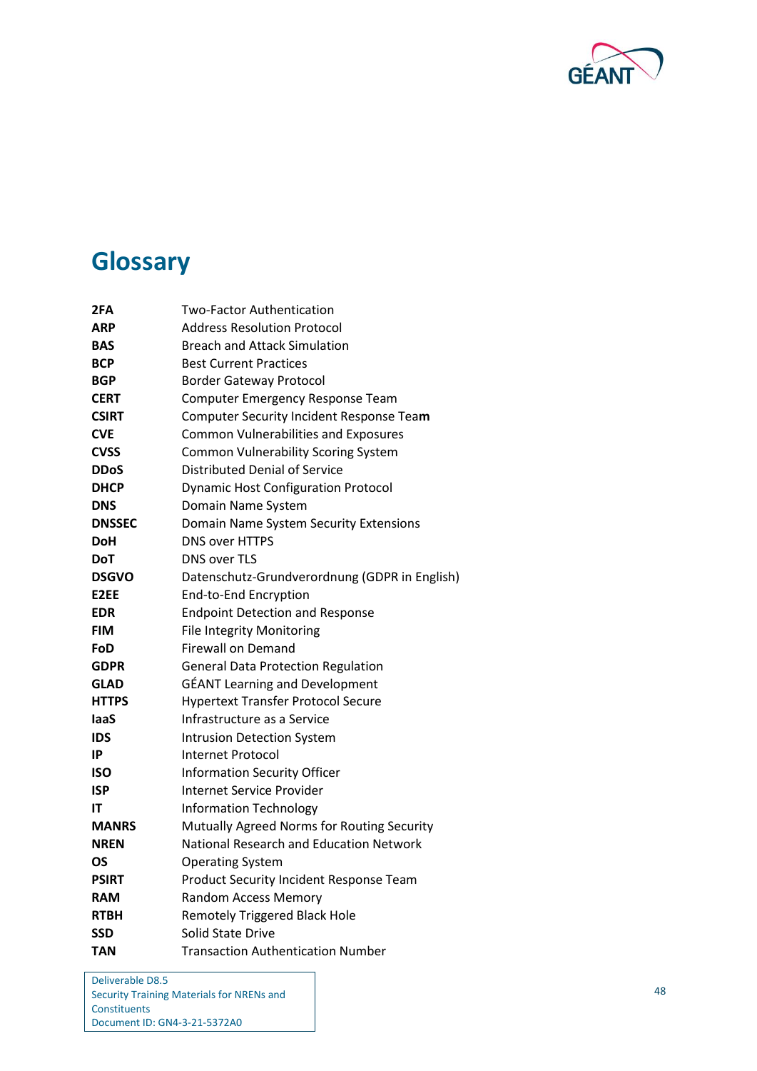# Glossary

| | |
|---|---|
| **2FA** | Two-Factor Authentication |
| **ARP** | Address Resolution Protocol |
| **BAS** | Breach and Attack Simulation |
| **BCP** | Best Current Practices |
| **BGP** | Border Gateway Protocol |
| **CERT** | Computer Emergency Response Team |
| **CSIRT** | Computer Security Incident Response Team |
| **CVE** | Common Vulnerabilities and Exposures |
| **CVSS** | Common Vulnerability Scoring System |
| **DDoS** | Distributed Denial of Service |
| **DHCP** | Dynamic Host Configuration Protocol |
| **DNS** | Domain Name System |
| **DNSSEC** | Domain Name System Security Extensions |
| **DoH** | DNS over HTTPS |
| **DoT** | DNS over TLS |
| **DSGVO** | Datenschutz-Grundverordnung (GDPR in English) |
| **E2EE** | End-to-End Encryption |
| **EDR** | Endpoint Detection and Response |
| **FIM** | File Integrity Monitoring |
| **FoD** | Firewall on Demand |
| **GDPR** | General Data Protection Regulation |
| **GLAD** | GÉANT Learning and Development |
| **HTTPS** | Hypertext Transfer Protocol Secure |
| **IaaS** | Infrastructure as a Service |
| **IDS** | Intrusion Detection System |
| **IP** | Internet Protocol |
| **ISO** | Information Security Officer |
| **ISP** | Internet Service Provider |
| **IT** | Information Technology |
| **MANRS** | Mutually Agreed Norms for Routing Security |
| **NREN** | National Research and Education Network |
| **OS** | Operating System |
| **PSIRT** | Product Security Incident Response Team |
| **RAM** | Random Access Memory |
| **RTBH** | Remotely Triggered Black Hole |
| **SSD** | Solid State Drive |
| **TAN** | Transaction Authentication Number |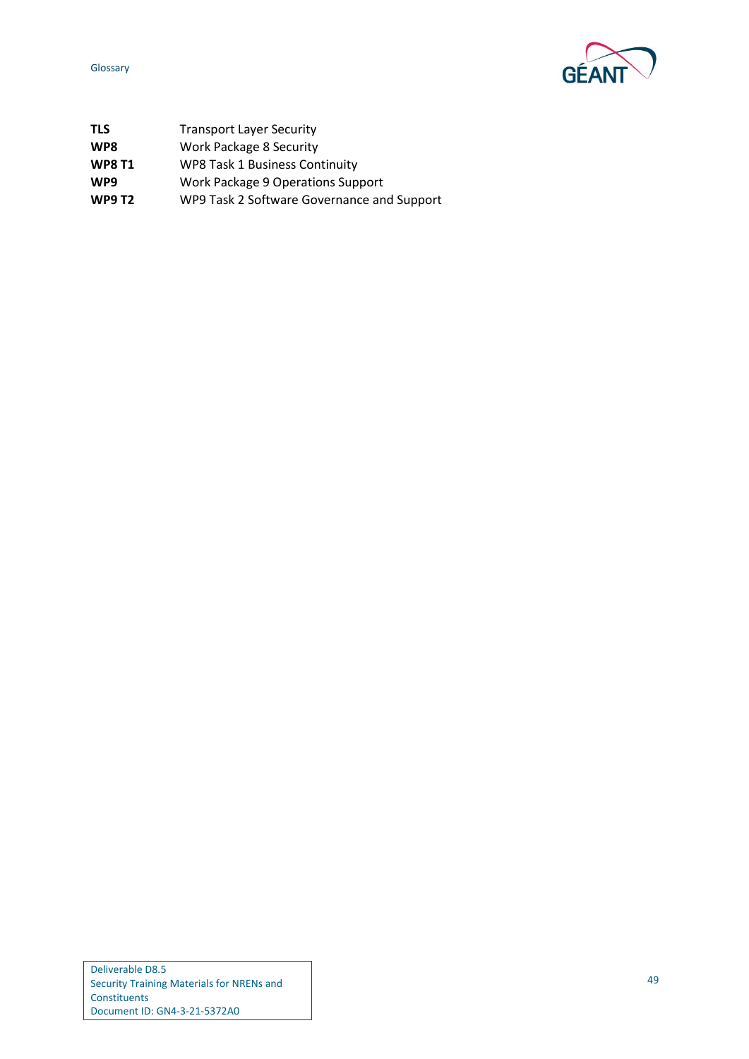| | |
|---|---|
| **TLS** | Transport Layer Security |
| **WP8** | Work Package 8 Security |
| **WP8 T1** | WP8 Task 1 Business Continuity |
| **WP9** | Work Package 9 Operations Support |
| **WP9 T2** | WP9 Task 2 Software Governance and Support |